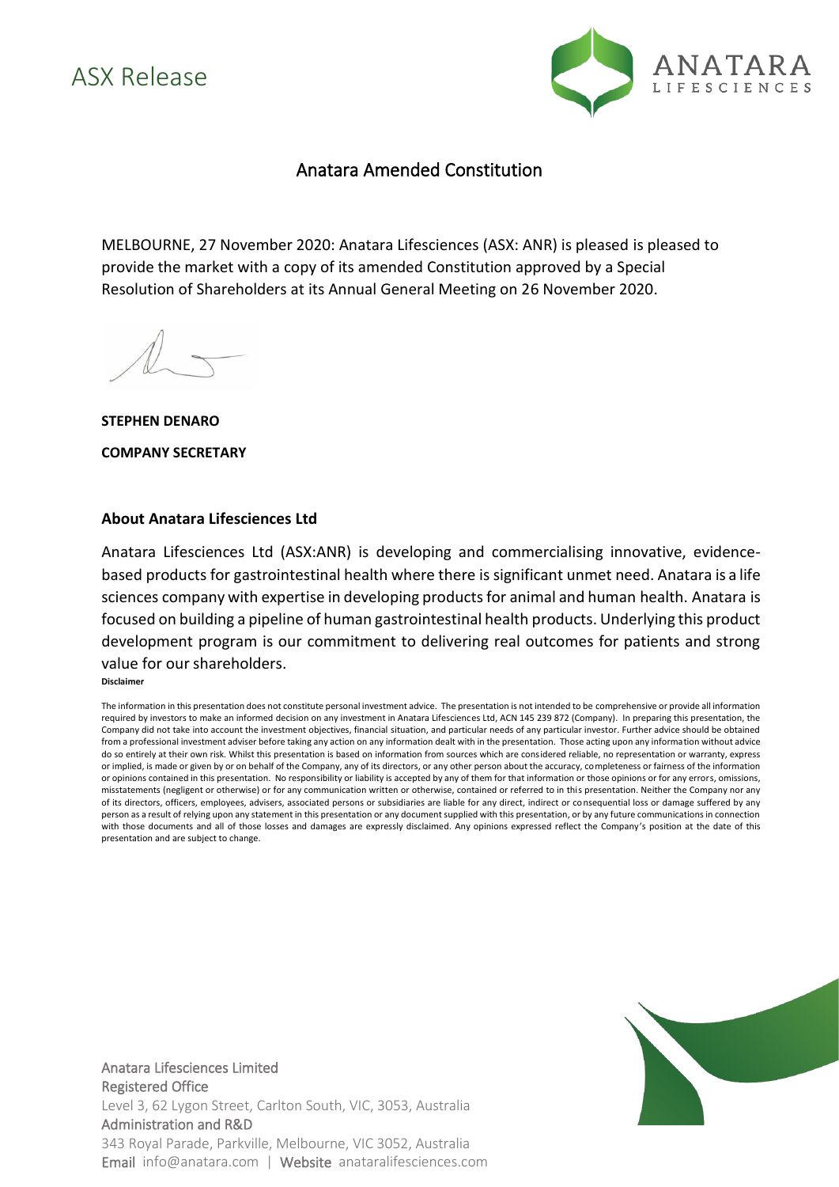# ASX Release

## Anatara Amended Constitution

MELBOURNE, 27 November 2020: Anatara Lifesciences (ASX: ANR) is pleased is pleased to provide the market with a copy of its amended Constitution approved by a Special Resolution of Shareholders at its Annual General Meeting on 26 November 2020.

**STEPHEN DENARO**

**COMPANY SECRETARY**

### About Anatara Lifesciences Ltd

Anatara Lifesciences Ltd (ASX:ANR) is developing and commercialising innovative, evidence-based products for gastrointestinal health where there is significant unmet need. Anatara is a life sciences company with expertise in developing products for animal and human health. Anatara is focused on building a pipeline of human gastrointestinal health products. Underlying this product development program is our commitment to delivering real outcomes for patients and strong value for our shareholders.

**Disclaimer**

The information in this presentation does not constitute personal investment advice. The presentation is not intended to be comprehensive or provide all information required by investors to make an informed decision on any investment in Anatara Lifesciences Ltd, ACN 145 239 872 (Company). In preparing this presentation, the Company did not take into account the investment objectives, financial situation, and particular needs of any particular investor. Further advice should be obtained from a professional investment adviser before taking any action on any information dealt with in the presentation. Those acting upon any information without advice do so entirely at their own risk. Whilst this presentation is based on information from sources which are considered reliable, no representation or warranty, express or implied, is made or given by or on behalf of the Company, any of its directors, or any other person about the accuracy, completeness or fairness of the information or opinions contained in this presentation. No responsibility or liability is accepted by any of them for that information or those opinions or for any errors, omissions, misstatements (negligent or otherwise) or for any communication written or otherwise, contained or referred to in this presentation. Neither the Company nor any of its directors, officers, employees, advisers, associated persons or subsidiaries are liable for any direct, indirect or consequential loss or damage suffered by any person as a result of relying upon any statement in this presentation or any document supplied with this presentation, or by any future communications in connection with those documents and all of those losses and damages are expressly disclaimed. Any opinions expressed reflect the Company's position at the date of this presentation and are subject to change.

Anatara Lifesciences Limited
Registered Office
Level 3, 62 Lygon Street, Carlton South, VIC, 3053, Australia
Administration and R&D
343 Royal Parade, Parkville, Melbourne, VIC 3052, Australia
Email info@anatara.com | Website anataralifesciences.com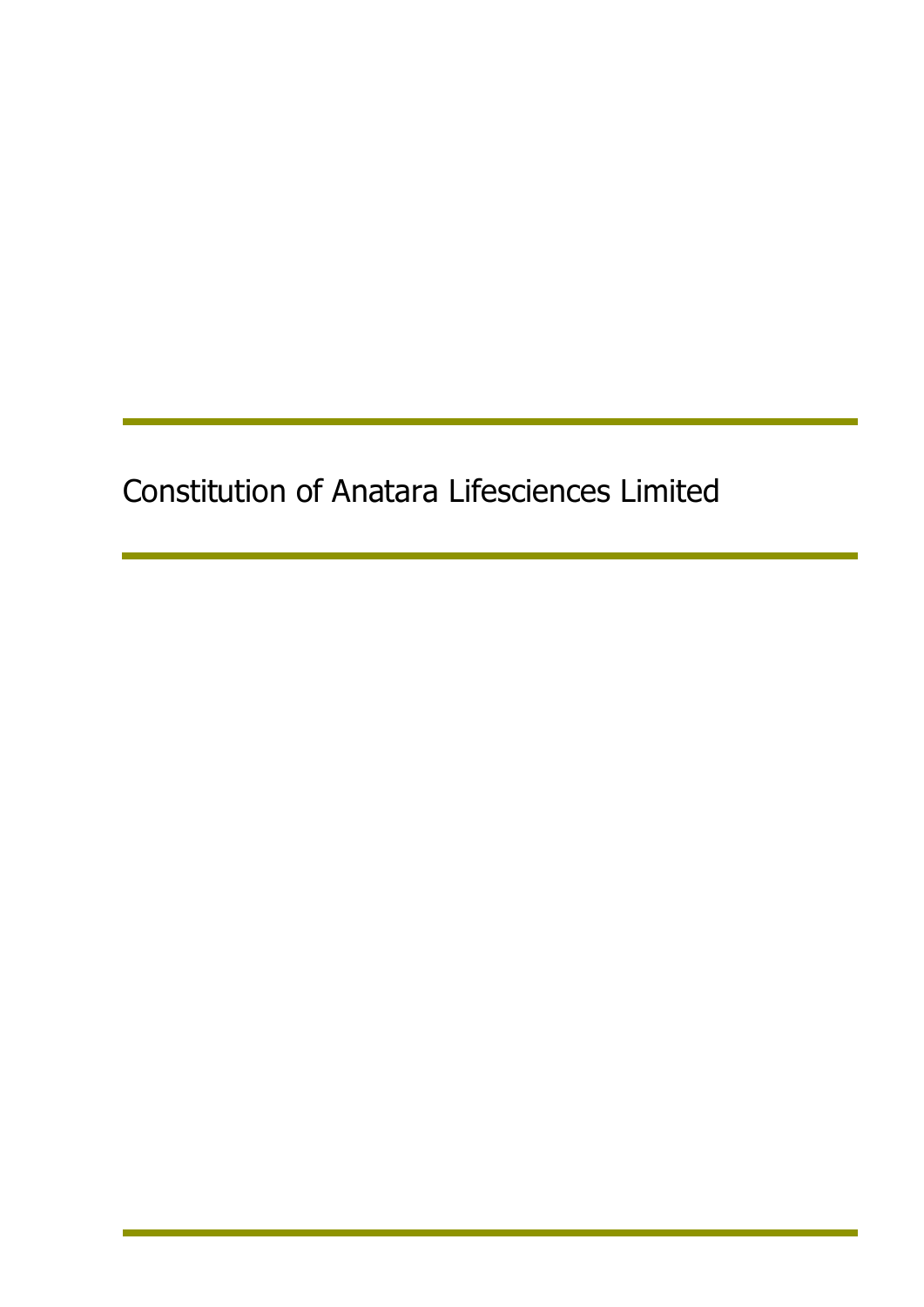# Constitution of Anatara Lifesciences Limited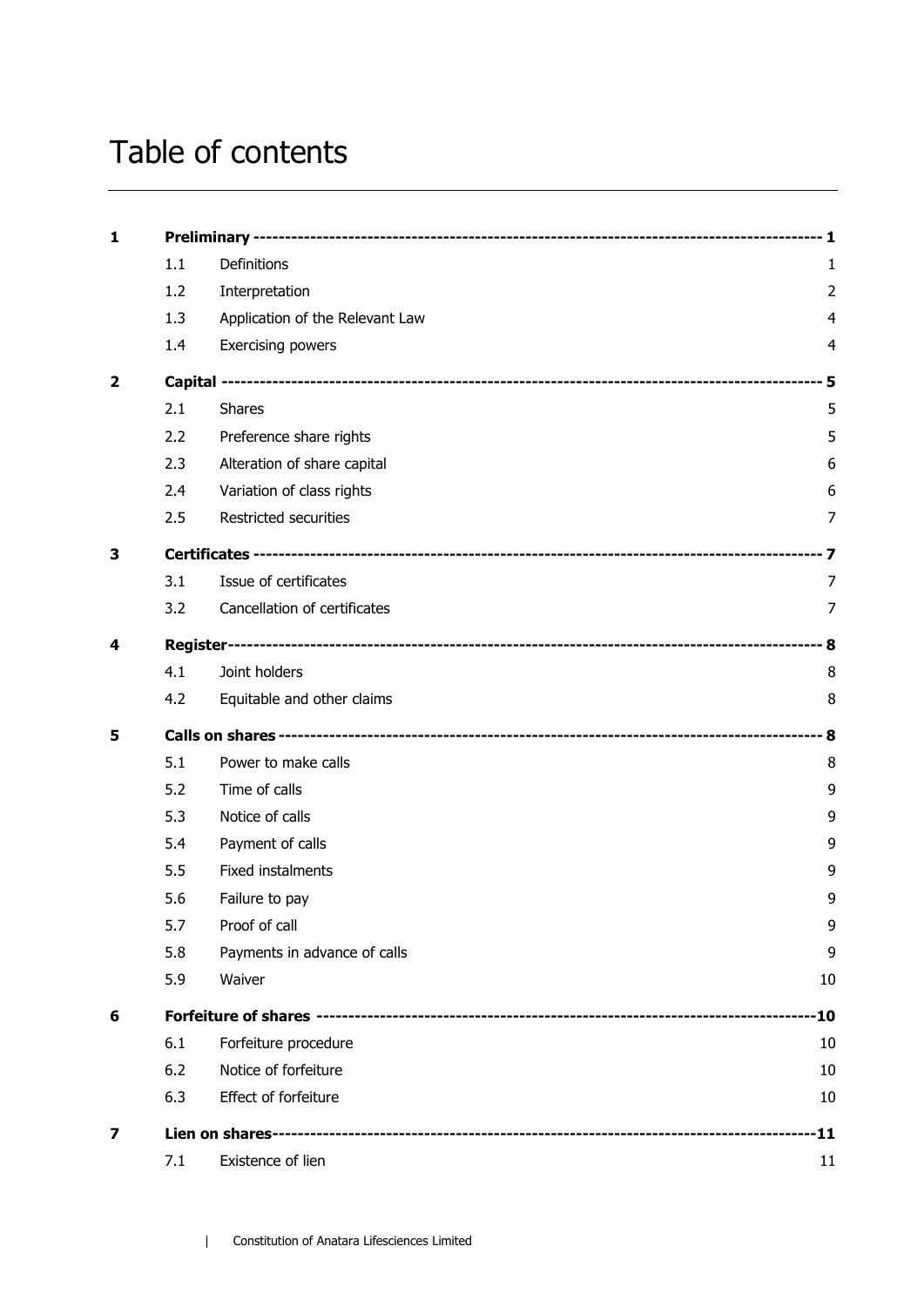# Table of contents

| | | | |
|---|---|---|---|
| **1** | **Preliminary** | | **1** |
| | 1.1 | Definitions | 1 |
| | 1.2 | Interpretation | 2 |
| | 1.3 | Application of the Relevant Law | 4 |
| | 1.4 | Exercising powers | 4 |
| **2** | **Capital** | | **5** |
| | 2.1 | Shares | 5 |
| | 2.2 | Preference share rights | 5 |
| | 2.3 | Alteration of share capital | 6 |
| | 2.4 | Variation of class rights | 6 |
| | 2.5 | Restricted securities | 7 |
| **3** | **Certificates** | | **7** |
| | 3.1 | Issue of certificates | 7 |
| | 3.2 | Cancellation of certificates | 7 |
| **4** | **Register** | | **8** |
| | 4.1 | Joint holders | 8 |
| | 4.2 | Equitable and other claims | 8 |
| **5** | **Calls on shares** | | **8** |
| | 5.1 | Power to make calls | 8 |
| | 5.2 | Time of calls | 9 |
| | 5.3 | Notice of calls | 9 |
| | 5.4 | Payment of calls | 9 |
| | 5.5 | Fixed instalments | 9 |
| | 5.6 | Failure to pay | 9 |
| | 5.7 | Proof of call | 9 |
| | 5.8 | Payments in advance of calls | 9 |
| | 5.9 | Waiver | 10 |
| **6** | **Forfeiture of shares** | | **10** |
| | 6.1 | Forfeiture procedure | 10 |
| | 6.2 | Notice of forfeiture | 10 |
| | 6.3 | Effect of forfeiture | 10 |
| **7** | **Lien on shares** | | **11** |
| | 7.1 | Existence of lien | 11 |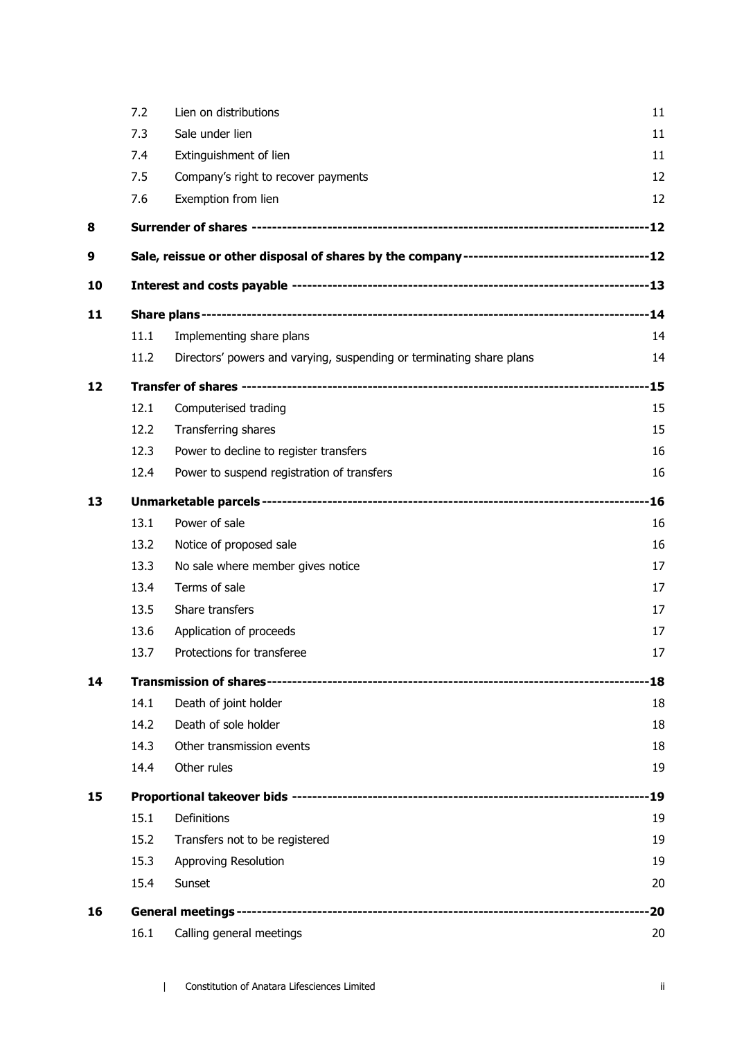| | | | |
|---|---|---|---|
| | 7.2 | Lien on distributions | 11 |
| | 7.3 | Sale under lien | 11 |
| | 7.4 | Extinguishment of lien | 11 |
| | 7.5 | Company's right to recover payments | 12 |
| | 7.6 | Exemption from lien | 12 |
| **8** | **Surrender of shares** | | **12** |
| **9** | **Sale, reissue or other disposal of shares by the company** | | **12** |
| **10** | **Interest and costs payable** | | **13** |
| **11** | **Share plans** | | **14** |
| | 11.1 | Implementing share plans | 14 |
| | 11.2 | Directors' powers and varying, suspending or terminating share plans | 14 |
| **12** | **Transfer of shares** | | **15** |
| | 12.1 | Computerised trading | 15 |
| | 12.2 | Transferring shares | 15 |
| | 12.3 | Power to decline to register transfers | 16 |
| | 12.4 | Power to suspend registration of transfers | 16 |
| **13** | **Unmarketable parcels** | | **16** |
| | 13.1 | Power of sale | 16 |
| | 13.2 | Notice of proposed sale | 16 |
| | 13.3 | No sale where member gives notice | 17 |
| | 13.4 | Terms of sale | 17 |
| | 13.5 | Share transfers | 17 |
| | 13.6 | Application of proceeds | 17 |
| | 13.7 | Protections for transferee | 17 |
| **14** | **Transmission of shares** | | **18** |
| | 14.1 | Death of joint holder | 18 |
| | 14.2 | Death of sole holder | 18 |
| | 14.3 | Other transmission events | 18 |
| | 14.4 | Other rules | 19 |
| **15** | **Proportional takeover bids** | | **19** |
| | 15.1 | Definitions | 19 |
| | 15.2 | Transfers not to be registered | 19 |
| | 15.3 | Approving Resolution | 19 |
| | 15.4 | Sunset | 20 |
| **16** | **General meetings** | | **20** |
| | 16.1 | Calling general meetings | 20 |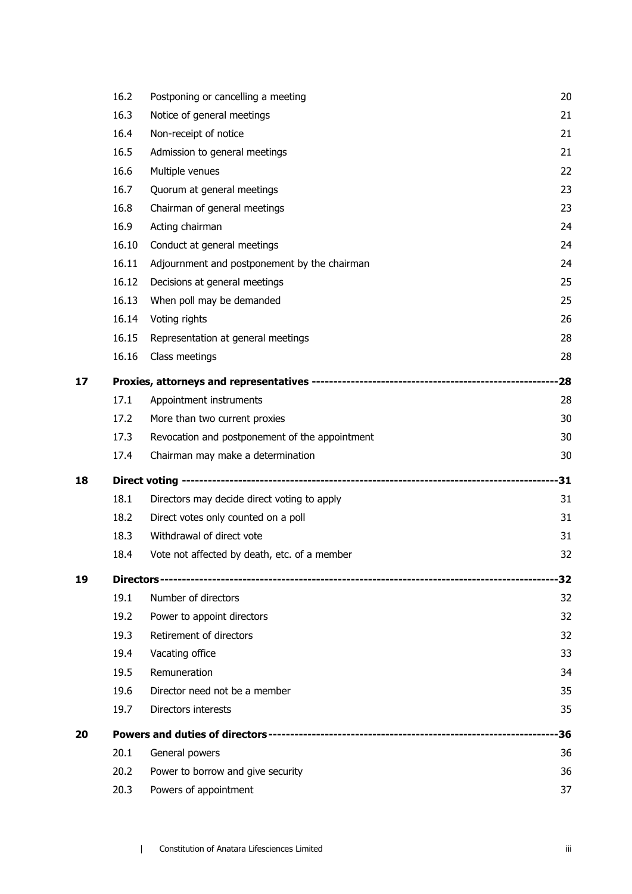| | | | |
|---|---|---|---|
| | 16.2 | Postponing or cancelling a meeting | 20 |
| | 16.3 | Notice of general meetings | 21 |
| | 16.4 | Non-receipt of notice | 21 |
| | 16.5 | Admission to general meetings | 21 |
| | 16.6 | Multiple venues | 22 |
| | 16.7 | Quorum at general meetings | 23 |
| | 16.8 | Chairman of general meetings | 23 |
| | 16.9 | Acting chairman | 24 |
| | 16.10 | Conduct at general meetings | 24 |
| | 16.11 | Adjournment and postponement by the chairman | 24 |
| | 16.12 | Decisions at general meetings | 25 |
| | 16.13 | When poll may be demanded | 25 |
| | 16.14 | Voting rights | 26 |
| | 16.15 | Representation at general meetings | 28 |
| | 16.16 | Class meetings | 28 |
| **17** | **Proxies, attorneys and representatives** | | **28** |
| | 17.1 | Appointment instruments | 28 |
| | 17.2 | More than two current proxies | 30 |
| | 17.3 | Revocation and postponement of the appointment | 30 |
| | 17.4 | Chairman may make a determination | 30 |
| **18** | **Direct voting** | | **31** |
| | 18.1 | Directors may decide direct voting to apply | 31 |
| | 18.2 | Direct votes only counted on a poll | 31 |
| | 18.3 | Withdrawal of direct vote | 31 |
| | 18.4 | Vote not affected by death, etc. of a member | 32 |
| **19** | **Directors** | | **32** |
| | 19.1 | Number of directors | 32 |
| | 19.2 | Power to appoint directors | 32 |
| | 19.3 | Retirement of directors | 32 |
| | 19.4 | Vacating office | 33 |
| | 19.5 | Remuneration | 34 |
| | 19.6 | Director need not be a member | 35 |
| | 19.7 | Directors interests | 35 |
| **20** | **Powers and duties of directors** | | **36** |
| | 20.1 | General powers | 36 |
| | 20.2 | Power to borrow and give security | 36 |
| | 20.3 | Powers of appointment | 37 |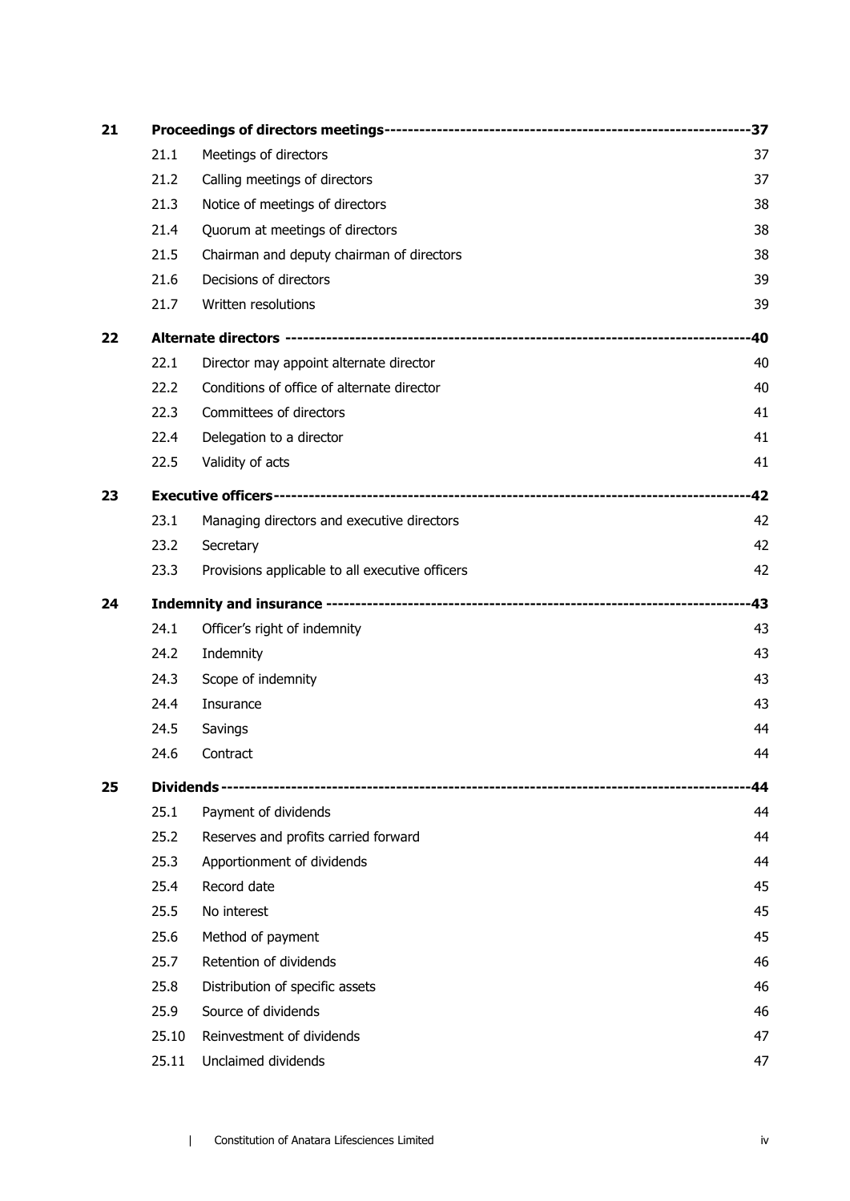| | | | |
|---|---|---|---|
| **21** | **Proceedings of directors meetings** | | **37** |
| | 21.1 | Meetings of directors | 37 |
| | 21.2 | Calling meetings of directors | 37 |
| | 21.3 | Notice of meetings of directors | 38 |
| | 21.4 | Quorum at meetings of directors | 38 |
| | 21.5 | Chairman and deputy chairman of directors | 38 |
| | 21.6 | Decisions of directors | 39 |
| | 21.7 | Written resolutions | 39 |
| **22** | **Alternate directors** | | **40** |
| | 22.1 | Director may appoint alternate director | 40 |
| | 22.2 | Conditions of office of alternate director | 40 |
| | 22.3 | Committees of directors | 41 |
| | 22.4 | Delegation to a director | 41 |
| | 22.5 | Validity of acts | 41 |
| **23** | **Executive officers** | | **42** |
| | 23.1 | Managing directors and executive directors | 42 |
| | 23.2 | Secretary | 42 |
| | 23.3 | Provisions applicable to all executive officers | 42 |
| **24** | **Indemnity and insurance** | | **43** |
| | 24.1 | Officer's right of indemnity | 43 |
| | 24.2 | Indemnity | 43 |
| | 24.3 | Scope of indemnity | 43 |
| | 24.4 | Insurance | 43 |
| | 24.5 | Savings | 44 |
| | 24.6 | Contract | 44 |
| **25** | **Dividends** | | **44** |
| | 25.1 | Payment of dividends | 44 |
| | 25.2 | Reserves and profits carried forward | 44 |
| | 25.3 | Apportionment of dividends | 44 |
| | 25.4 | Record date | 45 |
| | 25.5 | No interest | 45 |
| | 25.6 | Method of payment | 45 |
| | 25.7 | Retention of dividends | 46 |
| | 25.8 | Distribution of specific assets | 46 |
| | 25.9 | Source of dividends | 46 |
| | 25.10 | Reinvestment of dividends | 47 |
| | 25.11 | Unclaimed dividends | 47 |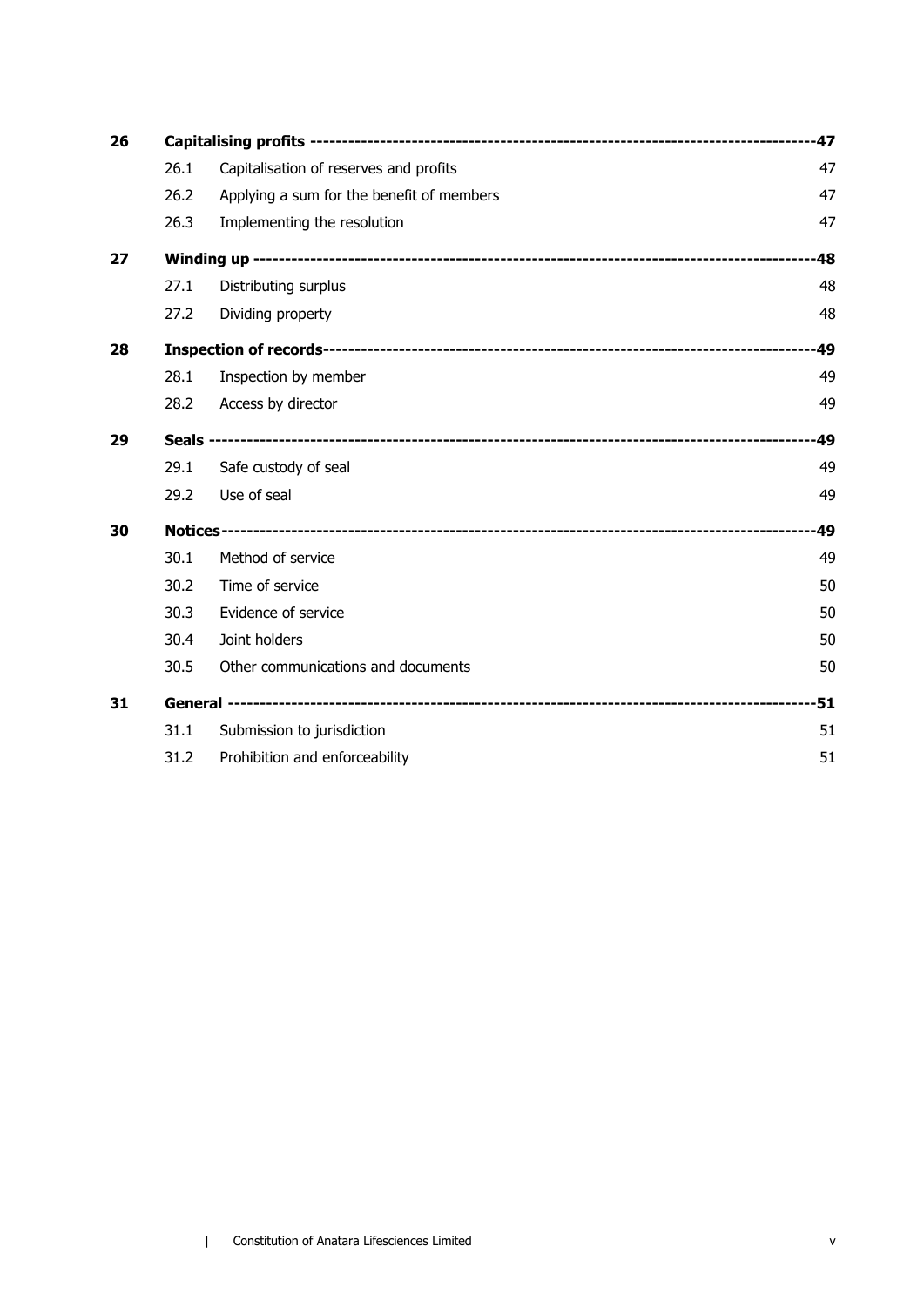| | | | |
|---|---|---|---|
| **26** | **Capitalising profits** | | **47** |
| | 26.1 | Capitalisation of reserves and profits | 47 |
| | 26.2 | Applying a sum for the benefit of members | 47 |
| | 26.3 | Implementing the resolution | 47 |
| **27** | **Winding up** | | **48** |
| | 27.1 | Distributing surplus | 48 |
| | 27.2 | Dividing property | 48 |
| **28** | **Inspection of records** | | **49** |
| | 28.1 | Inspection by member | 49 |
| | 28.2 | Access by director | 49 |
| **29** | **Seals** | | **49** |
| | 29.1 | Safe custody of seal | 49 |
| | 29.2 | Use of seal | 49 |
| **30** | **Notices** | | **49** |
| | 30.1 | Method of service | 49 |
| | 30.2 | Time of service | 50 |
| | 30.3 | Evidence of service | 50 |
| | 30.4 | Joint holders | 50 |
| | 30.5 | Other communications and documents | 50 |
| **31** | **General** | | **51** |
| | 31.1 | Submission to jurisdiction | 51 |
| | 31.2 | Prohibition and enforceability | 51 |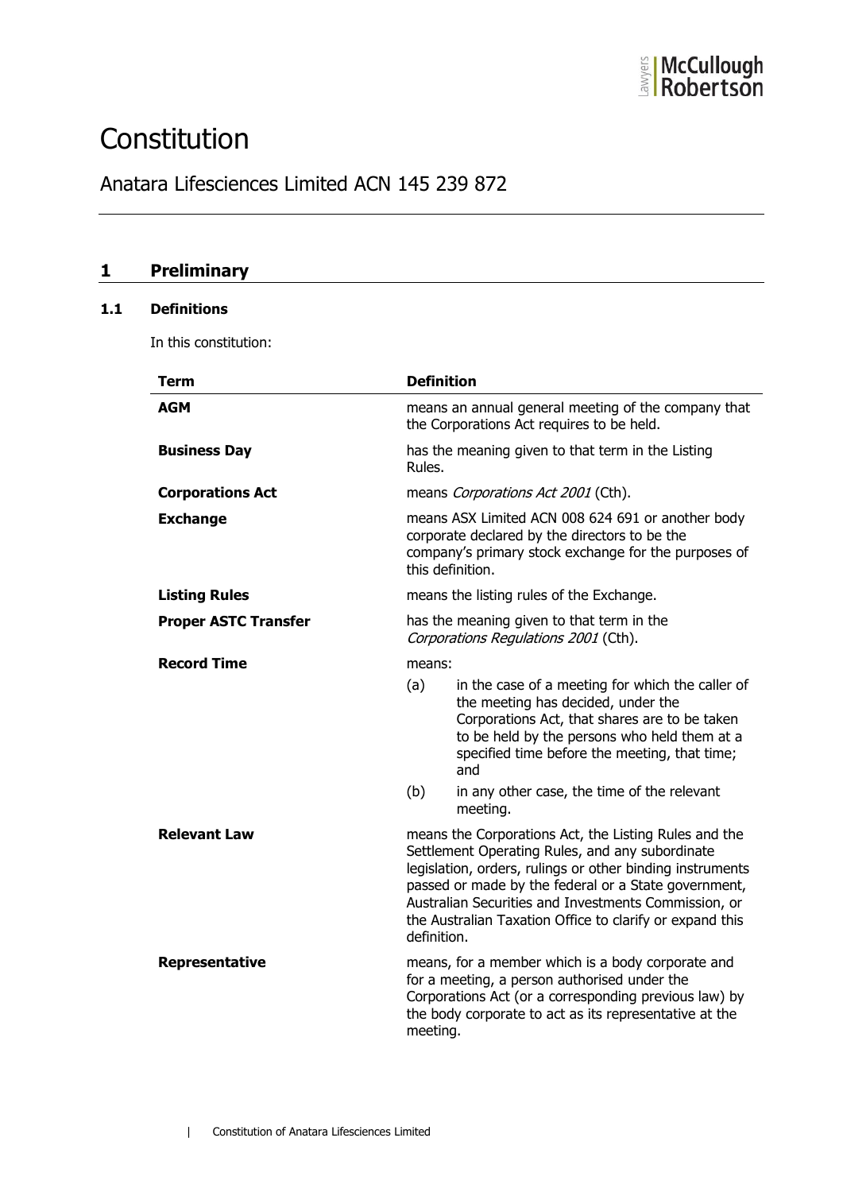# Constitution

## Anatara Lifesciences Limited ACN 145 239 872

## 1 Preliminary

### 1.1 Definitions

In this constitution:

| Term | Definition |
|---|---|
| **AGM** | means an annual general meeting of the company that the Corporations Act requires to be held. |
| **Business Day** | has the meaning given to that term in the Listing Rules. |
| **Corporations Act** | means *Corporations Act 2001* (Cth). |
| **Exchange** | means ASX Limited ACN 008 624 691 or another body corporate declared by the directors to be the company's primary stock exchange for the purposes of this definition. |
| **Listing Rules** | means the listing rules of the Exchange. |
| **Proper ASTC Transfer** | has the meaning given to that term in the *Corporations Regulations 2001* (Cth). |
| **Record Time** | means: (a) in the case of a meeting for which the caller of the meeting has decided, under the Corporations Act, that shares are to be taken to be held by the persons who held them at a specified time before the meeting, that time; and (b) in any other case, the time of the relevant meeting. |
| **Relevant Law** | means the Corporations Act, the Listing Rules and the Settlement Operating Rules, and any subordinate legislation, orders, rulings or other binding instruments passed or made by the federal or a State government, Australian Securities and Investments Commission, or the Australian Taxation Office to clarify or expand this definition. |
| **Representative** | means, for a member which is a body corporate and for a meeting, a person authorised under the Corporations Act (or a corresponding previous law) by the body corporate to act as its representative at the meeting. |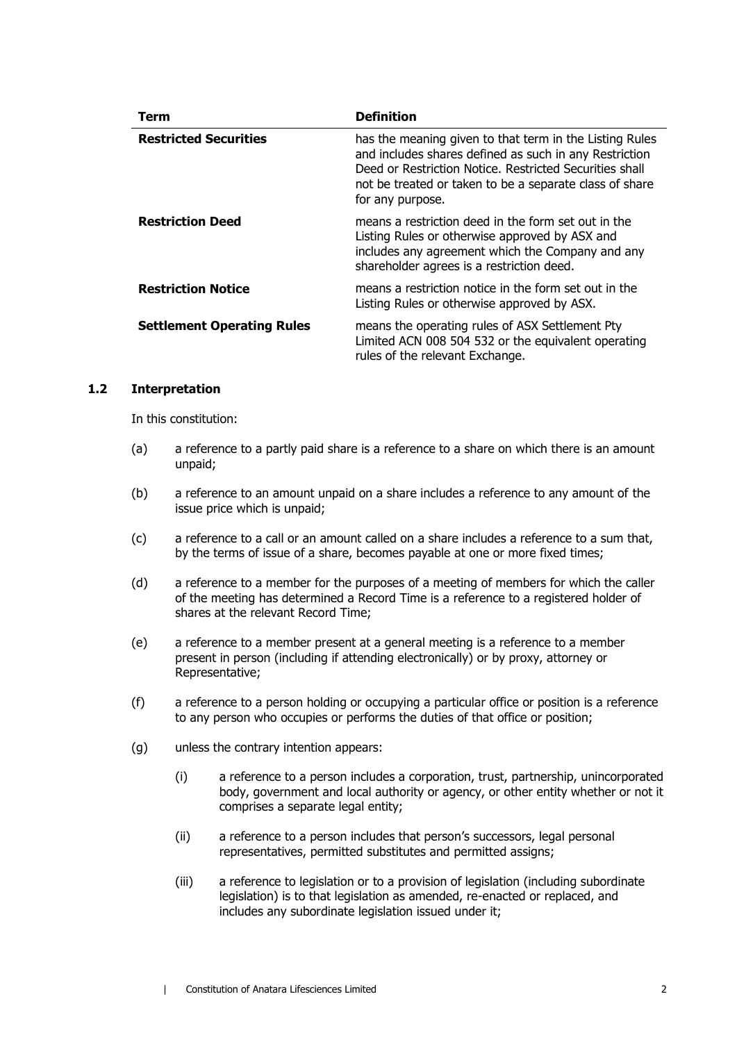| Term | Definition |
| --- | --- |
| **Restricted Securities** | has the meaning given to that term in the Listing Rules and includes shares defined as such in any Restriction Deed or Restriction Notice. Restricted Securities shall not be treated or taken to be a separate class of share for any purpose. |
| **Restriction Deed** | means a restriction deed in the form set out in the Listing Rules or otherwise approved by ASX and includes any agreement which the Company and any shareholder agrees is a restriction deed. |
| **Restriction Notice** | means a restriction notice in the form set out in the Listing Rules or otherwise approved by ASX. |
| **Settlement Operating Rules** | means the operating rules of ASX Settlement Pty Limited ACN 008 504 532 or the equivalent operating rules of the relevant Exchange. |

### 1.2 Interpretation

In this constitution:

(a) a reference to a partly paid share is a reference to a share on which there is an amount unpaid;

(b) a reference to an amount unpaid on a share includes a reference to any amount of the issue price which is unpaid;

(c) a reference to a call or an amount called on a share includes a reference to a sum that, by the terms of issue of a share, becomes payable at one or more fixed times;

(d) a reference to a member for the purposes of a meeting of members for which the caller of the meeting has determined a Record Time is a reference to a registered holder of shares at the relevant Record Time;

(e) a reference to a member present at a general meeting is a reference to a member present in person (including if attending electronically) or by proxy, attorney or Representative;

(f) a reference to a person holding or occupying a particular office or position is a reference to any person who occupies or performs the duties of that office or position;

(g) unless the contrary intention appears:

(i) a reference to a person includes a corporation, trust, partnership, unincorporated body, government and local authority or agency, or other entity whether or not it comprises a separate legal entity;

(ii) a reference to a person includes that person's successors, legal personal representatives, permitted substitutes and permitted assigns;

(iii) a reference to legislation or to a provision of legislation (including subordinate legislation) is to that legislation as amended, re-enacted or replaced, and includes any subordinate legislation issued under it;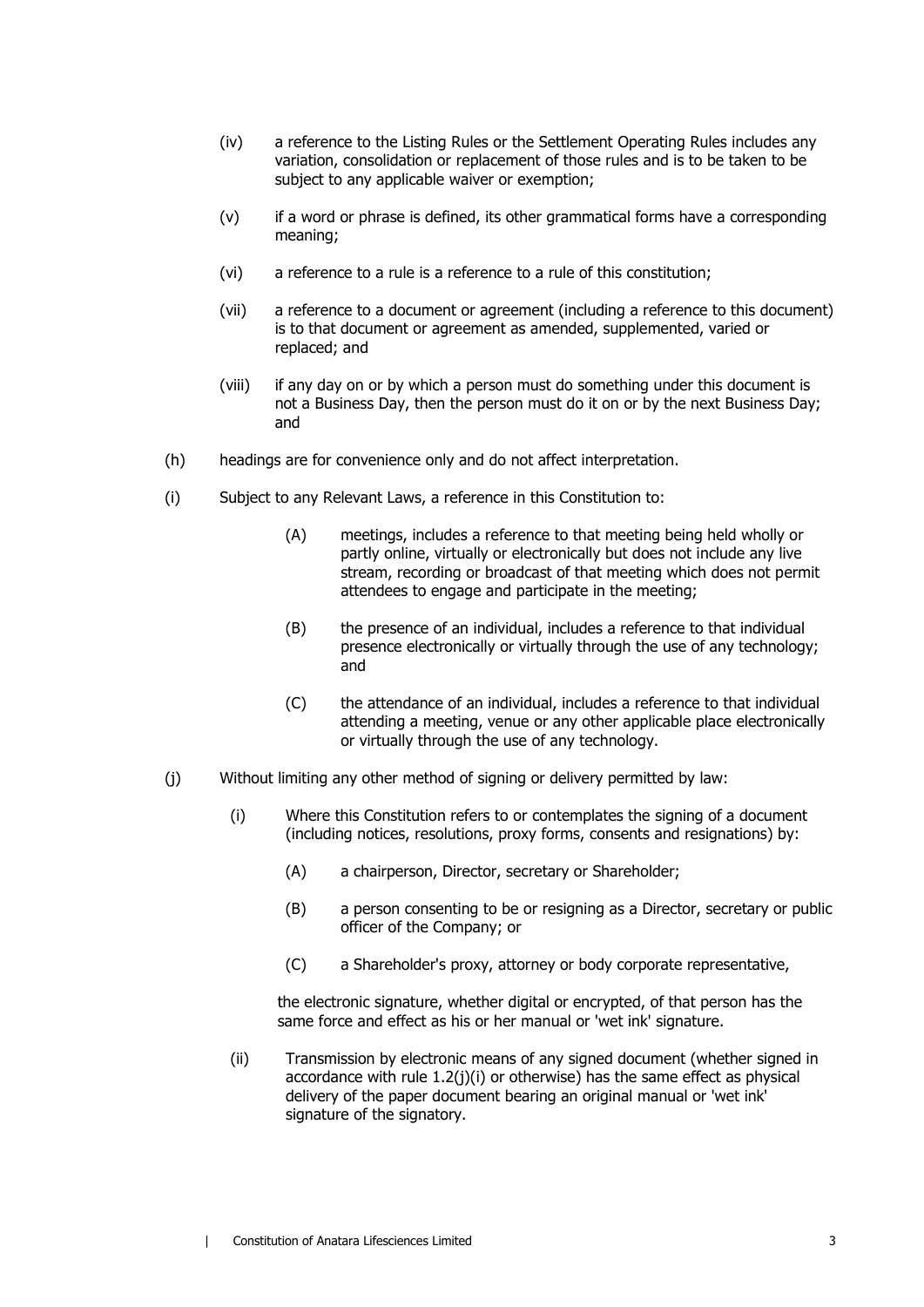(iv) a reference to the Listing Rules or the Settlement Operating Rules includes any variation, consolidation or replacement of those rules and is to be taken to be subject to any applicable waiver or exemption;

(v) if a word or phrase is defined, its other grammatical forms have a corresponding meaning;

(vi) a reference to a rule is a reference to a rule of this constitution;

(vii) a reference to a document or agreement (including a reference to this document) is to that document or agreement as amended, supplemented, varied or replaced; and

(viii) if any day on or by which a person must do something under this document is not a Business Day, then the person must do it on or by the next Business Day; and

(h) headings are for convenience only and do not affect interpretation.

(i) Subject to any Relevant Laws, a reference in this Constitution to:

(A) meetings, includes a reference to that meeting being held wholly or partly online, virtually or electronically but does not include any live stream, recording or broadcast of that meeting which does not permit attendees to engage and participate in the meeting;

(B) the presence of an individual, includes a reference to that individual presence electronically or virtually through the use of any technology; and

(C) the attendance of an individual, includes a reference to that individual attending a meeting, venue or any other applicable place electronically or virtually through the use of any technology.

(j) Without limiting any other method of signing or delivery permitted by law:

(i) Where this Constitution refers to or contemplates the signing of a document (including notices, resolutions, proxy forms, consents and resignations) by:

(A) a chairperson, Director, secretary or Shareholder;

(B) a person consenting to be or resigning as a Director, secretary or public officer of the Company; or

(C) a Shareholder's proxy, attorney or body corporate representative,

the electronic signature, whether digital or encrypted, of that person has the same force and effect as his or her manual or 'wet ink' signature.

(ii) Transmission by electronic means of any signed document (whether signed in accordance with rule 1.2(j)(i) or otherwise) has the same effect as physical delivery of the paper document bearing an original manual or 'wet ink' signature of the signatory.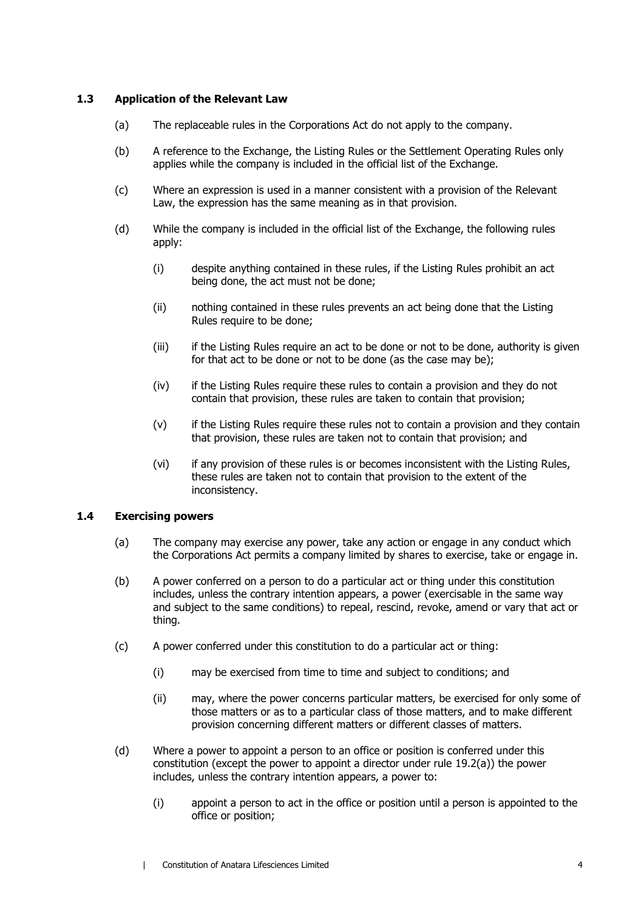### 1.3 Application of the Relevant Law

(a) The replaceable rules in the Corporations Act do not apply to the company.

(b) A reference to the Exchange, the Listing Rules or the Settlement Operating Rules only applies while the company is included in the official list of the Exchange.

(c) Where an expression is used in a manner consistent with a provision of the Relevant Law, the expression has the same meaning as in that provision.

(d) While the company is included in the official list of the Exchange, the following rules apply:

- (i) despite anything contained in these rules, if the Listing Rules prohibit an act being done, the act must not be done;
- (ii) nothing contained in these rules prevents an act being done that the Listing Rules require to be done;
- (iii) if the Listing Rules require an act to be done or not to be done, authority is given for that act to be done or not to be done (as the case may be);
- (iv) if the Listing Rules require these rules to contain a provision and they do not contain that provision, these rules are taken to contain that provision;
- (v) if the Listing Rules require these rules not to contain a provision and they contain that provision, these rules are taken not to contain that provision; and
- (vi) if any provision of these rules is or becomes inconsistent with the Listing Rules, these rules are taken not to contain that provision to the extent of the inconsistency.

### 1.4 Exercising powers

(a) The company may exercise any power, take any action or engage in any conduct which the Corporations Act permits a company limited by shares to exercise, take or engage in.

(b) A power conferred on a person to do a particular act or thing under this constitution includes, unless the contrary intention appears, a power (exercisable in the same way and subject to the same conditions) to repeal, rescind, revoke, amend or vary that act or thing.

(c) A power conferred under this constitution to do a particular act or thing:

- (i) may be exercised from time to time and subject to conditions; and
- (ii) may, where the power concerns particular matters, be exercised for only some of those matters or as to a particular class of those matters, and to make different provision concerning different matters or different classes of matters.

(d) Where a power to appoint a person to an office or position is conferred under this constitution (except the power to appoint a director under rule 19.2(a)) the power includes, unless the contrary intention appears, a power to:

- (i) appoint a person to act in the office or position until a person is appointed to the office or position;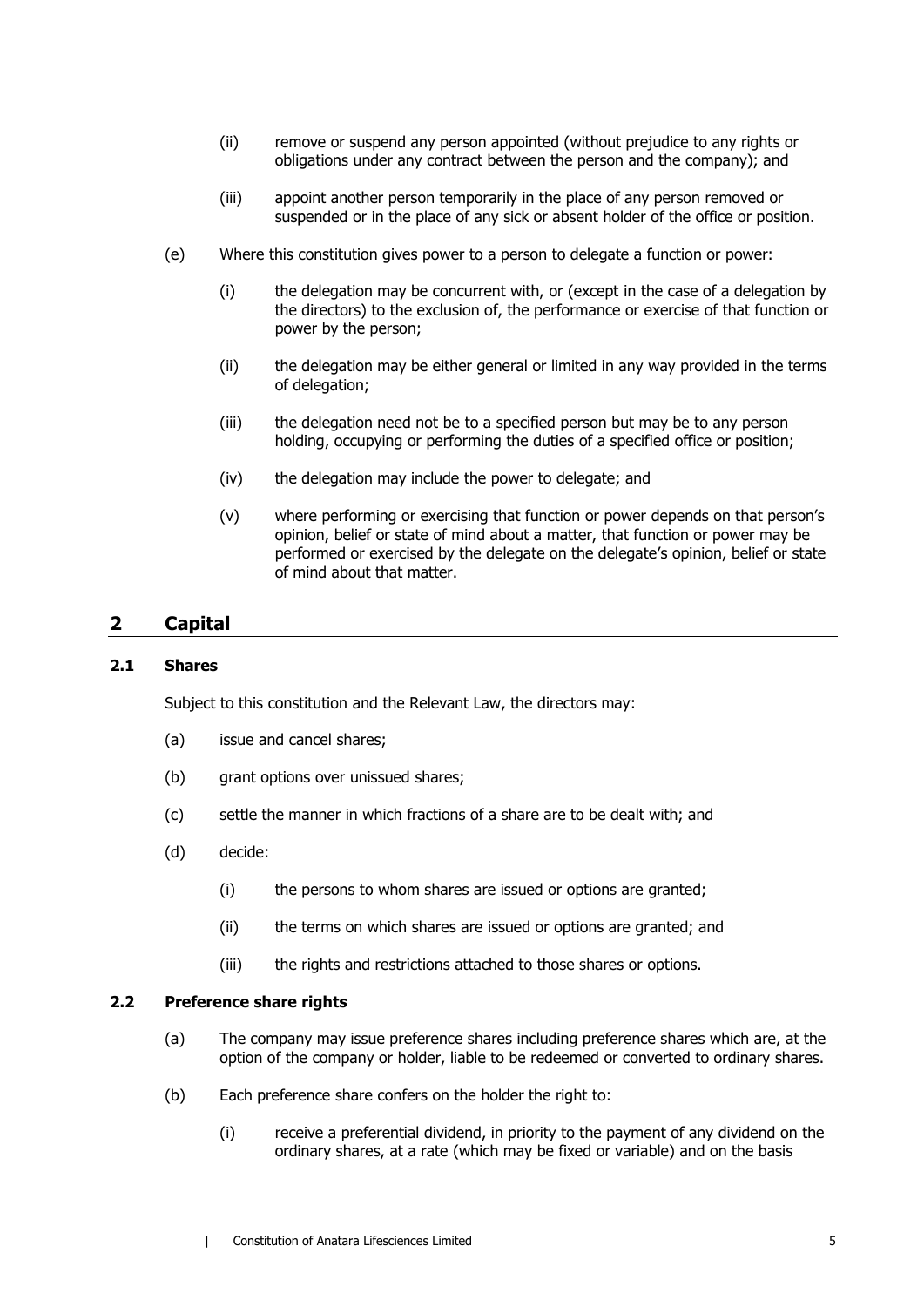(ii) remove or suspend any person appointed (without prejudice to any rights or obligations under any contract between the person and the company); and

(iii) appoint another person temporarily in the place of any person removed or suspended or in the place of any sick or absent holder of the office or position.

(e) Where this constitution gives power to a person to delegate a function or power:

(i) the delegation may be concurrent with, or (except in the case of a delegation by the directors) to the exclusion of, the performance or exercise of that function or power by the person;

(ii) the delegation may be either general or limited in any way provided in the terms of delegation;

(iii) the delegation need not be to a specified person but may be to any person holding, occupying or performing the duties of a specified office or position;

(iv) the delegation may include the power to delegate; and

(v) where performing or exercising that function or power depends on that person's opinion, belief or state of mind about a matter, that function or power may be performed or exercised by the delegate on the delegate's opinion, belief or state of mind about that matter.

## 2 Capital

### 2.1 Shares

Subject to this constitution and the Relevant Law, the directors may:

(a) issue and cancel shares;

(b) grant options over unissued shares;

(c) settle the manner in which fractions of a share are to be dealt with; and

(d) decide:

(i) the persons to whom shares are issued or options are granted;

(ii) the terms on which shares are issued or options are granted; and

(iii) the rights and restrictions attached to those shares or options.

### 2.2 Preference share rights

(a) The company may issue preference shares including preference shares which are, at the option of the company or holder, liable to be redeemed or converted to ordinary shares.

(b) Each preference share confers on the holder the right to:

(i) receive a preferential dividend, in priority to the payment of any dividend on the ordinary shares, at a rate (which may be fixed or variable) and on the basis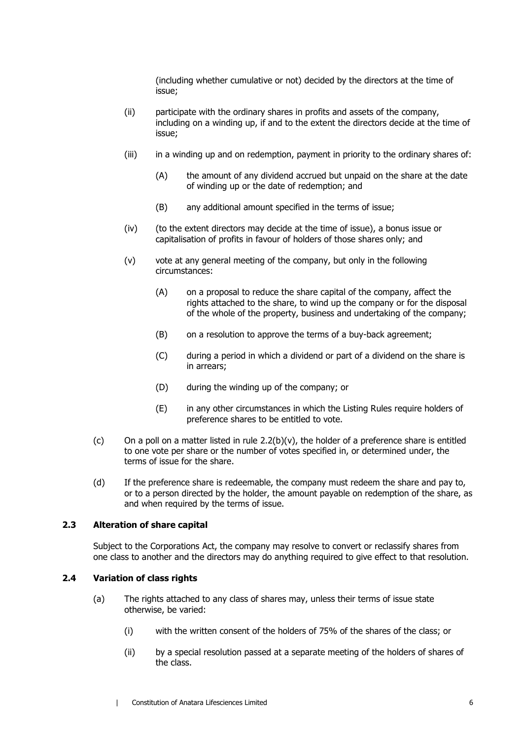(including whether cumulative or not) decided by the directors at the time of issue;

(ii) participate with the ordinary shares in profits and assets of the company, including on a winding up, if and to the extent the directors decide at the time of issue;

(iii) in a winding up and on redemption, payment in priority to the ordinary shares of:

(A) the amount of any dividend accrued but unpaid on the share at the date of winding up or the date of redemption; and

(B) any additional amount specified in the terms of issue;

(iv) (to the extent directors may decide at the time of issue), a bonus issue or capitalisation of profits in favour of holders of those shares only; and

(v) vote at any general meeting of the company, but only in the following circumstances:

(A) on a proposal to reduce the share capital of the company, affect the rights attached to the share, to wind up the company or for the disposal of the whole of the property, business and undertaking of the company;

(B) on a resolution to approve the terms of a buy-back agreement;

(C) during a period in which a dividend or part of a dividend on the share is in arrears;

(D) during the winding up of the company; or

(E) in any other circumstances in which the Listing Rules require holders of preference shares to be entitled to vote.

(c) On a poll on a matter listed in rule 2.2(b)(v), the holder of a preference share is entitled to one vote per share or the number of votes specified in, or determined under, the terms of issue for the share.

(d) If the preference share is redeemable, the company must redeem the share and pay to, or to a person directed by the holder, the amount payable on redemption of the share, as and when required by the terms of issue.

### 2.3 Alteration of share capital

Subject to the Corporations Act, the company may resolve to convert or reclassify shares from one class to another and the directors may do anything required to give effect to that resolution.

### 2.4 Variation of class rights

(a) The rights attached to any class of shares may, unless their terms of issue state otherwise, be varied:

(i) with the written consent of the holders of 75% of the shares of the class; or

(ii) by a special resolution passed at a separate meeting of the holders of shares of the class.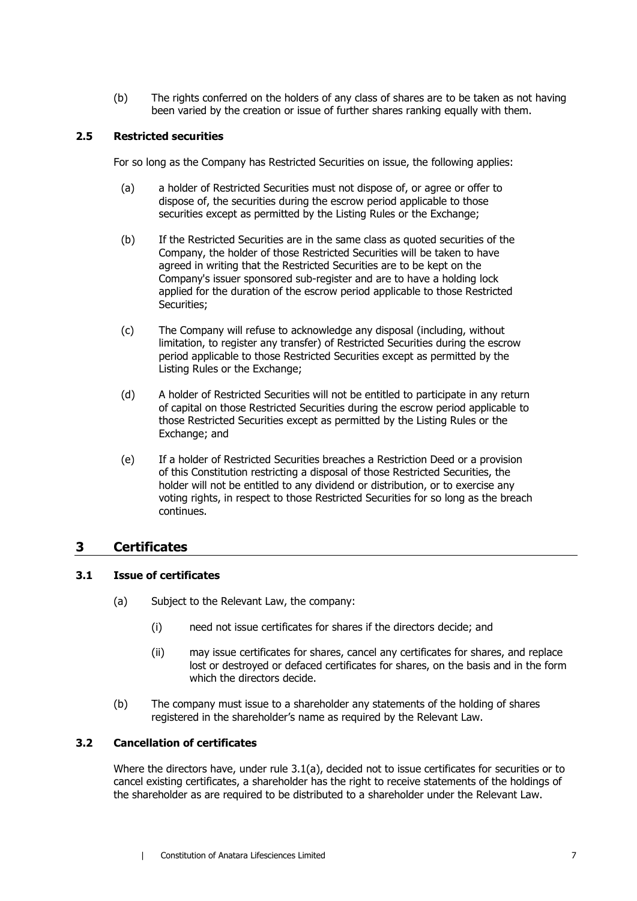(b) The rights conferred on the holders of any class of shares are to be taken as not having been varied by the creation or issue of further shares ranking equally with them.

### 2.5 Restricted securities

For so long as the Company has Restricted Securities on issue, the following applies:

(a) a holder of Restricted Securities must not dispose of, or agree or offer to dispose of, the securities during the escrow period applicable to those securities except as permitted by the Listing Rules or the Exchange;

(b) If the Restricted Securities are in the same class as quoted securities of the Company, the holder of those Restricted Securities will be taken to have agreed in writing that the Restricted Securities are to be kept on the Company's issuer sponsored sub-register and are to have a holding lock applied for the duration of the escrow period applicable to those Restricted Securities;

(c) The Company will refuse to acknowledge any disposal (including, without limitation, to register any transfer) of Restricted Securities during the escrow period applicable to those Restricted Securities except as permitted by the Listing Rules or the Exchange;

(d) A holder of Restricted Securities will not be entitled to participate in any return of capital on those Restricted Securities during the escrow period applicable to those Restricted Securities except as permitted by the Listing Rules or the Exchange; and

(e) If a holder of Restricted Securities breaches a Restriction Deed or a provision of this Constitution restricting a disposal of those Restricted Securities, the holder will not be entitled to any dividend or distribution, or to exercise any voting rights, in respect to those Restricted Securities for so long as the breach continues.

## 3 Certificates

### 3.1 Issue of certificates

(a) Subject to the Relevant Law, the company:

(i) need not issue certificates for shares if the directors decide; and

(ii) may issue certificates for shares, cancel any certificates for shares, and replace lost or destroyed or defaced certificates for shares, on the basis and in the form which the directors decide.

(b) The company must issue to a shareholder any statements of the holding of shares registered in the shareholder's name as required by the Relevant Law.

### 3.2 Cancellation of certificates

Where the directors have, under rule 3.1(a), decided not to issue certificates for securities or to cancel existing certificates, a shareholder has the right to receive statements of the holdings of the shareholder as are required to be distributed to a shareholder under the Relevant Law.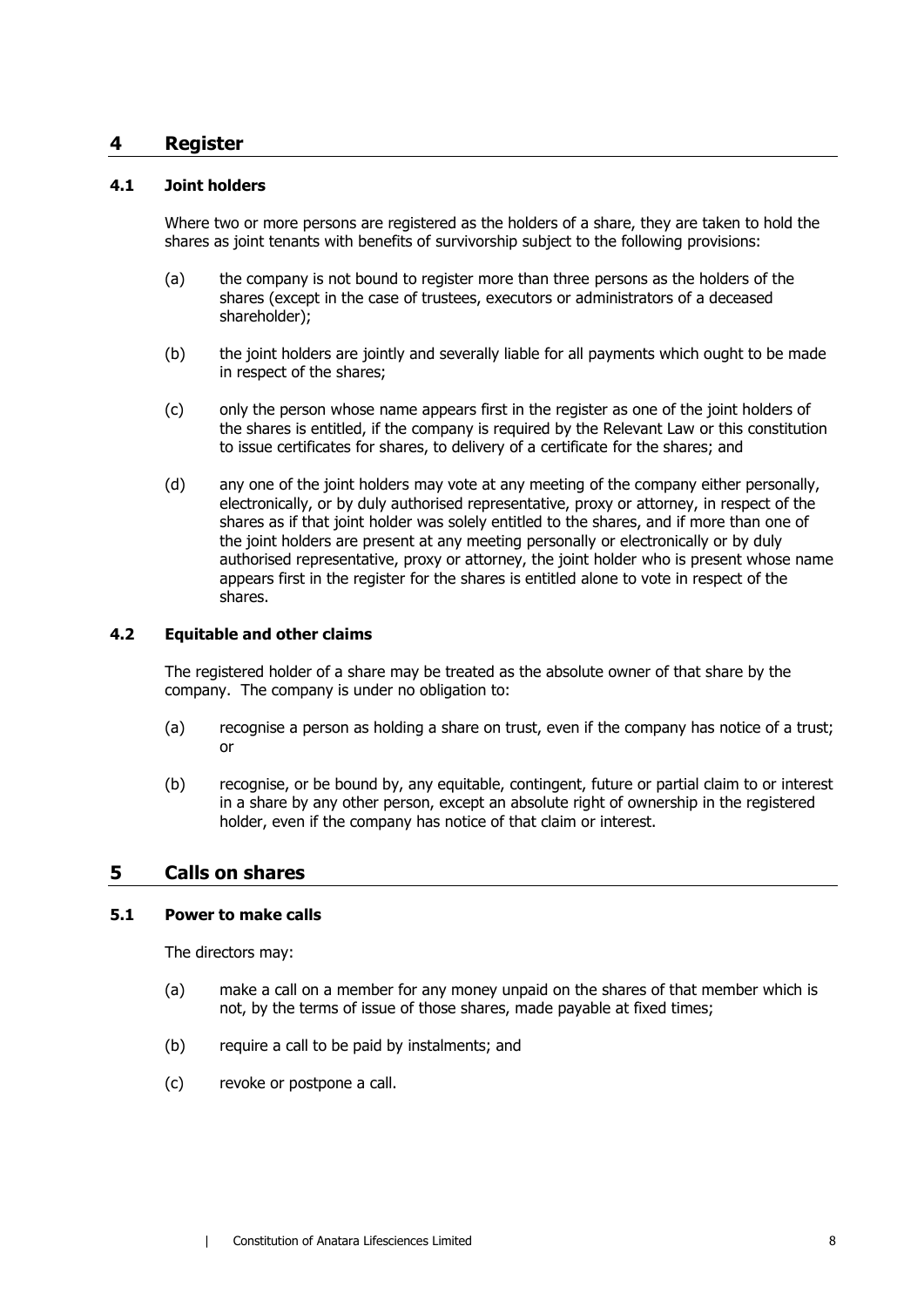## 4 Register

### 4.1 Joint holders

Where two or more persons are registered as the holders of a share, they are taken to hold the shares as joint tenants with benefits of survivorship subject to the following provisions:

(a) the company is not bound to register more than three persons as the holders of the shares (except in the case of trustees, executors or administrators of a deceased shareholder);

(b) the joint holders are jointly and severally liable for all payments which ought to be made in respect of the shares;

(c) only the person whose name appears first in the register as one of the joint holders of the shares is entitled, if the company is required by the Relevant Law or this constitution to issue certificates for shares, to delivery of a certificate for the shares; and

(d) any one of the joint holders may vote at any meeting of the company either personally, electronically, or by duly authorised representative, proxy or attorney, in respect of the shares as if that joint holder was solely entitled to the shares, and if more than one of the joint holders are present at any meeting personally or electronically or by duly authorised representative, proxy or attorney, the joint holder who is present whose name appears first in the register for the shares is entitled alone to vote in respect of the shares.

### 4.2 Equitable and other claims

The registered holder of a share may be treated as the absolute owner of that share by the company. The company is under no obligation to:

(a) recognise a person as holding a share on trust, even if the company has notice of a trust; or

(b) recognise, or be bound by, any equitable, contingent, future or partial claim to or interest in a share by any other person, except an absolute right of ownership in the registered holder, even if the company has notice of that claim or interest.

## 5 Calls on shares

### 5.1 Power to make calls

The directors may:

(a) make a call on a member for any money unpaid on the shares of that member which is not, by the terms of issue of those shares, made payable at fixed times;

(b) require a call to be paid by instalments; and

(c) revoke or postpone a call.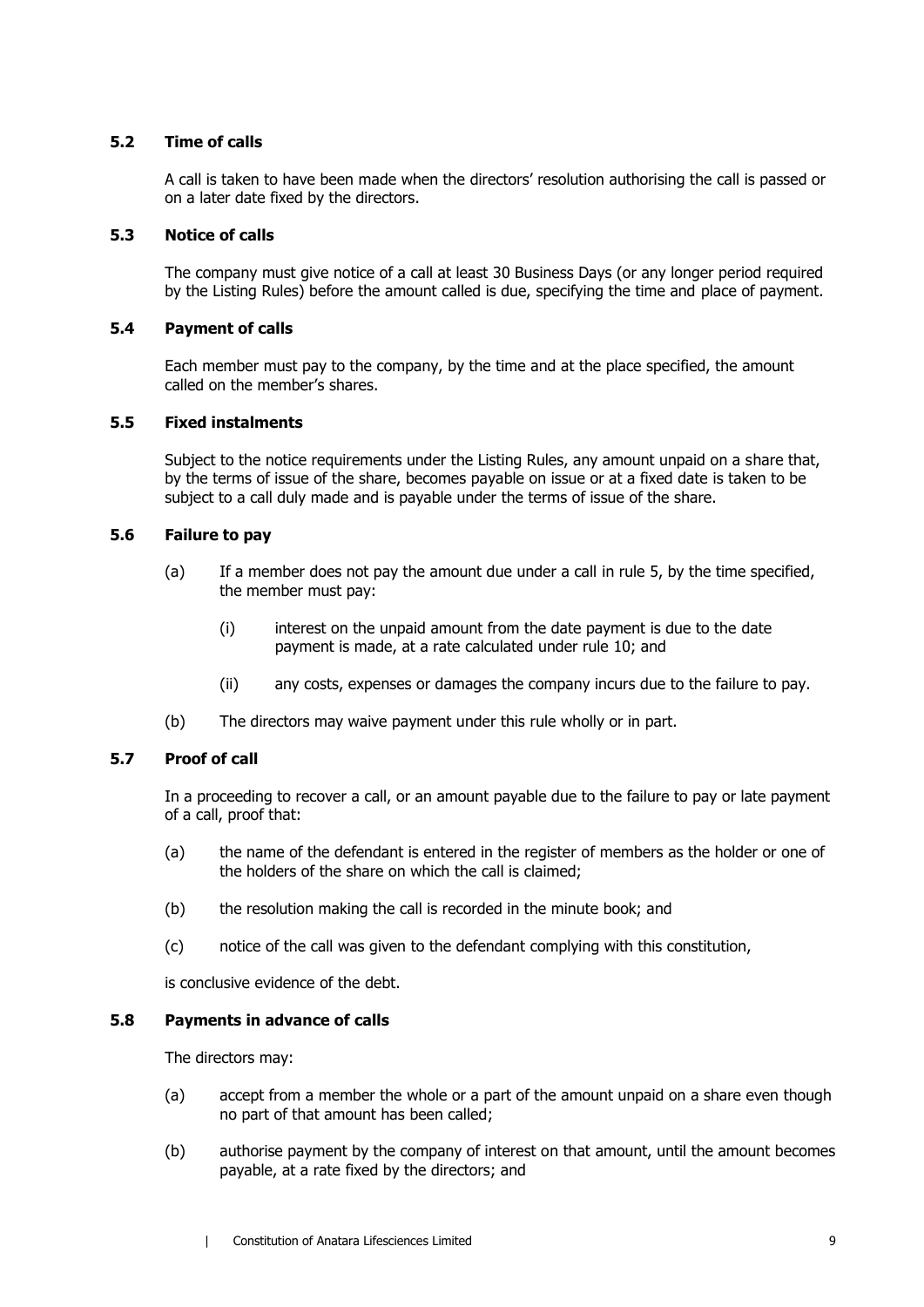### 5.2 Time of calls

A call is taken to have been made when the directors' resolution authorising the call is passed or on a later date fixed by the directors.

### 5.3 Notice of calls

The company must give notice of a call at least 30 Business Days (or any longer period required by the Listing Rules) before the amount called is due, specifying the time and place of payment.

### 5.4 Payment of calls

Each member must pay to the company, by the time and at the place specified, the amount called on the member's shares.

### 5.5 Fixed instalments

Subject to the notice requirements under the Listing Rules, any amount unpaid on a share that, by the terms of issue of the share, becomes payable on issue or at a fixed date is taken to be subject to a call duly made and is payable under the terms of issue of the share.

### 5.6 Failure to pay

(a) If a member does not pay the amount due under a call in rule 5, by the time specified, the member must pay:

(i) interest on the unpaid amount from the date payment is due to the date payment is made, at a rate calculated under rule 10; and

(ii) any costs, expenses or damages the company incurs due to the failure to pay.

(b) The directors may waive payment under this rule wholly or in part.

### 5.7 Proof of call

In a proceeding to recover a call, or an amount payable due to the failure to pay or late payment of a call, proof that:

(a) the name of the defendant is entered in the register of members as the holder or one of the holders of the share on which the call is claimed;

(b) the resolution making the call is recorded in the minute book; and

(c) notice of the call was given to the defendant complying with this constitution,

is conclusive evidence of the debt.

### 5.8 Payments in advance of calls

The directors may:

(a) accept from a member the whole or a part of the amount unpaid on a share even though no part of that amount has been called;

(b) authorise payment by the company of interest on that amount, until the amount becomes payable, at a rate fixed by the directors; and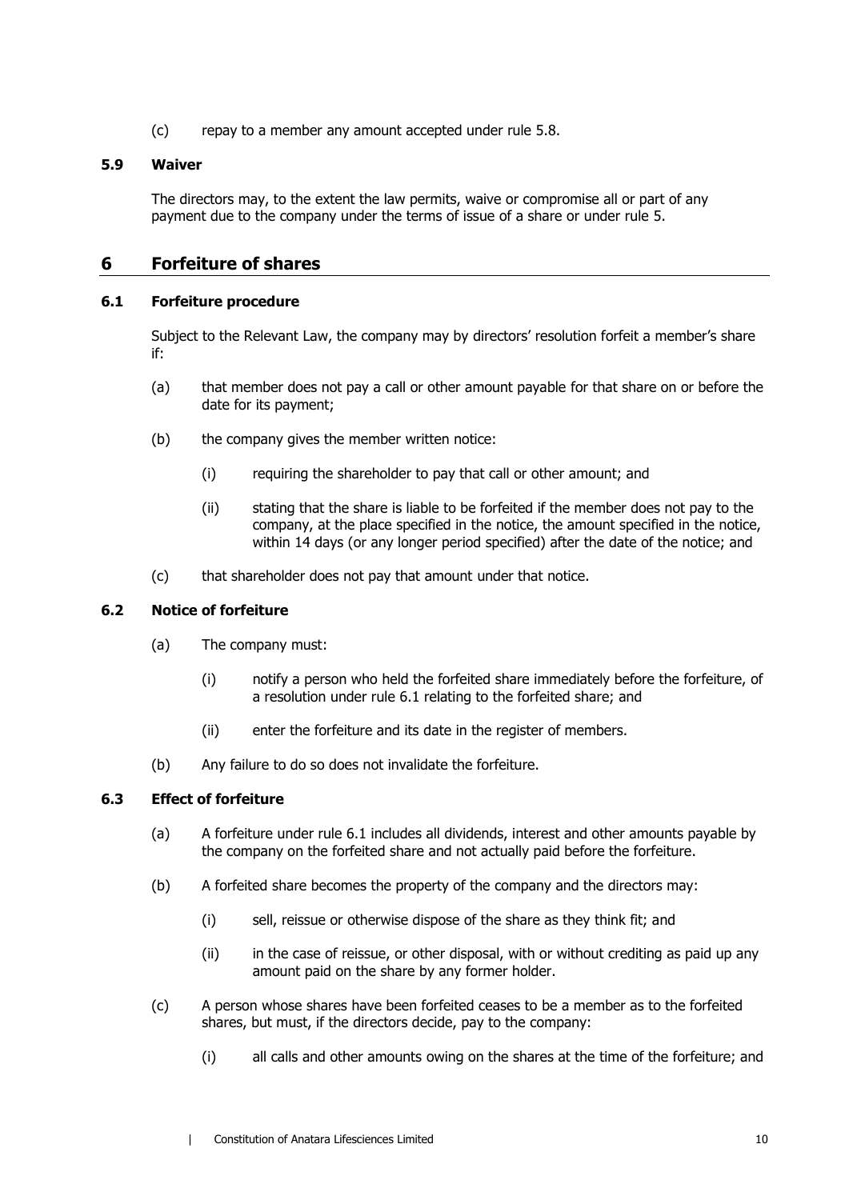(c) repay to a member any amount accepted under rule 5.8.

### 5.9 Waiver

The directors may, to the extent the law permits, waive or compromise all or part of any payment due to the company under the terms of issue of a share or under rule 5.

## 6 Forfeiture of shares

### 6.1 Forfeiture procedure

Subject to the Relevant Law, the company may by directors' resolution forfeit a member's share if:

(a) that member does not pay a call or other amount payable for that share on or before the date for its payment;

(b) the company gives the member written notice:

(i) requiring the shareholder to pay that call or other amount; and

(ii) stating that the share is liable to be forfeited if the member does not pay to the company, at the place specified in the notice, the amount specified in the notice, within 14 days (or any longer period specified) after the date of the notice; and

(c) that shareholder does not pay that amount under that notice.

### 6.2 Notice of forfeiture

(a) The company must:

(i) notify a person who held the forfeited share immediately before the forfeiture, of a resolution under rule 6.1 relating to the forfeited share; and

(ii) enter the forfeiture and its date in the register of members.

(b) Any failure to do so does not invalidate the forfeiture.

### 6.3 Effect of forfeiture

(a) A forfeiture under rule 6.1 includes all dividends, interest and other amounts payable by the company on the forfeited share and not actually paid before the forfeiture.

(b) A forfeited share becomes the property of the company and the directors may:

(i) sell, reissue or otherwise dispose of the share as they think fit; and

(ii) in the case of reissue, or other disposal, with or without crediting as paid up any amount paid on the share by any former holder.

(c) A person whose shares have been forfeited ceases to be a member as to the forfeited shares, but must, if the directors decide, pay to the company:

(i) all calls and other amounts owing on the shares at the time of the forfeiture; and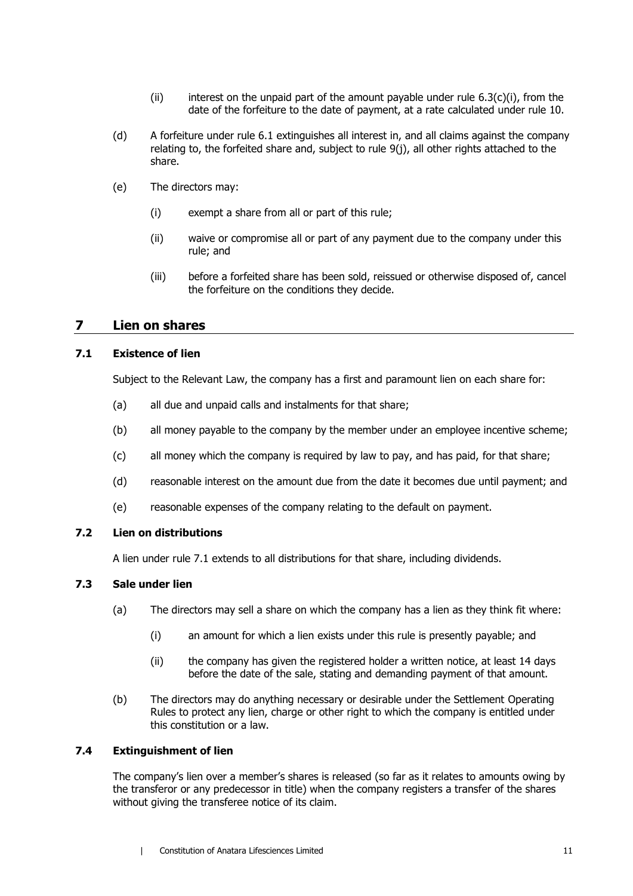(ii) interest on the unpaid part of the amount payable under rule 6.3(c)(i), from the date of the forfeiture to the date of payment, at a rate calculated under rule 10.

(d) A forfeiture under rule 6.1 extinguishes all interest in, and all claims against the company relating to, the forfeited share and, subject to rule 9(j), all other rights attached to the share.

(e) The directors may:

(i) exempt a share from all or part of this rule;

(ii) waive or compromise all or part of any payment due to the company under this rule; and

(iii) before a forfeited share has been sold, reissued or otherwise disposed of, cancel the forfeiture on the conditions they decide.

## 7 Lien on shares

### 7.1 Existence of lien

Subject to the Relevant Law, the company has a first and paramount lien on each share for:

(a) all due and unpaid calls and instalments for that share;

(b) all money payable to the company by the member under an employee incentive scheme;

(c) all money which the company is required by law to pay, and has paid, for that share;

(d) reasonable interest on the amount due from the date it becomes due until payment; and

(e) reasonable expenses of the company relating to the default on payment.

### 7.2 Lien on distributions

A lien under rule 7.1 extends to all distributions for that share, including dividends.

### 7.3 Sale under lien

(a) The directors may sell a share on which the company has a lien as they think fit where:

(i) an amount for which a lien exists under this rule is presently payable; and

(ii) the company has given the registered holder a written notice, at least 14 days before the date of the sale, stating and demanding payment of that amount.

(b) The directors may do anything necessary or desirable under the Settlement Operating Rules to protect any lien, charge or other right to which the company is entitled under this constitution or a law.

### 7.4 Extinguishment of lien

The company's lien over a member's shares is released (so far as it relates to amounts owing by the transferor or any predecessor in title) when the company registers a transfer of the shares without giving the transferee notice of its claim.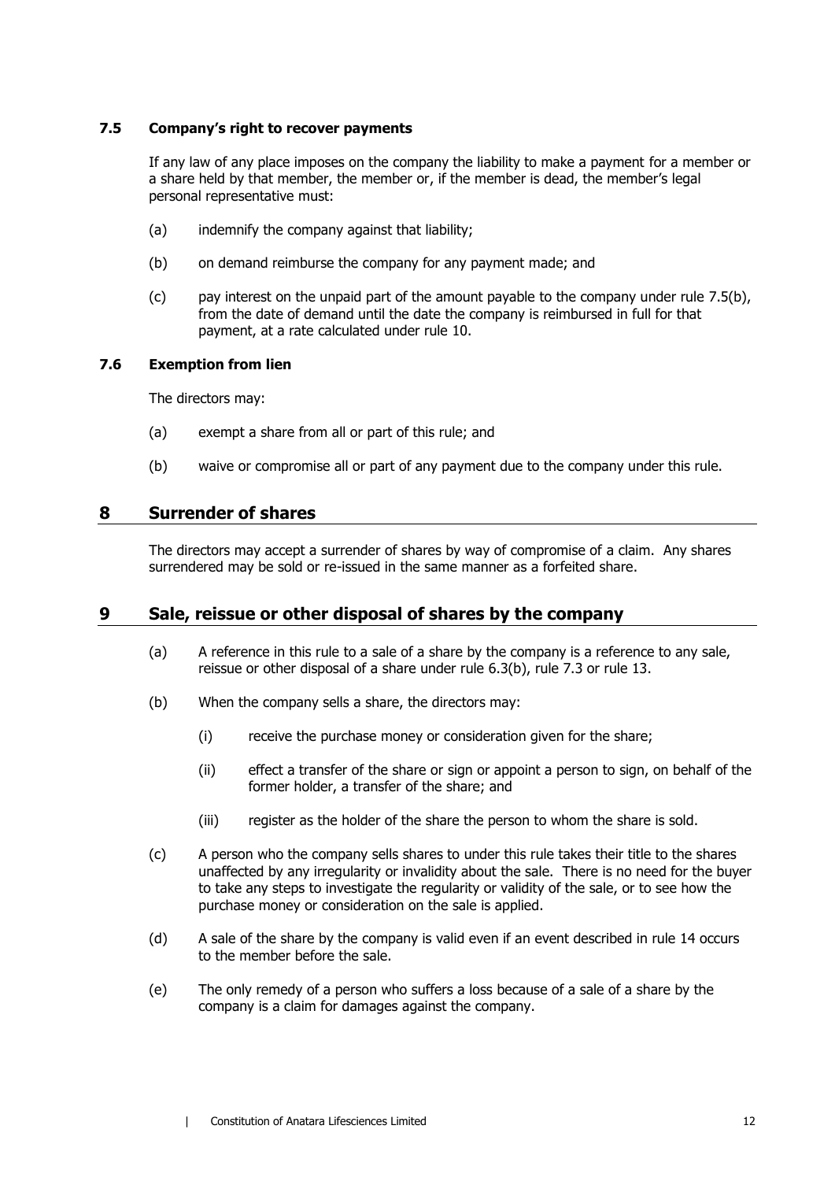### 7.5 Company's right to recover payments

If any law of any place imposes on the company the liability to make a payment for a member or a share held by that member, the member or, if the member is dead, the member's legal personal representative must:

(a) indemnify the company against that liability;

(b) on demand reimburse the company for any payment made; and

(c) pay interest on the unpaid part of the amount payable to the company under rule 7.5(b), from the date of demand until the date the company is reimbursed in full for that payment, at a rate calculated under rule 10.

### 7.6 Exemption from lien

The directors may:

(a) exempt a share from all or part of this rule; and

(b) waive or compromise all or part of any payment due to the company under this rule.

## 8 Surrender of shares

The directors may accept a surrender of shares by way of compromise of a claim. Any shares surrendered may be sold or re-issued in the same manner as a forfeited share.

## 9 Sale, reissue or other disposal of shares by the company

(a) A reference in this rule to a sale of a share by the company is a reference to any sale, reissue or other disposal of a share under rule 6.3(b), rule 7.3 or rule 13.

(b) When the company sells a share, the directors may:

  (i) receive the purchase money or consideration given for the share;

  (ii) effect a transfer of the share or sign or appoint a person to sign, on behalf of the former holder, a transfer of the share; and

  (iii) register as the holder of the share the person to whom the share is sold.

(c) A person who the company sells shares to under this rule takes their title to the shares unaffected by any irregularity or invalidity about the sale. There is no need for the buyer to take any steps to investigate the regularity or validity of the sale, or to see how the purchase money or consideration on the sale is applied.

(d) A sale of the share by the company is valid even if an event described in rule 14 occurs to the member before the sale.

(e) The only remedy of a person who suffers a loss because of a sale of a share by the company is a claim for damages against the company.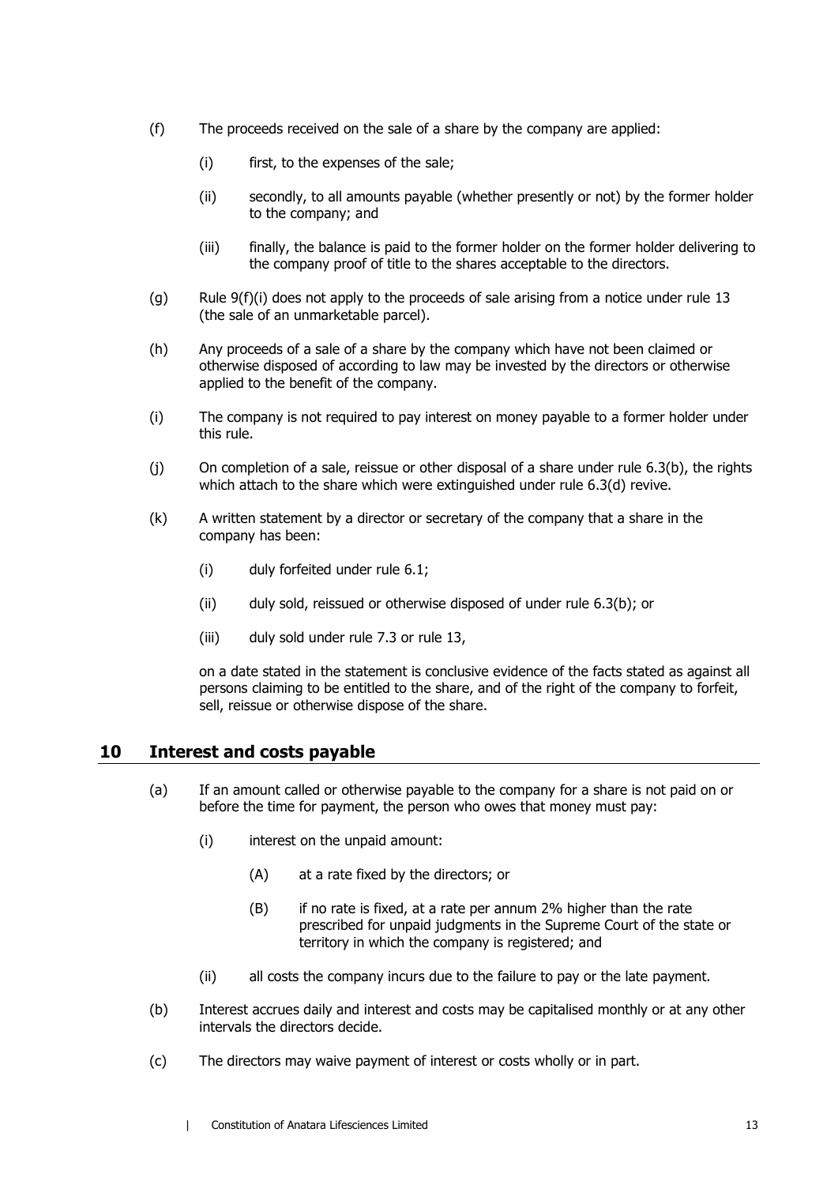(f) The proceeds received on the sale of a share by the company are applied:

   (i) first, to the expenses of the sale;

   (ii) secondly, to all amounts payable (whether presently or not) by the former holder to the company; and

   (iii) finally, the balance is paid to the former holder on the former holder delivering to the company proof of title to the shares acceptable to the directors.

(g) Rule 9(f)(i) does not apply to the proceeds of sale arising from a notice under rule 13 (the sale of an unmarketable parcel).

(h) Any proceeds of a sale of a share by the company which have not been claimed or otherwise disposed of according to law may be invested by the directors or otherwise applied to the benefit of the company.

(i) The company is not required to pay interest on money payable to a former holder under this rule.

(j) On completion of a sale, reissue or other disposal of a share under rule 6.3(b), the rights which attach to the share which were extinguished under rule 6.3(d) revive.

(k) A written statement by a director or secretary of the company that a share in the company has been:

   (i) duly forfeited under rule 6.1;

   (ii) duly sold, reissued or otherwise disposed of under rule 6.3(b); or

   (iii) duly sold under rule 7.3 or rule 13,

   on a date stated in the statement is conclusive evidence of the facts stated as against all persons claiming to be entitled to the share, and of the right of the company to forfeit, sell, reissue or otherwise dispose of the share.

## 10 Interest and costs payable

(a) If an amount called or otherwise payable to the company for a share is not paid on or before the time for payment, the person who owes that money must pay:

   (i) interest on the unpaid amount:

      (A) at a rate fixed by the directors; or

      (B) if no rate is fixed, at a rate per annum 2% higher than the rate prescribed for unpaid judgments in the Supreme Court of the state or territory in which the company is registered; and

   (ii) all costs the company incurs due to the failure to pay or the late payment.

(b) Interest accrues daily and interest and costs may be capitalised monthly or at any other intervals the directors decide.

(c) The directors may waive payment of interest or costs wholly or in part.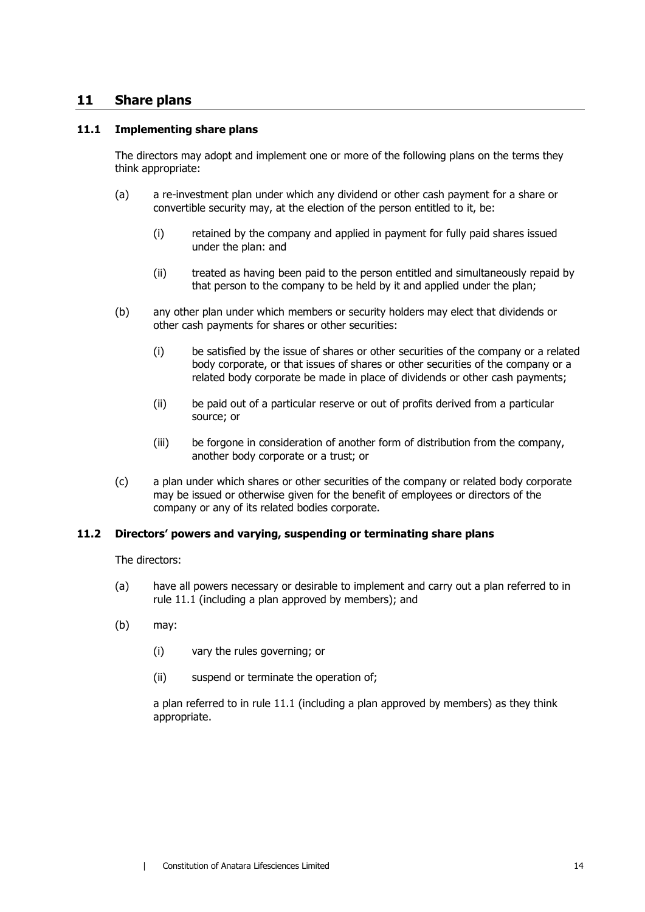## 11 Share plans

### 11.1 Implementing share plans

The directors may adopt and implement one or more of the following plans on the terms they think appropriate:

(a) a re-investment plan under which any dividend or other cash payment for a share or convertible security may, at the election of the person entitled to it, be:

(i) retained by the company and applied in payment for fully paid shares issued under the plan: and

(ii) treated as having been paid to the person entitled and simultaneously repaid by that person to the company to be held by it and applied under the plan;

(b) any other plan under which members or security holders may elect that dividends or other cash payments for shares or other securities:

(i) be satisfied by the issue of shares or other securities of the company or a related body corporate, or that issues of shares or other securities of the company or a related body corporate be made in place of dividends or other cash payments;

(ii) be paid out of a particular reserve or out of profits derived from a particular source; or

(iii) be forgone in consideration of another form of distribution from the company, another body corporate or a trust; or

(c) a plan under which shares or other securities of the company or related body corporate may be issued or otherwise given for the benefit of employees or directors of the company or any of its related bodies corporate.

### 11.2 Directors' powers and varying, suspending or terminating share plans

The directors:

(a) have all powers necessary or desirable to implement and carry out a plan referred to in rule 11.1 (including a plan approved by members); and

(b) may:

(i) vary the rules governing; or

(ii) suspend or terminate the operation of;

a plan referred to in rule 11.1 (including a plan approved by members) as they think appropriate.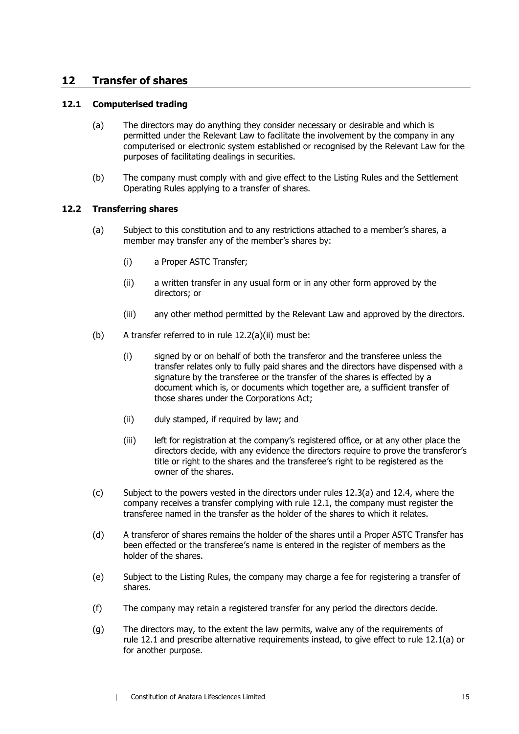## 12 Transfer of shares

### 12.1 Computerised trading

(a) The directors may do anything they consider necessary or desirable and which is permitted under the Relevant Law to facilitate the involvement by the company in any computerised or electronic system established or recognised by the Relevant Law for the purposes of facilitating dealings in securities.

(b) The company must comply with and give effect to the Listing Rules and the Settlement Operating Rules applying to a transfer of shares.

### 12.2 Transferring shares

(a) Subject to this constitution and to any restrictions attached to a member's shares, a member may transfer any of the member's shares by:

  (i) a Proper ASTC Transfer;

  (ii) a written transfer in any usual form or in any other form approved by the directors; or

  (iii) any other method permitted by the Relevant Law and approved by the directors.

(b) A transfer referred to in rule 12.2(a)(ii) must be:

  (i) signed by or on behalf of both the transferor and the transferee unless the transfer relates only to fully paid shares and the directors have dispensed with a signature by the transferee or the transfer of the shares is effected by a document which is, or documents which together are, a sufficient transfer of those shares under the Corporations Act;

  (ii) duly stamped, if required by law; and

  (iii) left for registration at the company's registered office, or at any other place the directors decide, with any evidence the directors require to prove the transferor's title or right to the shares and the transferee's right to be registered as the owner of the shares.

(c) Subject to the powers vested in the directors under rules 12.3(a) and 12.4, where the company receives a transfer complying with rule 12.1, the company must register the transferee named in the transfer as the holder of the shares to which it relates.

(d) A transferor of shares remains the holder of the shares until a Proper ASTC Transfer has been effected or the transferee's name is entered in the register of members as the holder of the shares.

(e) Subject to the Listing Rules, the company may charge a fee for registering a transfer of shares.

(f) The company may retain a registered transfer for any period the directors decide.

(g) The directors may, to the extent the law permits, waive any of the requirements of rule 12.1 and prescribe alternative requirements instead, to give effect to rule 12.1(a) or for another purpose.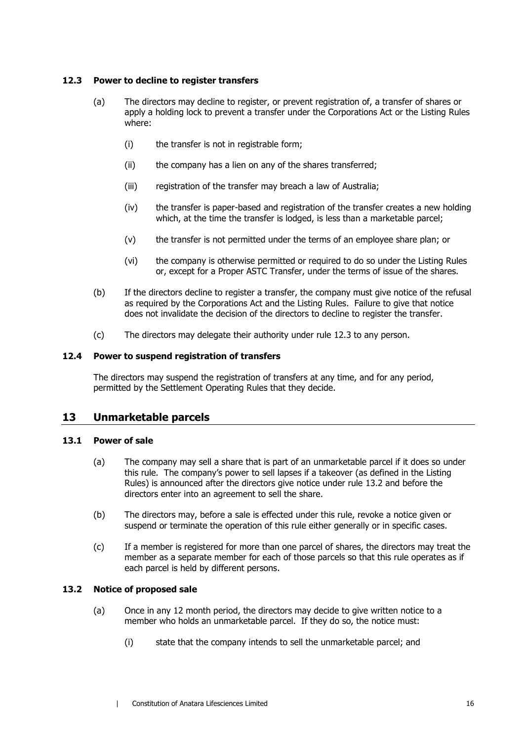### 12.3 Power to decline to register transfers

(a) The directors may decline to register, or prevent registration of, a transfer of shares or apply a holding lock to prevent a transfer under the Corporations Act or the Listing Rules where:

(i) the transfer is not in registrable form;

(ii) the company has a lien on any of the shares transferred;

(iii) registration of the transfer may breach a law of Australia;

(iv) the transfer is paper-based and registration of the transfer creates a new holding which, at the time the transfer is lodged, is less than a marketable parcel;

(v) the transfer is not permitted under the terms of an employee share plan; or

(vi) the company is otherwise permitted or required to do so under the Listing Rules or, except for a Proper ASTC Transfer, under the terms of issue of the shares.

(b) If the directors decline to register a transfer, the company must give notice of the refusal as required by the Corporations Act and the Listing Rules. Failure to give that notice does not invalidate the decision of the directors to decline to register the transfer.

(c) The directors may delegate their authority under rule 12.3 to any person.

### 12.4 Power to suspend registration of transfers

The directors may suspend the registration of transfers at any time, and for any period, permitted by the Settlement Operating Rules that they decide.

## 13 Unmarketable parcels

### 13.1 Power of sale

(a) The company may sell a share that is part of an unmarketable parcel if it does so under this rule. The company's power to sell lapses if a takeover (as defined in the Listing Rules) is announced after the directors give notice under rule 13.2 and before the directors enter into an agreement to sell the share.

(b) The directors may, before a sale is effected under this rule, revoke a notice given or suspend or terminate the operation of this rule either generally or in specific cases.

(c) If a member is registered for more than one parcel of shares, the directors may treat the member as a separate member for each of those parcels so that this rule operates as if each parcel is held by different persons.

### 13.2 Notice of proposed sale

(a) Once in any 12 month period, the directors may decide to give written notice to a member who holds an unmarketable parcel. If they do so, the notice must:

(i) state that the company intends to sell the unmarketable parcel; and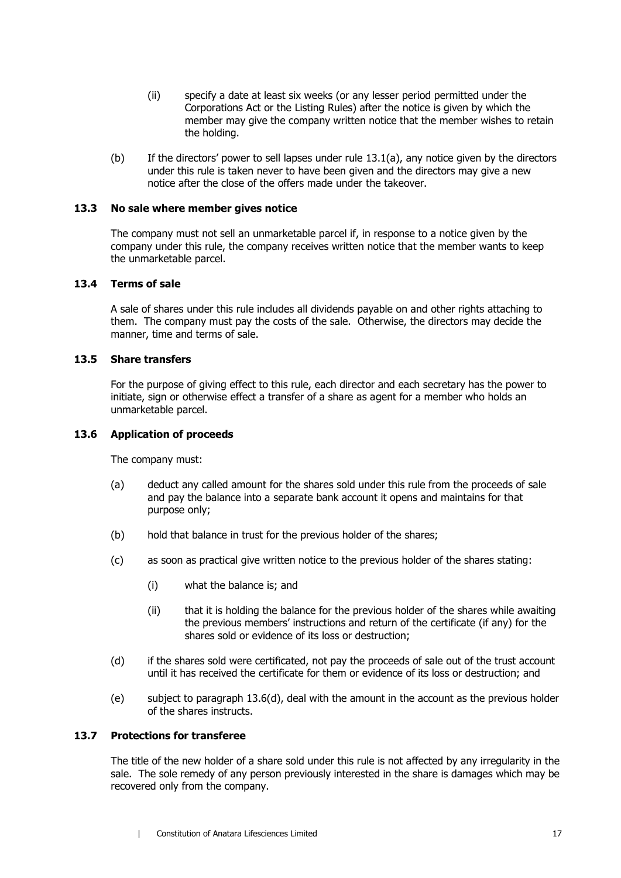(ii) specify a date at least six weeks (or any lesser period permitted under the Corporations Act or the Listing Rules) after the notice is given by which the member may give the company written notice that the member wishes to retain the holding.

(b) If the directors' power to sell lapses under rule 13.1(a), any notice given by the directors under this rule is taken never to have been given and the directors may give a new notice after the close of the offers made under the takeover.

### 13.3 No sale where member gives notice

The company must not sell an unmarketable parcel if, in response to a notice given by the company under this rule, the company receives written notice that the member wants to keep the unmarketable parcel.

### 13.4 Terms of sale

A sale of shares under this rule includes all dividends payable on and other rights attaching to them. The company must pay the costs of the sale. Otherwise, the directors may decide the manner, time and terms of sale.

### 13.5 Share transfers

For the purpose of giving effect to this rule, each director and each secretary has the power to initiate, sign or otherwise effect a transfer of a share as agent for a member who holds an unmarketable parcel.

### 13.6 Application of proceeds

The company must:

(a) deduct any called amount for the shares sold under this rule from the proceeds of sale and pay the balance into a separate bank account it opens and maintains for that purpose only;

(b) hold that balance in trust for the previous holder of the shares;

(c) as soon as practical give written notice to the previous holder of the shares stating:

(i) what the balance is; and

(ii) that it is holding the balance for the previous holder of the shares while awaiting the previous members' instructions and return of the certificate (if any) for the shares sold or evidence of its loss or destruction;

(d) if the shares sold were certificated, not pay the proceeds of sale out of the trust account until it has received the certificate for them or evidence of its loss or destruction; and

(e) subject to paragraph 13.6(d), deal with the amount in the account as the previous holder of the shares instructs.

### 13.7 Protections for transferee

The title of the new holder of a share sold under this rule is not affected by any irregularity in the sale. The sole remedy of any person previously interested in the share is damages which may be recovered only from the company.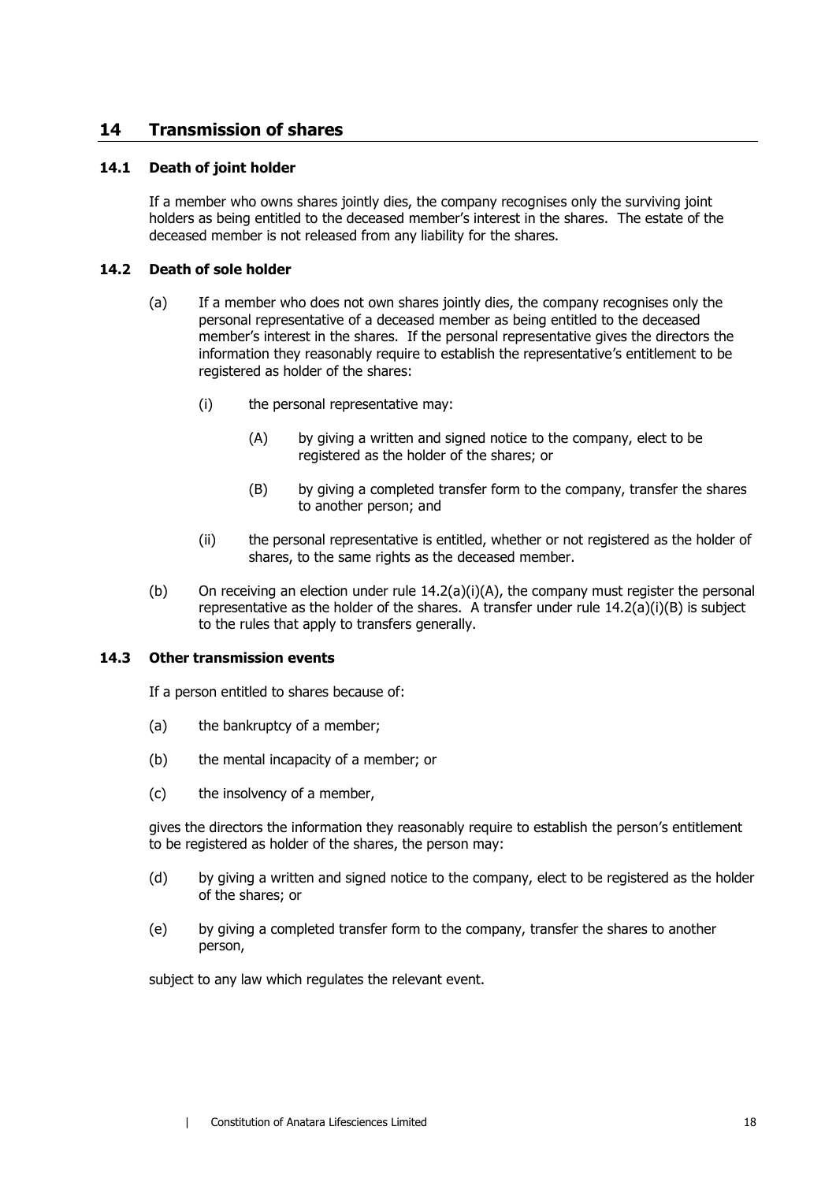## 14 Transmission of shares

### 14.1 Death of joint holder

If a member who owns shares jointly dies, the company recognises only the surviving joint holders as being entitled to the deceased member's interest in the shares. The estate of the deceased member is not released from any liability for the shares.

### 14.2 Death of sole holder

(a) If a member who does not own shares jointly dies, the company recognises only the personal representative of a deceased member as being entitled to the deceased member's interest in the shares. If the personal representative gives the directors the information they reasonably require to establish the representative's entitlement to be registered as holder of the shares:

   (i) the personal representative may:

      (A) by giving a written and signed notice to the company, elect to be registered as the holder of the shares; or

      (B) by giving a completed transfer form to the company, transfer the shares to another person; and

   (ii) the personal representative is entitled, whether or not registered as the holder of shares, to the same rights as the deceased member.

(b) On receiving an election under rule 14.2(a)(i)(A), the company must register the personal representative as the holder of the shares. A transfer under rule 14.2(a)(i)(B) is subject to the rules that apply to transfers generally.

### 14.3 Other transmission events

If a person entitled to shares because of:

(a) the bankruptcy of a member;

(b) the mental incapacity of a member; or

(c) the insolvency of a member,

gives the directors the information they reasonably require to establish the person's entitlement to be registered as holder of the shares, the person may:

(d) by giving a written and signed notice to the company, elect to be registered as the holder of the shares; or

(e) by giving a completed transfer form to the company, transfer the shares to another person,

subject to any law which regulates the relevant event.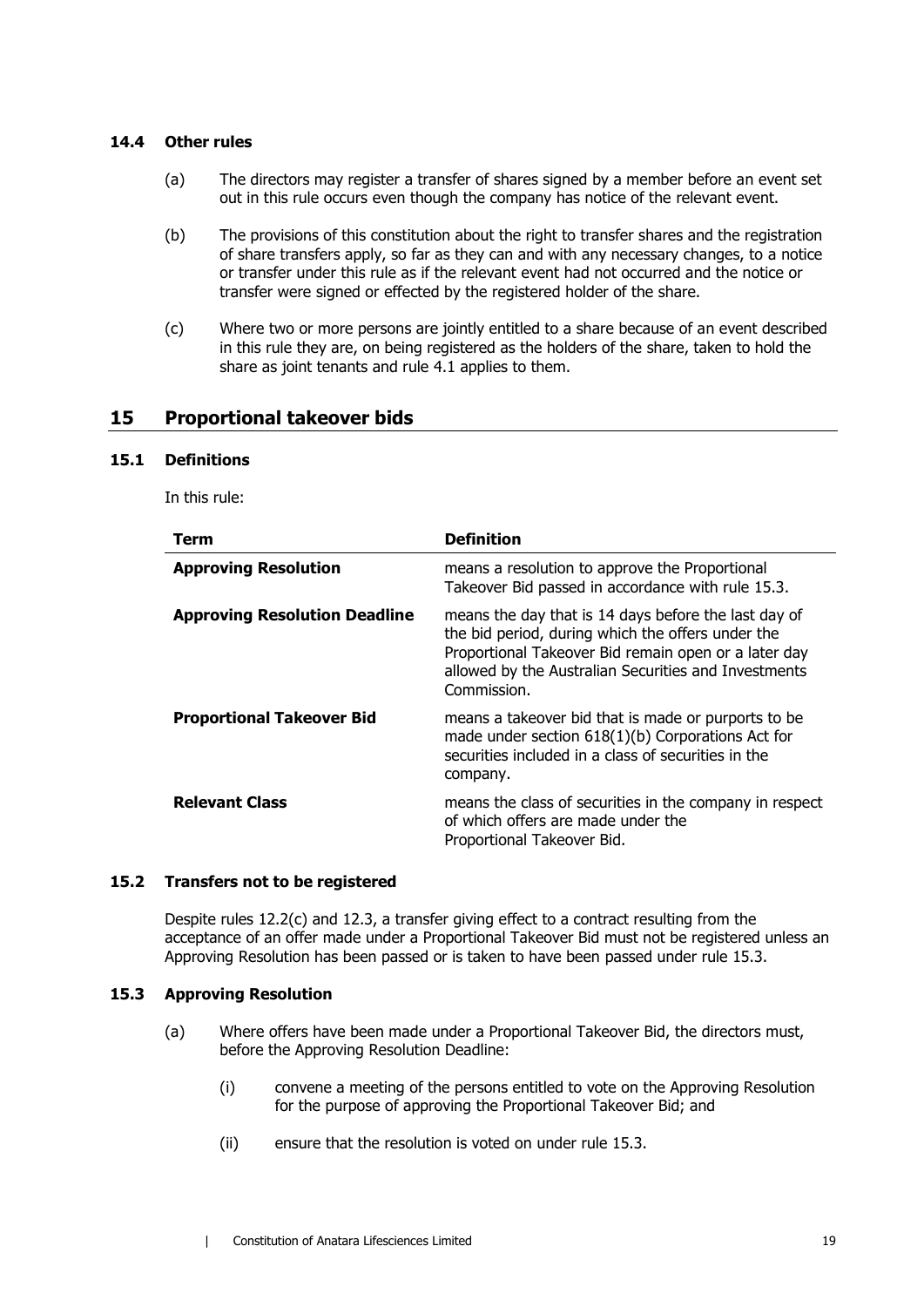### 14.4 Other rules

(a) The directors may register a transfer of shares signed by a member before an event set out in this rule occurs even though the company has notice of the relevant event.

(b) The provisions of this constitution about the right to transfer shares and the registration of share transfers apply, so far as they can and with any necessary changes, to a notice or transfer under this rule as if the relevant event had not occurred and the notice or transfer were signed or effected by the registered holder of the share.

(c) Where two or more persons are jointly entitled to a share because of an event described in this rule they are, on being registered as the holders of the share, taken to hold the share as joint tenants and rule 4.1 applies to them.

## 15 Proportional takeover bids

### 15.1 Definitions

In this rule:

| Term | Definition |
|---|---|
| **Approving Resolution** | means a resolution to approve the Proportional Takeover Bid passed in accordance with rule 15.3. |
| **Approving Resolution Deadline** | means the day that is 14 days before the last day of the bid period, during which the offers under the Proportional Takeover Bid remain open or a later day allowed by the Australian Securities and Investments Commission. |
| **Proportional Takeover Bid** | means a takeover bid that is made or purports to be made under section 618(1)(b) Corporations Act for securities included in a class of securities in the company. |
| **Relevant Class** | means the class of securities in the company in respect of which offers are made under the Proportional Takeover Bid. |

### 15.2 Transfers not to be registered

Despite rules 12.2(c) and 12.3, a transfer giving effect to a contract resulting from the acceptance of an offer made under a Proportional Takeover Bid must not be registered unless an Approving Resolution has been passed or is taken to have been passed under rule 15.3.

### 15.3 Approving Resolution

(a) Where offers have been made under a Proportional Takeover Bid, the directors must, before the Approving Resolution Deadline:

(i) convene a meeting of the persons entitled to vote on the Approving Resolution for the purpose of approving the Proportional Takeover Bid; and

(ii) ensure that the resolution is voted on under rule 15.3.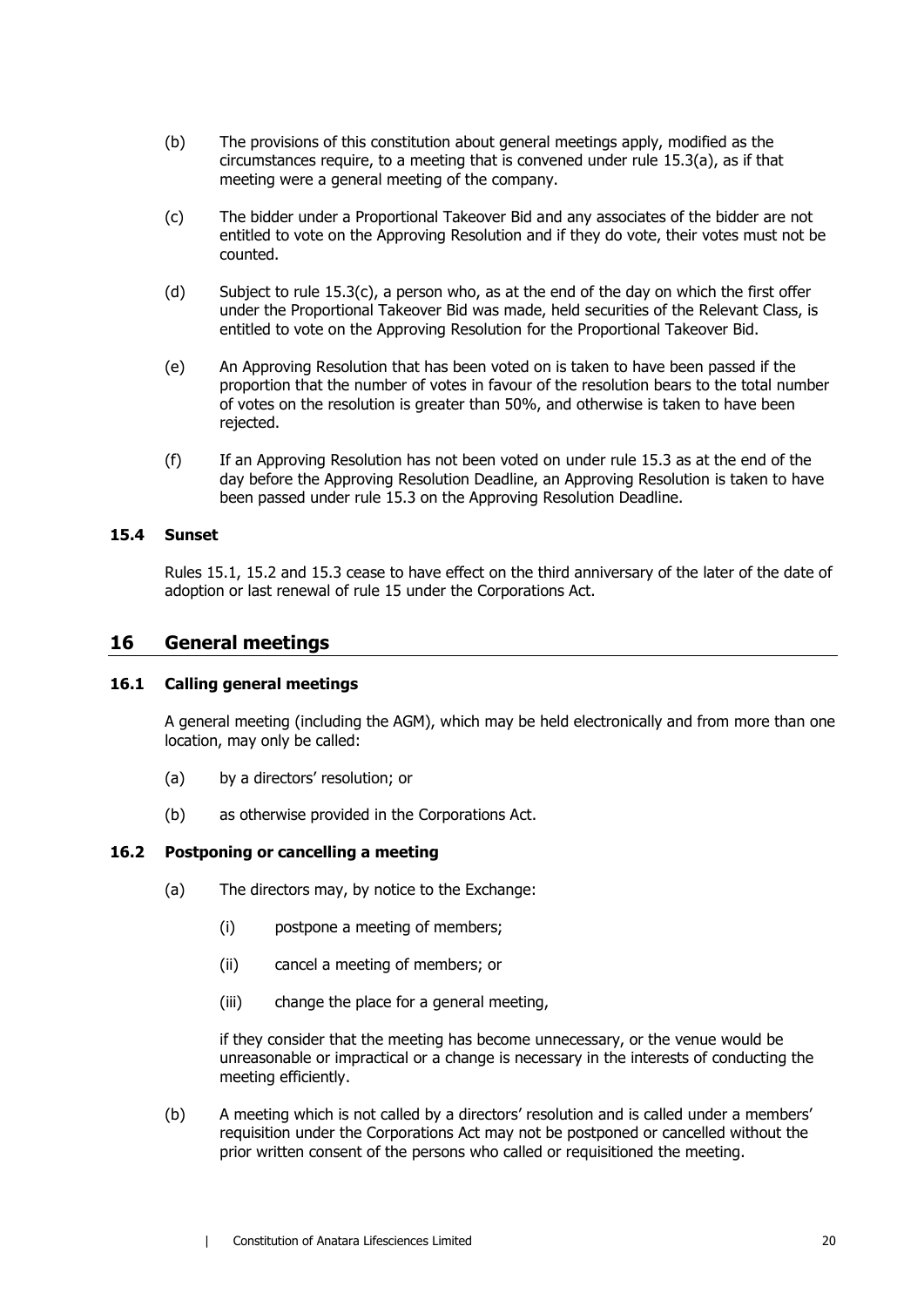(b) The provisions of this constitution about general meetings apply, modified as the circumstances require, to a meeting that is convened under rule 15.3(a), as if that meeting were a general meeting of the company.

(c) The bidder under a Proportional Takeover Bid and any associates of the bidder are not entitled to vote on the Approving Resolution and if they do vote, their votes must not be counted.

(d) Subject to rule 15.3(c), a person who, as at the end of the day on which the first offer under the Proportional Takeover Bid was made, held securities of the Relevant Class, is entitled to vote on the Approving Resolution for the Proportional Takeover Bid.

(e) An Approving Resolution that has been voted on is taken to have been passed if the proportion that the number of votes in favour of the resolution bears to the total number of votes on the resolution is greater than 50%, and otherwise is taken to have been rejected.

(f) If an Approving Resolution has not been voted on under rule 15.3 as at the end of the day before the Approving Resolution Deadline, an Approving Resolution is taken to have been passed under rule 15.3 on the Approving Resolution Deadline.

### 15.4 Sunset

Rules 15.1, 15.2 and 15.3 cease to have effect on the third anniversary of the later of the date of adoption or last renewal of rule 15 under the Corporations Act.

## 16 General meetings

### 16.1 Calling general meetings

A general meeting (including the AGM), which may be held electronically and from more than one location, may only be called:

(a) by a directors' resolution; or

(b) as otherwise provided in the Corporations Act.

### 16.2 Postponing or cancelling a meeting

(a) The directors may, by notice to the Exchange:

(i) postpone a meeting of members;

(ii) cancel a meeting of members; or

(iii) change the place for a general meeting,

if they consider that the meeting has become unnecessary, or the venue would be unreasonable or impractical or a change is necessary in the interests of conducting the meeting efficiently.

(b) A meeting which is not called by a directors' resolution and is called under a members' requisition under the Corporations Act may not be postponed or cancelled without the prior written consent of the persons who called or requisitioned the meeting.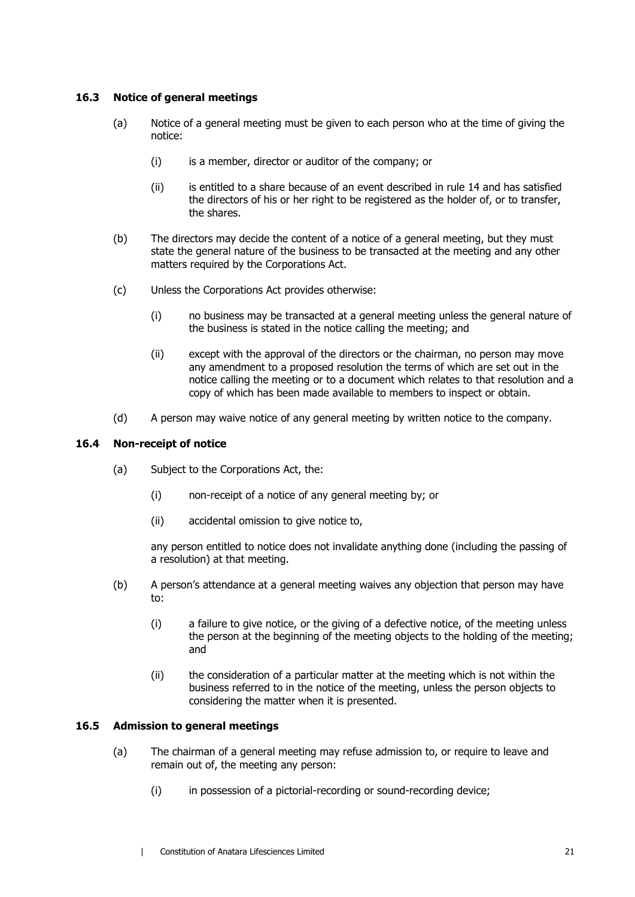### 16.3 Notice of general meetings

(a) Notice of a general meeting must be given to each person who at the time of giving the notice:

   (i) is a member, director or auditor of the company; or

   (ii) is entitled to a share because of an event described in rule 14 and has satisfied the directors of his or her right to be registered as the holder of, or to transfer, the shares.

(b) The directors may decide the content of a notice of a general meeting, but they must state the general nature of the business to be transacted at the meeting and any other matters required by the Corporations Act.

(c) Unless the Corporations Act provides otherwise:

   (i) no business may be transacted at a general meeting unless the general nature of the business is stated in the notice calling the meeting; and

   (ii) except with the approval of the directors or the chairman, no person may move any amendment to a proposed resolution the terms of which are set out in the notice calling the meeting or to a document which relates to that resolution and a copy of which has been made available to members to inspect or obtain.

(d) A person may waive notice of any general meeting by written notice to the company.

### 16.4 Non-receipt of notice

(a) Subject to the Corporations Act, the:

   (i) non-receipt of a notice of any general meeting by; or

   (ii) accidental omission to give notice to,

   any person entitled to notice does not invalidate anything done (including the passing of a resolution) at that meeting.

(b) A person's attendance at a general meeting waives any objection that person may have to:

   (i) a failure to give notice, or the giving of a defective notice, of the meeting unless the person at the beginning of the meeting objects to the holding of the meeting; and

   (ii) the consideration of a particular matter at the meeting which is not within the business referred to in the notice of the meeting, unless the person objects to considering the matter when it is presented.

### 16.5 Admission to general meetings

(a) The chairman of a general meeting may refuse admission to, or require to leave and remain out of, the meeting any person:

   (i) in possession of a pictorial-recording or sound-recording device;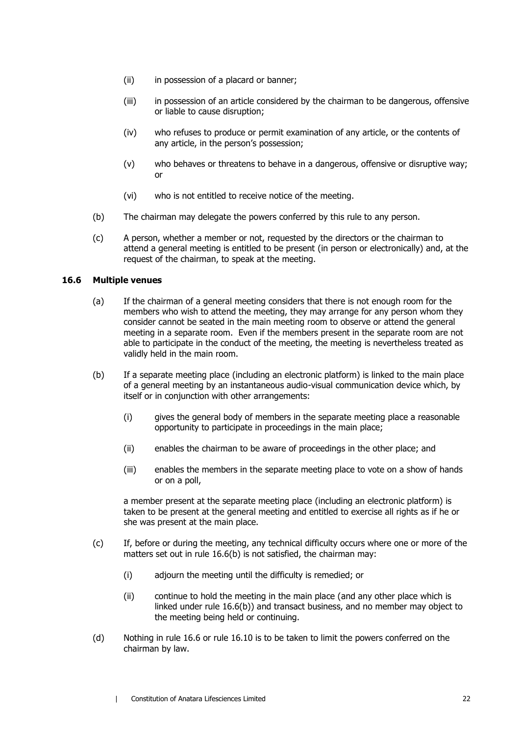(ii) in possession of a placard or banner;

(iii) in possession of an article considered by the chairman to be dangerous, offensive or liable to cause disruption;

(iv) who refuses to produce or permit examination of any article, or the contents of any article, in the person's possession;

(v) who behaves or threatens to behave in a dangerous, offensive or disruptive way; or

(vi) who is not entitled to receive notice of the meeting.

(b) The chairman may delegate the powers conferred by this rule to any person.

(c) A person, whether a member or not, requested by the directors or the chairman to attend a general meeting is entitled to be present (in person or electronically) and, at the request of the chairman, to speak at the meeting.

### 16.6 Multiple venues

(a) If the chairman of a general meeting considers that there is not enough room for the members who wish to attend the meeting, they may arrange for any person whom they consider cannot be seated in the main meeting room to observe or attend the general meeting in a separate room. Even if the members present in the separate room are not able to participate in the conduct of the meeting, the meeting is nevertheless treated as validly held in the main room.

(b) If a separate meeting place (including an electronic platform) is linked to the main place of a general meeting by an instantaneous audio-visual communication device which, by itself or in conjunction with other arrangements:

(i) gives the general body of members in the separate meeting place a reasonable opportunity to participate in proceedings in the main place;

(ii) enables the chairman to be aware of proceedings in the other place; and

(iii) enables the members in the separate meeting place to vote on a show of hands or on a poll,

a member present at the separate meeting place (including an electronic platform) is taken to be present at the general meeting and entitled to exercise all rights as if he or she was present at the main place.

(c) If, before or during the meeting, any technical difficulty occurs where one or more of the matters set out in rule 16.6(b) is not satisfied, the chairman may:

(i) adjourn the meeting until the difficulty is remedied; or

(ii) continue to hold the meeting in the main place (and any other place which is linked under rule 16.6(b)) and transact business, and no member may object to the meeting being held or continuing.

(d) Nothing in rule 16.6 or rule 16.10 is to be taken to limit the powers conferred on the chairman by law.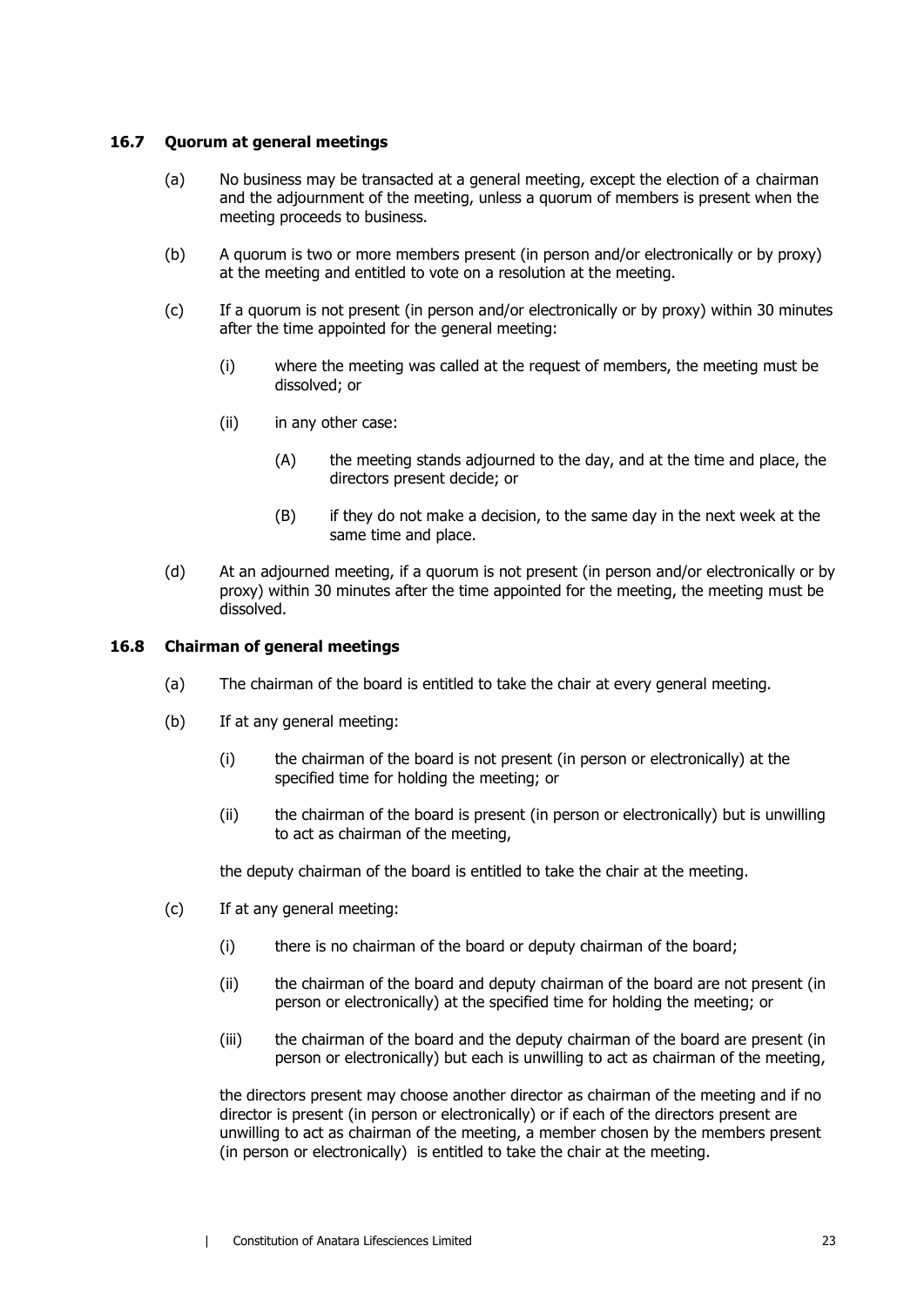### 16.7 Quorum at general meetings

(a) No business may be transacted at a general meeting, except the election of a chairman and the adjournment of the meeting, unless a quorum of members is present when the meeting proceeds to business.

(b) A quorum is two or more members present (in person and/or electronically or by proxy) at the meeting and entitled to vote on a resolution at the meeting.

(c) If a quorum is not present (in person and/or electronically or by proxy) within 30 minutes after the time appointed for the general meeting:

- (i) where the meeting was called at the request of members, the meeting must be dissolved; or
- (ii) in any other case:
  - (A) the meeting stands adjourned to the day, and at the time and place, the directors present decide; or
  - (B) if they do not make a decision, to the same day in the next week at the same time and place.

(d) At an adjourned meeting, if a quorum is not present (in person and/or electronically or by proxy) within 30 minutes after the time appointed for the meeting, the meeting must be dissolved.

### 16.8 Chairman of general meetings

(a) The chairman of the board is entitled to take the chair at every general meeting.

(b) If at any general meeting:

- (i) the chairman of the board is not present (in person or electronically) at the specified time for holding the meeting; or
- (ii) the chairman of the board is present (in person or electronically) but is unwilling to act as chairman of the meeting,

the deputy chairman of the board is entitled to take the chair at the meeting.

(c) If at any general meeting:

- (i) there is no chairman of the board or deputy chairman of the board;
- (ii) the chairman of the board and deputy chairman of the board are not present (in person or electronically) at the specified time for holding the meeting; or
- (iii) the chairman of the board and the deputy chairman of the board are present (in person or electronically) but each is unwilling to act as chairman of the meeting,

the directors present may choose another director as chairman of the meeting and if no director is present (in person or electronically) or if each of the directors present are unwilling to act as chairman of the meeting, a member chosen by the members present (in person or electronically) is entitled to take the chair at the meeting.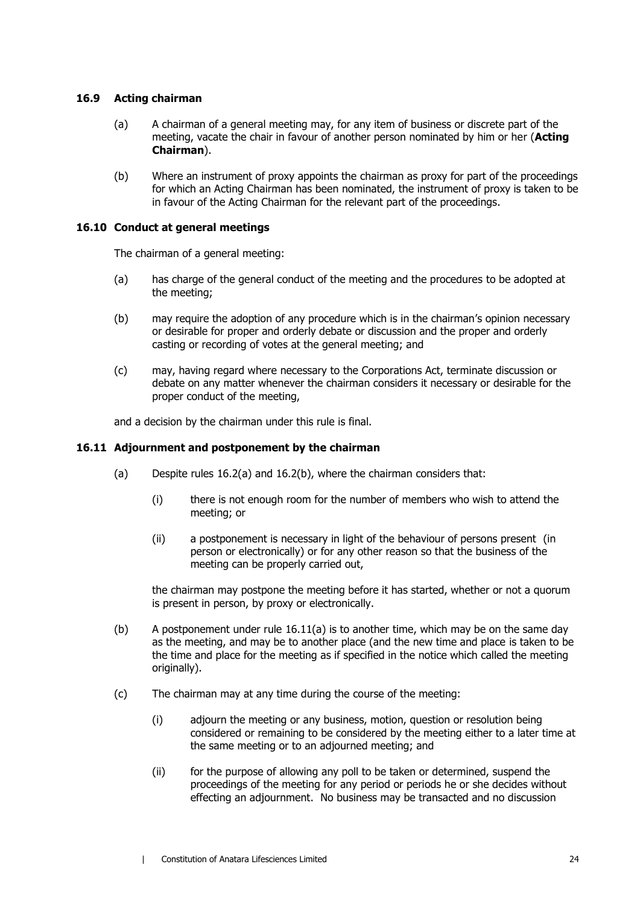### 16.9 Acting chairman

(a) A chairman of a general meeting may, for any item of business or discrete part of the meeting, vacate the chair in favour of another person nominated by him or her (**Acting Chairman**).

(b) Where an instrument of proxy appoints the chairman as proxy for part of the proceedings for which an Acting Chairman has been nominated, the instrument of proxy is taken to be in favour of the Acting Chairman for the relevant part of the proceedings.

### 16.10 Conduct at general meetings

The chairman of a general meeting:

(a) has charge of the general conduct of the meeting and the procedures to be adopted at the meeting;

(b) may require the adoption of any procedure which is in the chairman's opinion necessary or desirable for proper and orderly debate or discussion and the proper and orderly casting or recording of votes at the general meeting; and

(c) may, having regard where necessary to the Corporations Act, terminate discussion or debate on any matter whenever the chairman considers it necessary or desirable for the proper conduct of the meeting,

and a decision by the chairman under this rule is final.

### 16.11 Adjournment and postponement by the chairman

(a) Despite rules 16.2(a) and 16.2(b), where the chairman considers that:

  (i) there is not enough room for the number of members who wish to attend the meeting; or

  (ii) a postponement is necessary in light of the behaviour of persons present (in person or electronically) or for any other reason so that the business of the meeting can be properly carried out,

  the chairman may postpone the meeting before it has started, whether or not a quorum is present in person, by proxy or electronically.

(b) A postponement under rule 16.11(a) is to another time, which may be on the same day as the meeting, and may be to another place (and the new time and place is taken to be the time and place for the meeting as if specified in the notice which called the meeting originally).

(c) The chairman may at any time during the course of the meeting:

  (i) adjourn the meeting or any business, motion, question or resolution being considered or remaining to be considered by the meeting either to a later time at the same meeting or to an adjourned meeting; and

  (ii) for the purpose of allowing any poll to be taken or determined, suspend the proceedings of the meeting for any period or periods he or she decides without effecting an adjournment. No business may be transacted and no discussion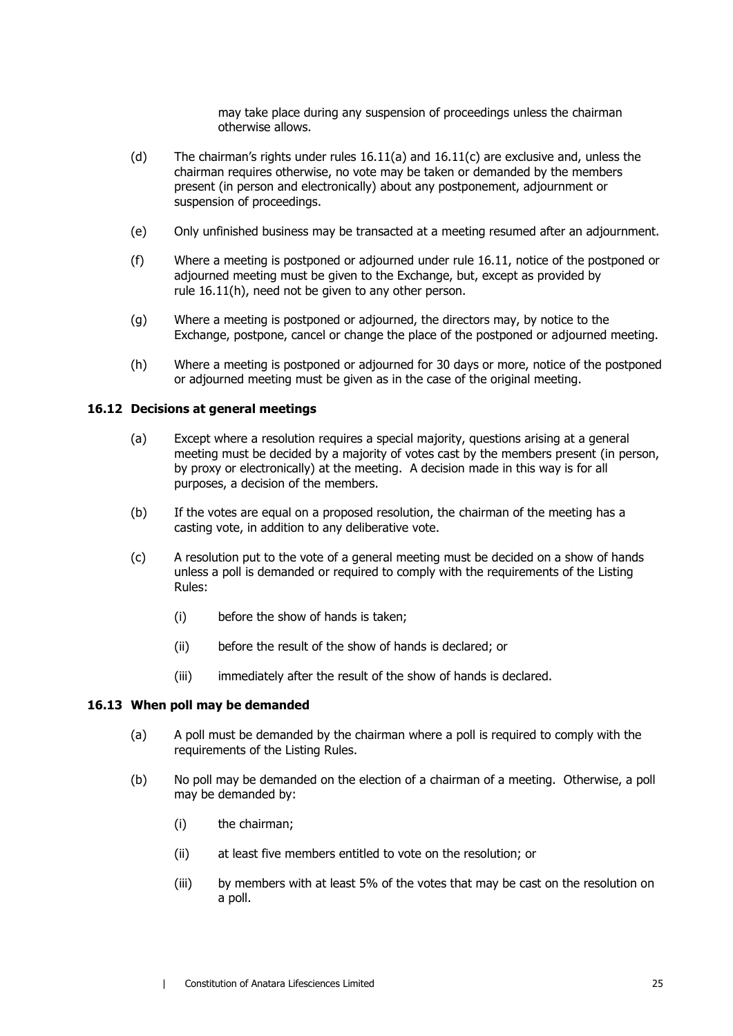may take place during any suspension of proceedings unless the chairman otherwise allows.

(d) The chairman's rights under rules 16.11(a) and 16.11(c) are exclusive and, unless the chairman requires otherwise, no vote may be taken or demanded by the members present (in person and electronically) about any postponement, adjournment or suspension of proceedings.

(e) Only unfinished business may be transacted at a meeting resumed after an adjournment.

(f) Where a meeting is postponed or adjourned under rule 16.11, notice of the postponed or adjourned meeting must be given to the Exchange, but, except as provided by rule 16.11(h), need not be given to any other person.

(g) Where a meeting is postponed or adjourned, the directors may, by notice to the Exchange, postpone, cancel or change the place of the postponed or adjourned meeting.

(h) Where a meeting is postponed or adjourned for 30 days or more, notice of the postponed or adjourned meeting must be given as in the case of the original meeting.

### 16.12 Decisions at general meetings

(a) Except where a resolution requires a special majority, questions arising at a general meeting must be decided by a majority of votes cast by the members present (in person, by proxy or electronically) at the meeting. A decision made in this way is for all purposes, a decision of the members.

(b) If the votes are equal on a proposed resolution, the chairman of the meeting has a casting vote, in addition to any deliberative vote.

(c) A resolution put to the vote of a general meeting must be decided on a show of hands unless a poll is demanded or required to comply with the requirements of the Listing Rules:

   (i) before the show of hands is taken;

   (ii) before the result of the show of hands is declared; or

   (iii) immediately after the result of the show of hands is declared.

### 16.13 When poll may be demanded

(a) A poll must be demanded by the chairman where a poll is required to comply with the requirements of the Listing Rules.

(b) No poll may be demanded on the election of a chairman of a meeting. Otherwise, a poll may be demanded by:

   (i) the chairman;

   (ii) at least five members entitled to vote on the resolution; or

   (iii) by members with at least 5% of the votes that may be cast on the resolution on a poll.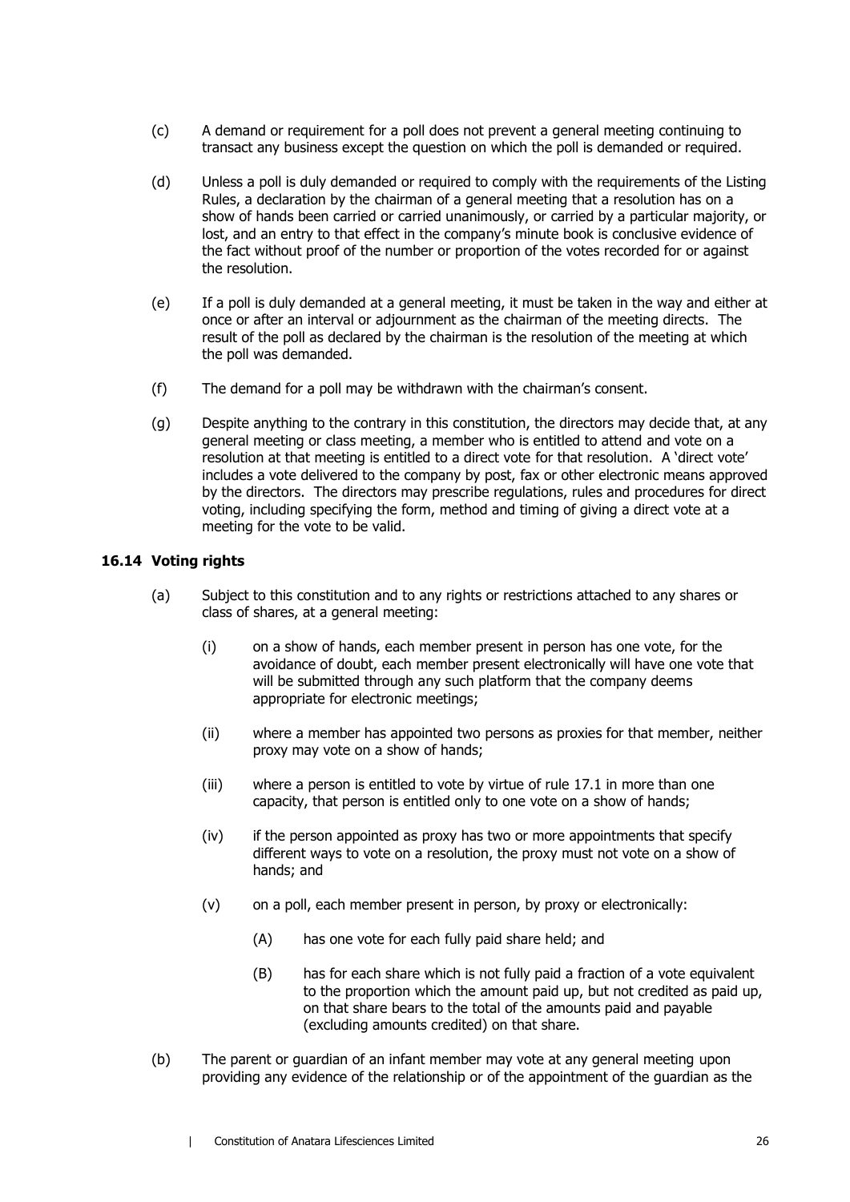(c) A demand or requirement for a poll does not prevent a general meeting continuing to transact any business except the question on which the poll is demanded or required.

(d) Unless a poll is duly demanded or required to comply with the requirements of the Listing Rules, a declaration by the chairman of a general meeting that a resolution has on a show of hands been carried or carried unanimously, or carried by a particular majority, or lost, and an entry to that effect in the company's minute book is conclusive evidence of the fact without proof of the number or proportion of the votes recorded for or against the resolution.

(e) If a poll is duly demanded at a general meeting, it must be taken in the way and either at once or after an interval or adjournment as the chairman of the meeting directs. The result of the poll as declared by the chairman is the resolution of the meeting at which the poll was demanded.

(f) The demand for a poll may be withdrawn with the chairman's consent.

(g) Despite anything to the contrary in this constitution, the directors may decide that, at any general meeting or class meeting, a member who is entitled to attend and vote on a resolution at that meeting is entitled to a direct vote for that resolution. A 'direct vote' includes a vote delivered to the company by post, fax or other electronic means approved by the directors. The directors may prescribe regulations, rules and procedures for direct voting, including specifying the form, method and timing of giving a direct vote at a meeting for the vote to be valid.

### 16.14 Voting rights

(a) Subject to this constitution and to any rights or restrictions attached to any shares or class of shares, at a general meeting:

  (i) on a show of hands, each member present in person has one vote, for the avoidance of doubt, each member present electronically will have one vote that will be submitted through any such platform that the company deems appropriate for electronic meetings;

  (ii) where a member has appointed two persons as proxies for that member, neither proxy may vote on a show of hands;

  (iii) where a person is entitled to vote by virtue of rule 17.1 in more than one capacity, that person is entitled only to one vote on a show of hands;

  (iv) if the person appointed as proxy has two or more appointments that specify different ways to vote on a resolution, the proxy must not vote on a show of hands; and

  (v) on a poll, each member present in person, by proxy or electronically:

    (A) has one vote for each fully paid share held; and

    (B) has for each share which is not fully paid a fraction of a vote equivalent to the proportion which the amount paid up, but not credited as paid up, on that share bears to the total of the amounts paid and payable (excluding amounts credited) on that share.

(b) The parent or guardian of an infant member may vote at any general meeting upon providing any evidence of the relationship or of the appointment of the guardian as the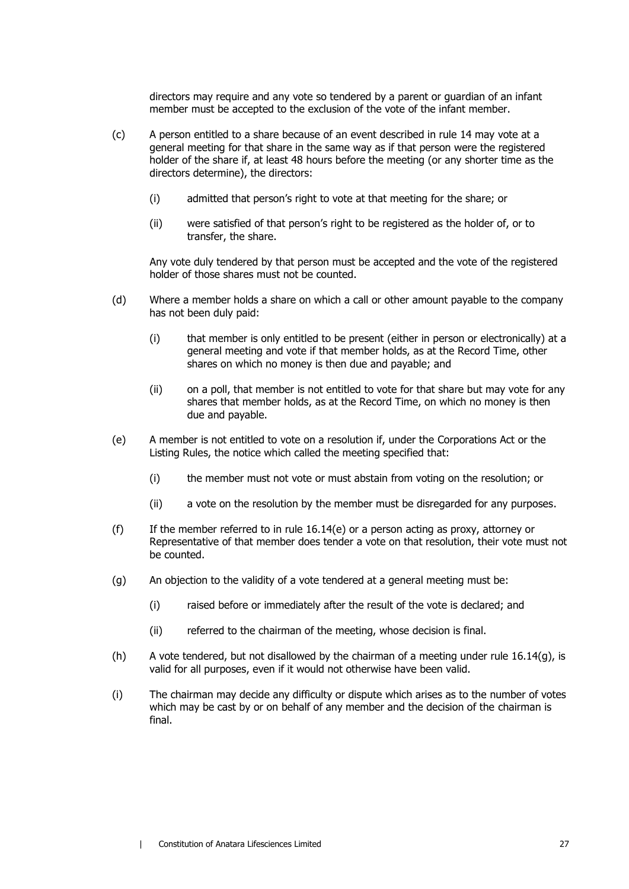directors may require and any vote so tendered by a parent or guardian of an infant member must be accepted to the exclusion of the vote of the infant member.

(c) A person entitled to a share because of an event described in rule 14 may vote at a general meeting for that share in the same way as if that person were the registered holder of the share if, at least 48 hours before the meeting (or any shorter time as the directors determine), the directors:

(i) admitted that person's right to vote at that meeting for the share; or

(ii) were satisfied of that person's right to be registered as the holder of, or to transfer, the share.

Any vote duly tendered by that person must be accepted and the vote of the registered holder of those shares must not be counted.

(d) Where a member holds a share on which a call or other amount payable to the company has not been duly paid:

(i) that member is only entitled to be present (either in person or electronically) at a general meeting and vote if that member holds, as at the Record Time, other shares on which no money is then due and payable; and

(ii) on a poll, that member is not entitled to vote for that share but may vote for any shares that member holds, as at the Record Time, on which no money is then due and payable.

(e) A member is not entitled to vote on a resolution if, under the Corporations Act or the Listing Rules, the notice which called the meeting specified that:

(i) the member must not vote or must abstain from voting on the resolution; or

(ii) a vote on the resolution by the member must be disregarded for any purposes.

(f) If the member referred to in rule 16.14(e) or a person acting as proxy, attorney or Representative of that member does tender a vote on that resolution, their vote must not be counted.

(g) An objection to the validity of a vote tendered at a general meeting must be:

(i) raised before or immediately after the result of the vote is declared; and

(ii) referred to the chairman of the meeting, whose decision is final.

(h) A vote tendered, but not disallowed by the chairman of a meeting under rule 16.14(g), is valid for all purposes, even if it would not otherwise have been valid.

(i) The chairman may decide any difficulty or dispute which arises as to the number of votes which may be cast by or on behalf of any member and the decision of the chairman is final.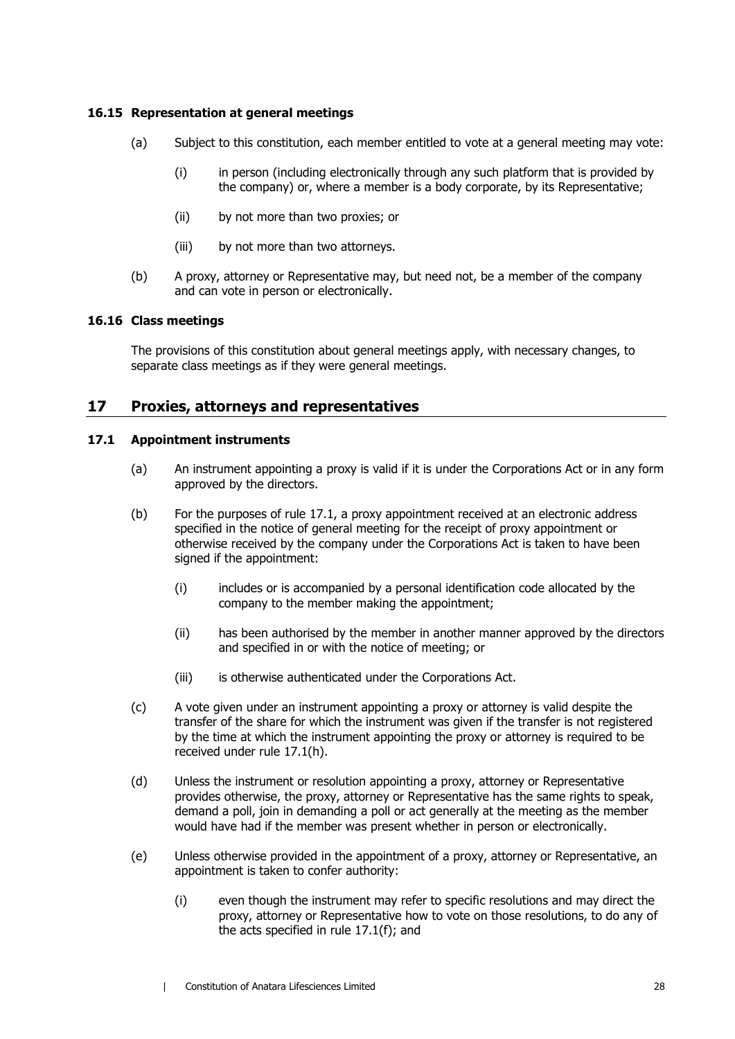### 16.15 Representation at general meetings

(a) Subject to this constitution, each member entitled to vote at a general meeting may vote:

(i) in person (including electronically through any such platform that is provided by the company) or, where a member is a body corporate, by its Representative;

(ii) by not more than two proxies; or

(iii) by not more than two attorneys.

(b) A proxy, attorney or Representative may, but need not, be a member of the company and can vote in person or electronically.

### 16.16 Class meetings

The provisions of this constitution about general meetings apply, with necessary changes, to separate class meetings as if they were general meetings.

## 17 Proxies, attorneys and representatives

### 17.1 Appointment instruments

(a) An instrument appointing a proxy is valid if it is under the Corporations Act or in any form approved by the directors.

(b) For the purposes of rule 17.1, a proxy appointment received at an electronic address specified in the notice of general meeting for the receipt of proxy appointment or otherwise received by the company under the Corporations Act is taken to have been signed if the appointment:

(i) includes or is accompanied by a personal identification code allocated by the company to the member making the appointment;

(ii) has been authorised by the member in another manner approved by the directors and specified in or with the notice of meeting; or

(iii) is otherwise authenticated under the Corporations Act.

(c) A vote given under an instrument appointing a proxy or attorney is valid despite the transfer of the share for which the instrument was given if the transfer is not registered by the time at which the instrument appointing the proxy or attorney is required to be received under rule 17.1(h).

(d) Unless the instrument or resolution appointing a proxy, attorney or Representative provides otherwise, the proxy, attorney or Representative has the same rights to speak, demand a poll, join in demanding a poll or act generally at the meeting as the member would have had if the member was present whether in person or electronically.

(e) Unless otherwise provided in the appointment of a proxy, attorney or Representative, an appointment is taken to confer authority:

(i) even though the instrument may refer to specific resolutions and may direct the proxy, attorney or Representative how to vote on those resolutions, to do any of the acts specified in rule 17.1(f); and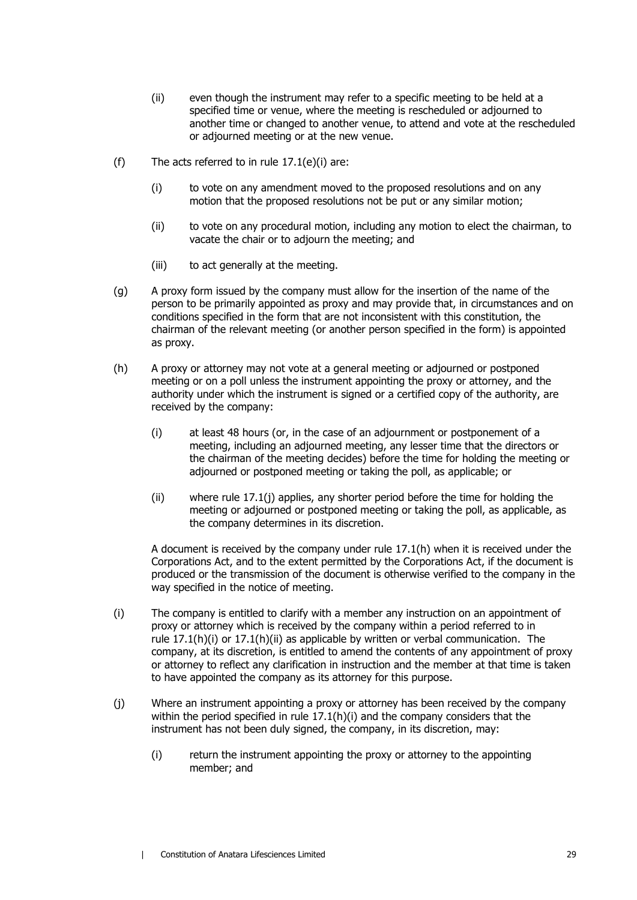(ii) even though the instrument may refer to a specific meeting to be held at a specified time or venue, where the meeting is rescheduled or adjourned to another time or changed to another venue, to attend and vote at the rescheduled or adjourned meeting or at the new venue.

(f) The acts referred to in rule 17.1(e)(i) are:

(i) to vote on any amendment moved to the proposed resolutions and on any motion that the proposed resolutions not be put or any similar motion;

(ii) to vote on any procedural motion, including any motion to elect the chairman, to vacate the chair or to adjourn the meeting; and

(iii) to act generally at the meeting.

(g) A proxy form issued by the company must allow for the insertion of the name of the person to be primarily appointed as proxy and may provide that, in circumstances and on conditions specified in the form that are not inconsistent with this constitution, the chairman of the relevant meeting (or another person specified in the form) is appointed as proxy.

(h) A proxy or attorney may not vote at a general meeting or adjourned or postponed meeting or on a poll unless the instrument appointing the proxy or attorney, and the authority under which the instrument is signed or a certified copy of the authority, are received by the company:

(i) at least 48 hours (or, in the case of an adjournment or postponement of a meeting, including an adjourned meeting, any lesser time that the directors or the chairman of the meeting decides) before the time for holding the meeting or adjourned or postponed meeting or taking the poll, as applicable; or

(ii) where rule 17.1(j) applies, any shorter period before the time for holding the meeting or adjourned or postponed meeting or taking the poll, as applicable, as the company determines in its discretion.

A document is received by the company under rule 17.1(h) when it is received under the Corporations Act, and to the extent permitted by the Corporations Act, if the document is produced or the transmission of the document is otherwise verified to the company in the way specified in the notice of meeting.

(i) The company is entitled to clarify with a member any instruction on an appointment of proxy or attorney which is received by the company within a period referred to in rule 17.1(h)(i) or 17.1(h)(ii) as applicable by written or verbal communication. The company, at its discretion, is entitled to amend the contents of any appointment of proxy or attorney to reflect any clarification in instruction and the member at that time is taken to have appointed the company as its attorney for this purpose.

(j) Where an instrument appointing a proxy or attorney has been received by the company within the period specified in rule 17.1(h)(i) and the company considers that the instrument has not been duly signed, the company, in its discretion, may:

(i) return the instrument appointing the proxy or attorney to the appointing member; and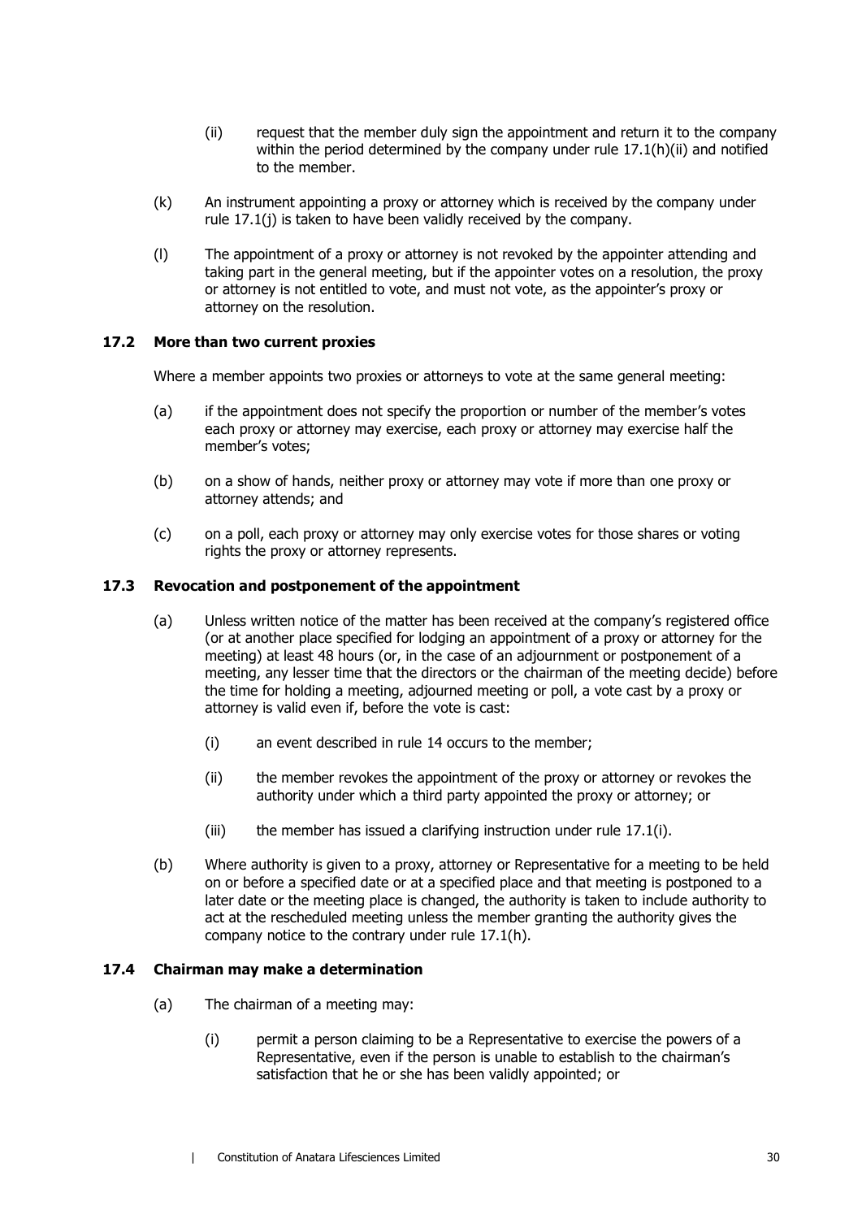(ii) request that the member duly sign the appointment and return it to the company within the period determined by the company under rule 17.1(h)(ii) and notified to the member.

(k) An instrument appointing a proxy or attorney which is received by the company under rule 17.1(j) is taken to have been validly received by the company.

(l) The appointment of a proxy or attorney is not revoked by the appointer attending and taking part in the general meeting, but if the appointer votes on a resolution, the proxy or attorney is not entitled to vote, and must not vote, as the appointer's proxy or attorney on the resolution.

### 17.2 More than two current proxies

Where a member appoints two proxies or attorneys to vote at the same general meeting:

(a) if the appointment does not specify the proportion or number of the member's votes each proxy or attorney may exercise, each proxy or attorney may exercise half the member's votes;

(b) on a show of hands, neither proxy or attorney may vote if more than one proxy or attorney attends; and

(c) on a poll, each proxy or attorney may only exercise votes for those shares or voting rights the proxy or attorney represents.

### 17.3 Revocation and postponement of the appointment

(a) Unless written notice of the matter has been received at the company's registered office (or at another place specified for lodging an appointment of a proxy or attorney for the meeting) at least 48 hours (or, in the case of an adjournment or postponement of a meeting, any lesser time that the directors or the chairman of the meeting decide) before the time for holding a meeting, adjourned meeting or poll, a vote cast by a proxy or attorney is valid even if, before the vote is cast:

(i) an event described in rule 14 occurs to the member;

(ii) the member revokes the appointment of the proxy or attorney or revokes the authority under which a third party appointed the proxy or attorney; or

(iii) the member has issued a clarifying instruction under rule 17.1(i).

(b) Where authority is given to a proxy, attorney or Representative for a meeting to be held on or before a specified date or at a specified place and that meeting is postponed to a later date or the meeting place is changed, the authority is taken to include authority to act at the rescheduled meeting unless the member granting the authority gives the company notice to the contrary under rule 17.1(h).

### 17.4 Chairman may make a determination

(a) The chairman of a meeting may:

(i) permit a person claiming to be a Representative to exercise the powers of a Representative, even if the person is unable to establish to the chairman's satisfaction that he or she has been validly appointed; or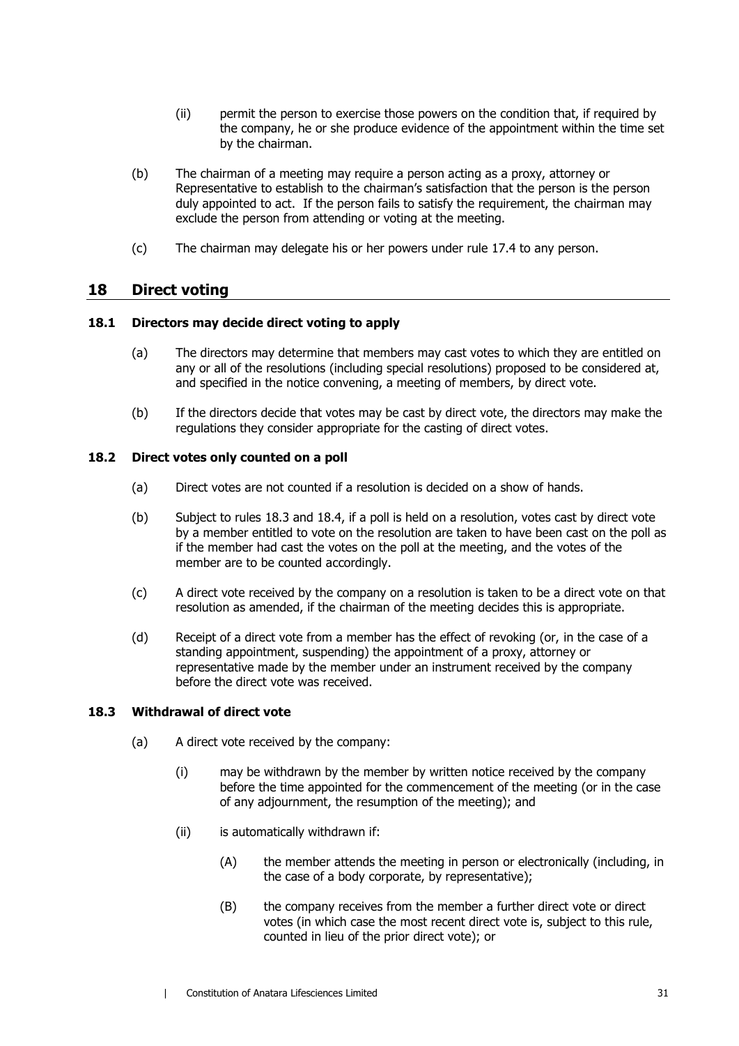(ii) permit the person to exercise those powers on the condition that, if required by the company, he or she produce evidence of the appointment within the time set by the chairman.

(b) The chairman of a meeting may require a person acting as a proxy, attorney or Representative to establish to the chairman's satisfaction that the person is the person duly appointed to act. If the person fails to satisfy the requirement, the chairman may exclude the person from attending or voting at the meeting.

(c) The chairman may delegate his or her powers under rule 17.4 to any person.

## 18 Direct voting

### 18.1 Directors may decide direct voting to apply

(a) The directors may determine that members may cast votes to which they are entitled on any or all of the resolutions (including special resolutions) proposed to be considered at, and specified in the notice convening, a meeting of members, by direct vote.

(b) If the directors decide that votes may be cast by direct vote, the directors may make the regulations they consider appropriate for the casting of direct votes.

### 18.2 Direct votes only counted on a poll

(a) Direct votes are not counted if a resolution is decided on a show of hands.

(b) Subject to rules 18.3 and 18.4, if a poll is held on a resolution, votes cast by direct vote by a member entitled to vote on the resolution are taken to have been cast on the poll as if the member had cast the votes on the poll at the meeting, and the votes of the member are to be counted accordingly.

(c) A direct vote received by the company on a resolution is taken to be a direct vote on that resolution as amended, if the chairman of the meeting decides this is appropriate.

(d) Receipt of a direct vote from a member has the effect of revoking (or, in the case of a standing appointment, suspending) the appointment of a proxy, attorney or representative made by the member under an instrument received by the company before the direct vote was received.

### 18.3 Withdrawal of direct vote

(a) A direct vote received by the company:

(i) may be withdrawn by the member by written notice received by the company before the time appointed for the commencement of the meeting (or in the case of any adjournment, the resumption of the meeting); and

(ii) is automatically withdrawn if:

(A) the member attends the meeting in person or electronically (including, in the case of a body corporate, by representative);

(B) the company receives from the member a further direct vote or direct votes (in which case the most recent direct vote is, subject to this rule, counted in lieu of the prior direct vote); or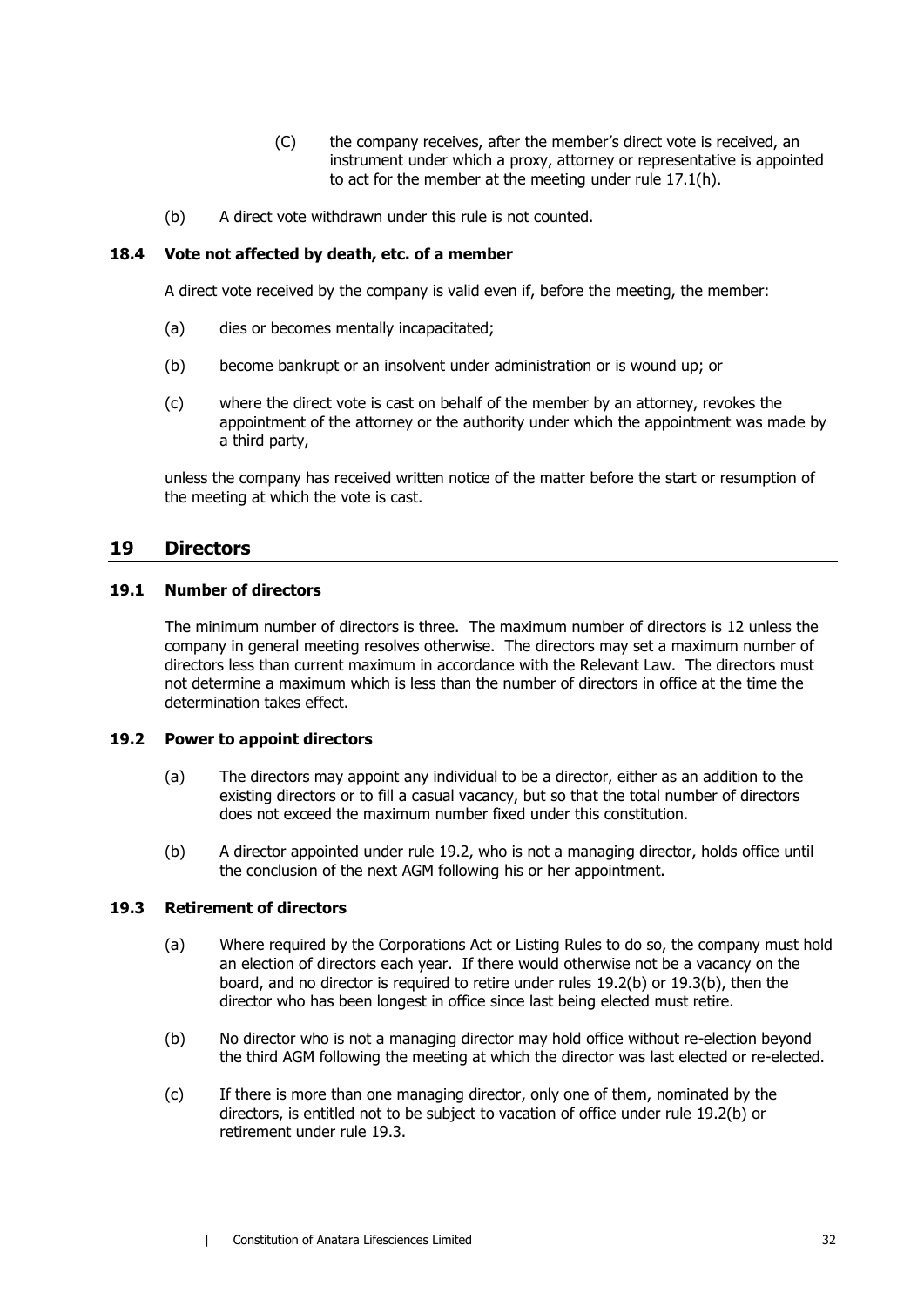(C) the company receives, after the member's direct vote is received, an instrument under which a proxy, attorney or representative is appointed to act for the member at the meeting under rule 17.1(h).

(b) A direct vote withdrawn under this rule is not counted.

### 18.4 Vote not affected by death, etc. of a member

A direct vote received by the company is valid even if, before the meeting, the member:

(a) dies or becomes mentally incapacitated;

(b) become bankrupt or an insolvent under administration or is wound up; or

(c) where the direct vote is cast on behalf of the member by an attorney, revokes the appointment of the attorney or the authority under which the appointment was made by a third party,

unless the company has received written notice of the matter before the start or resumption of the meeting at which the vote is cast.

## 19 Directors

### 19.1 Number of directors

The minimum number of directors is three. The maximum number of directors is 12 unless the company in general meeting resolves otherwise. The directors may set a maximum number of directors less than current maximum in accordance with the Relevant Law. The directors must not determine a maximum which is less than the number of directors in office at the time the determination takes effect.

### 19.2 Power to appoint directors

(a) The directors may appoint any individual to be a director, either as an addition to the existing directors or to fill a casual vacancy, but so that the total number of directors does not exceed the maximum number fixed under this constitution.

(b) A director appointed under rule 19.2, who is not a managing director, holds office until the conclusion of the next AGM following his or her appointment.

### 19.3 Retirement of directors

(a) Where required by the Corporations Act or Listing Rules to do so, the company must hold an election of directors each year. If there would otherwise not be a vacancy on the board, and no director is required to retire under rules 19.2(b) or 19.3(b), then the director who has been longest in office since last being elected must retire.

(b) No director who is not a managing director may hold office without re-election beyond the third AGM following the meeting at which the director was last elected or re-elected.

(c) If there is more than one managing director, only one of them, nominated by the directors, is entitled not to be subject to vacation of office under rule 19.2(b) or retirement under rule 19.3.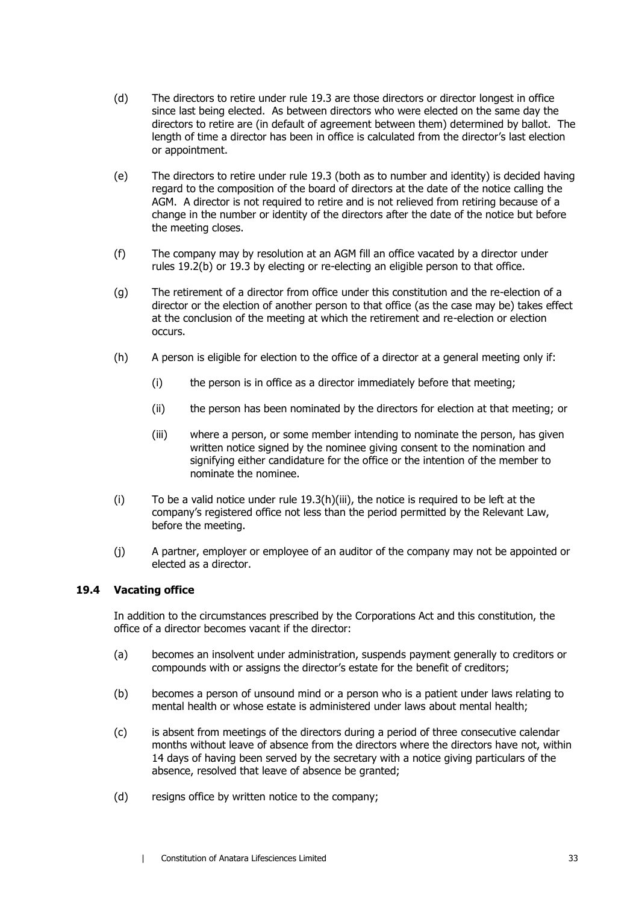(d) The directors to retire under rule 19.3 are those directors or director longest in office since last being elected. As between directors who were elected on the same day the directors to retire are (in default of agreement between them) determined by ballot. The length of time a director has been in office is calculated from the director's last election or appointment.

(e) The directors to retire under rule 19.3 (both as to number and identity) is decided having regard to the composition of the board of directors at the date of the notice calling the AGM. A director is not required to retire and is not relieved from retiring because of a change in the number or identity of the directors after the date of the notice but before the meeting closes.

(f) The company may by resolution at an AGM fill an office vacated by a director under rules 19.2(b) or 19.3 by electing or re-electing an eligible person to that office.

(g) The retirement of a director from office under this constitution and the re-election of a director or the election of another person to that office (as the case may be) takes effect at the conclusion of the meeting at which the retirement and re-election or election occurs.

(h) A person is eligible for election to the office of a director at a general meeting only if:

   (i) the person is in office as a director immediately before that meeting;

   (ii) the person has been nominated by the directors for election at that meeting; or

   (iii) where a person, or some member intending to nominate the person, has given written notice signed by the nominee giving consent to the nomination and signifying either candidature for the office or the intention of the member to nominate the nominee.

(i) To be a valid notice under rule 19.3(h)(iii), the notice is required to be left at the company's registered office not less than the period permitted by the Relevant Law, before the meeting.

(j) A partner, employer or employee of an auditor of the company may not be appointed or elected as a director.

### 19.4 Vacating office

In addition to the circumstances prescribed by the Corporations Act and this constitution, the office of a director becomes vacant if the director:

(a) becomes an insolvent under administration, suspends payment generally to creditors or compounds with or assigns the director's estate for the benefit of creditors;

(b) becomes a person of unsound mind or a person who is a patient under laws relating to mental health or whose estate is administered under laws about mental health;

(c) is absent from meetings of the directors during a period of three consecutive calendar months without leave of absence from the directors where the directors have not, within 14 days of having been served by the secretary with a notice giving particulars of the absence, resolved that leave of absence be granted;

(d) resigns office by written notice to the company;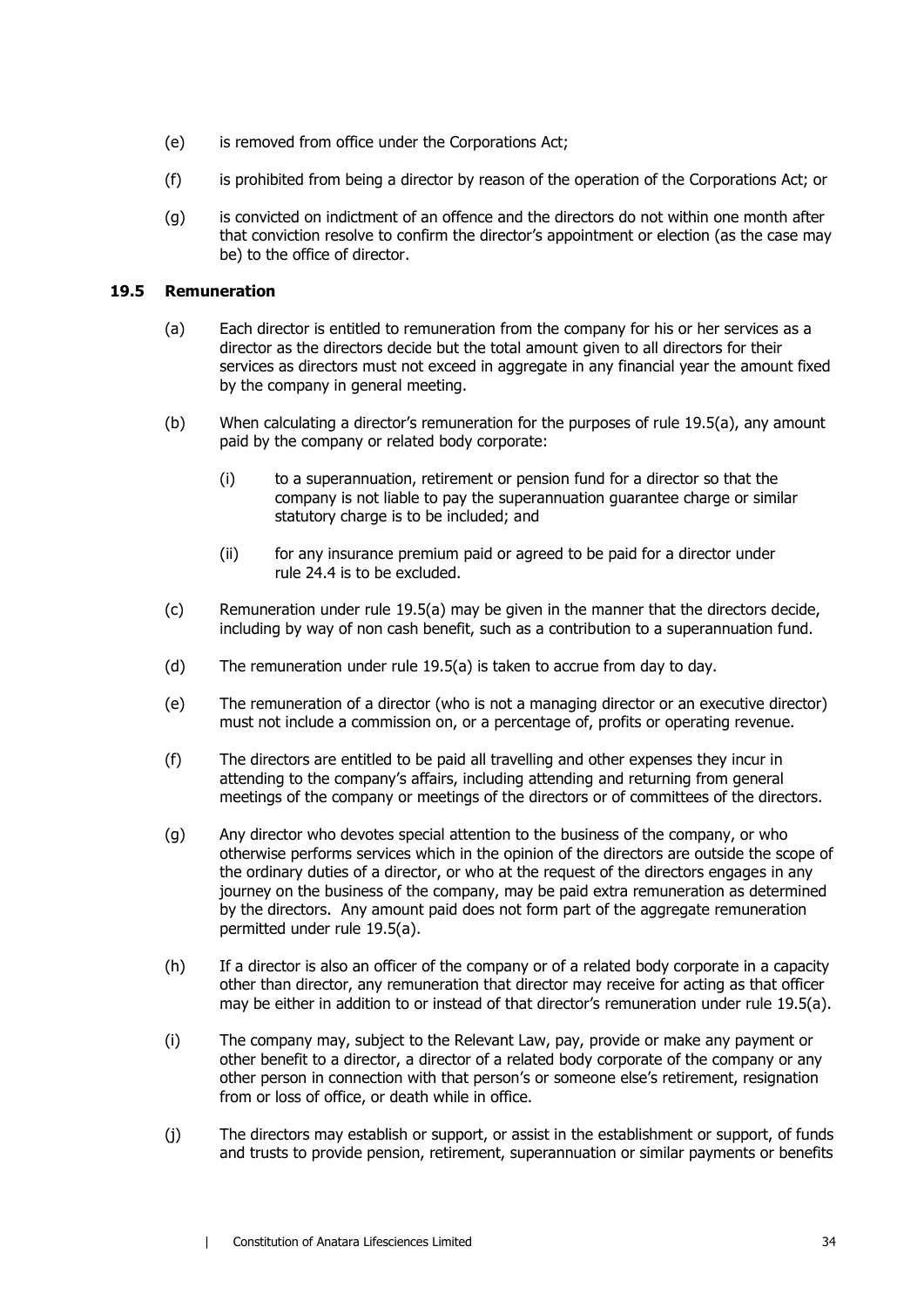(e) is removed from office under the Corporations Act;

(f) is prohibited from being a director by reason of the operation of the Corporations Act; or

(g) is convicted on indictment of an offence and the directors do not within one month after that conviction resolve to confirm the director's appointment or election (as the case may be) to the office of director.

### 19.5 Remuneration

(a) Each director is entitled to remuneration from the company for his or her services as a director as the directors decide but the total amount given to all directors for their services as directors must not exceed in aggregate in any financial year the amount fixed by the company in general meeting.

(b) When calculating a director's remuneration for the purposes of rule 19.5(a), any amount paid by the company or related body corporate:

(i) to a superannuation, retirement or pension fund for a director so that the company is not liable to pay the superannuation guarantee charge or similar statutory charge is to be included; and

(ii) for any insurance premium paid or agreed to be paid for a director under rule 24.4 is to be excluded.

(c) Remuneration under rule 19.5(a) may be given in the manner that the directors decide, including by way of non cash benefit, such as a contribution to a superannuation fund.

(d) The remuneration under rule 19.5(a) is taken to accrue from day to day.

(e) The remuneration of a director (who is not a managing director or an executive director) must not include a commission on, or a percentage of, profits or operating revenue.

(f) The directors are entitled to be paid all travelling and other expenses they incur in attending to the company's affairs, including attending and returning from general meetings of the company or meetings of the directors or of committees of the directors.

(g) Any director who devotes special attention to the business of the company, or who otherwise performs services which in the opinion of the directors are outside the scope of the ordinary duties of a director, or who at the request of the directors engages in any journey on the business of the company, may be paid extra remuneration as determined by the directors. Any amount paid does not form part of the aggregate remuneration permitted under rule 19.5(a).

(h) If a director is also an officer of the company or of a related body corporate in a capacity other than director, any remuneration that director may receive for acting as that officer may be either in addition to or instead of that director's remuneration under rule 19.5(a).

(i) The company may, subject to the Relevant Law, pay, provide or make any payment or other benefit to a director, a director of a related body corporate of the company or any other person in connection with that person's or someone else's retirement, resignation from or loss of office, or death while in office.

(j) The directors may establish or support, or assist in the establishment or support, of funds and trusts to provide pension, retirement, superannuation or similar payments or benefits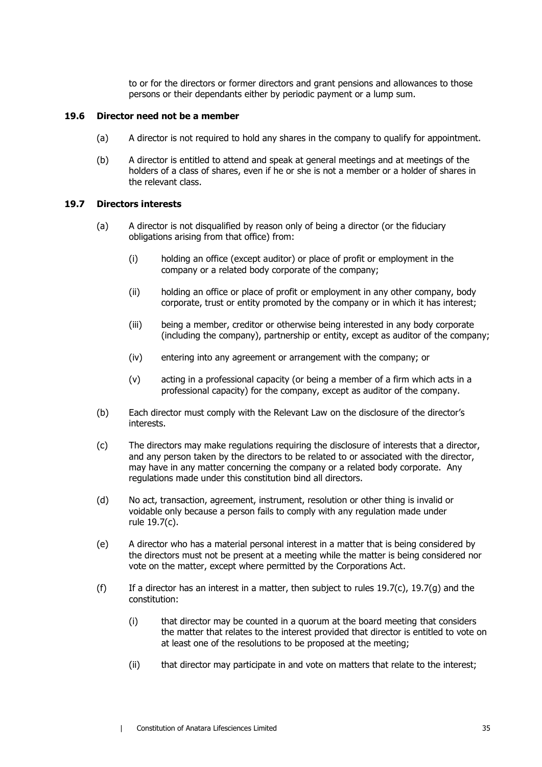to or for the directors or former directors and grant pensions and allowances to those persons or their dependants either by periodic payment or a lump sum.

### 19.6 Director need not be a member

(a) A director is not required to hold any shares in the company to qualify for appointment.

(b) A director is entitled to attend and speak at general meetings and at meetings of the holders of a class of shares, even if he or she is not a member or a holder of shares in the relevant class.

### 19.7 Directors interests

(a) A director is not disqualified by reason only of being a director (or the fiduciary obligations arising from that office) from:

(i) holding an office (except auditor) or place of profit or employment in the company or a related body corporate of the company;

(ii) holding an office or place of profit or employment in any other company, body corporate, trust or entity promoted by the company or in which it has interest;

(iii) being a member, creditor or otherwise being interested in any body corporate (including the company), partnership or entity, except as auditor of the company;

(iv) entering into any agreement or arrangement with the company; or

(v) acting in a professional capacity (or being a member of a firm which acts in a professional capacity) for the company, except as auditor of the company.

(b) Each director must comply with the Relevant Law on the disclosure of the director's interests.

(c) The directors may make regulations requiring the disclosure of interests that a director, and any person taken by the directors to be related to or associated with the director, may have in any matter concerning the company or a related body corporate. Any regulations made under this constitution bind all directors.

(d) No act, transaction, agreement, instrument, resolution or other thing is invalid or voidable only because a person fails to comply with any regulation made under rule 19.7(c).

(e) A director who has a material personal interest in a matter that is being considered by the directors must not be present at a meeting while the matter is being considered nor vote on the matter, except where permitted by the Corporations Act.

(f) If a director has an interest in a matter, then subject to rules 19.7(c), 19.7(g) and the constitution:

(i) that director may be counted in a quorum at the board meeting that considers the matter that relates to the interest provided that director is entitled to vote on at least one of the resolutions to be proposed at the meeting;

(ii) that director may participate in and vote on matters that relate to the interest;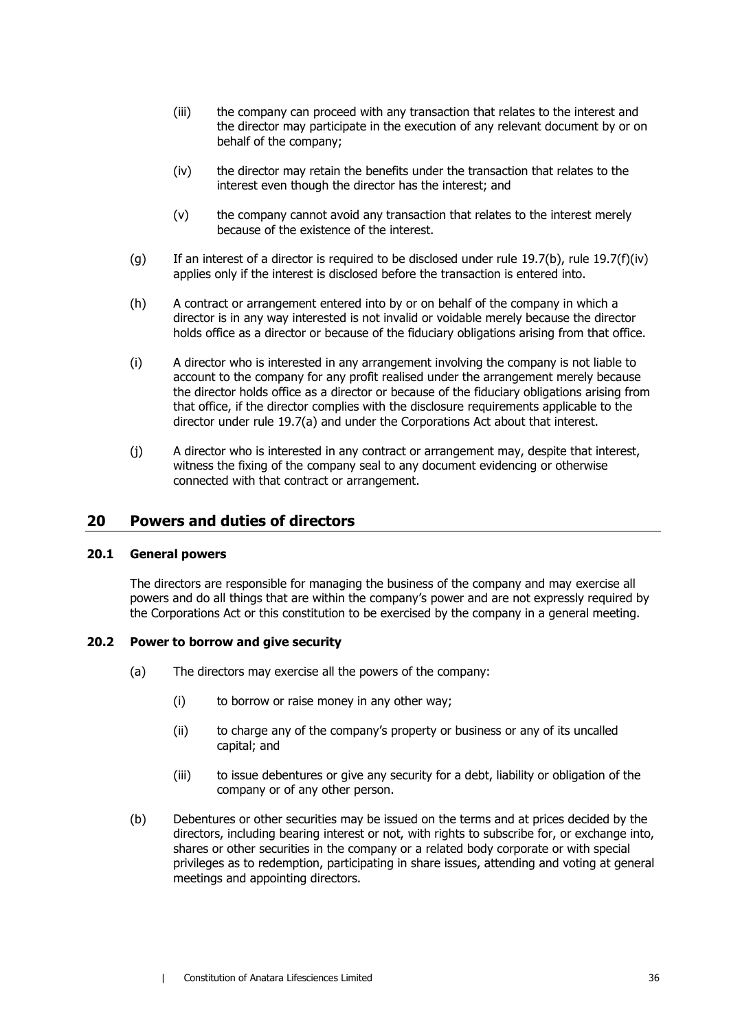(iii) the company can proceed with any transaction that relates to the interest and the director may participate in the execution of any relevant document by or on behalf of the company;

(iv) the director may retain the benefits under the transaction that relates to the interest even though the director has the interest; and

(v) the company cannot avoid any transaction that relates to the interest merely because of the existence of the interest.

(g) If an interest of a director is required to be disclosed under rule 19.7(b), rule 19.7(f)(iv) applies only if the interest is disclosed before the transaction is entered into.

(h) A contract or arrangement entered into by or on behalf of the company in which a director is in any way interested is not invalid or voidable merely because the director holds office as a director or because of the fiduciary obligations arising from that office.

(i) A director who is interested in any arrangement involving the company is not liable to account to the company for any profit realised under the arrangement merely because the director holds office as a director or because of the fiduciary obligations arising from that office, if the director complies with the disclosure requirements applicable to the director under rule 19.7(a) and under the Corporations Act about that interest.

(j) A director who is interested in any contract or arrangement may, despite that interest, witness the fixing of the company seal to any document evidencing or otherwise connected with that contract or arrangement.

## 20 Powers and duties of directors

### 20.1 General powers

The directors are responsible for managing the business of the company and may exercise all powers and do all things that are within the company's power and are not expressly required by the Corporations Act or this constitution to be exercised by the company in a general meeting.

### 20.2 Power to borrow and give security

(a) The directors may exercise all the powers of the company:

(i) to borrow or raise money in any other way;

(ii) to charge any of the company's property or business or any of its uncalled capital; and

(iii) to issue debentures or give any security for a debt, liability or obligation of the company or of any other person.

(b) Debentures or other securities may be issued on the terms and at prices decided by the directors, including bearing interest or not, with rights to subscribe for, or exchange into, shares or other securities in the company or a related body corporate or with special privileges as to redemption, participating in share issues, attending and voting at general meetings and appointing directors.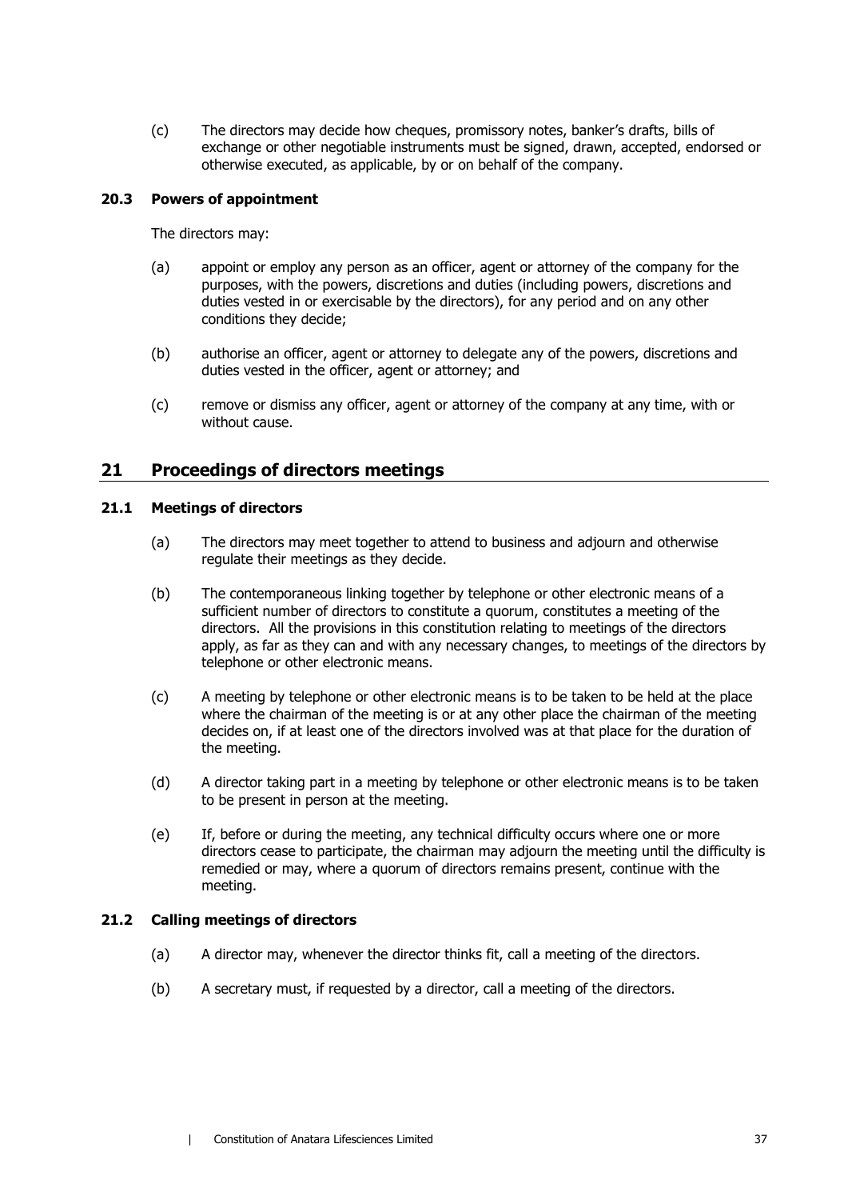(c) The directors may decide how cheques, promissory notes, banker's drafts, bills of exchange or other negotiable instruments must be signed, drawn, accepted, endorsed or otherwise executed, as applicable, by or on behalf of the company.

### 20.3 Powers of appointment

The directors may:

(a) appoint or employ any person as an officer, agent or attorney of the company for the purposes, with the powers, discretions and duties (including powers, discretions and duties vested in or exercisable by the directors), for any period and on any other conditions they decide;

(b) authorise an officer, agent or attorney to delegate any of the powers, discretions and duties vested in the officer, agent or attorney; and

(c) remove or dismiss any officer, agent or attorney of the company at any time, with or without cause.

## 21 Proceedings of directors meetings

### 21.1 Meetings of directors

(a) The directors may meet together to attend to business and adjourn and otherwise regulate their meetings as they decide.

(b) The contemporaneous linking together by telephone or other electronic means of a sufficient number of directors to constitute a quorum, constitutes a meeting of the directors. All the provisions in this constitution relating to meetings of the directors apply, as far as they can and with any necessary changes, to meetings of the directors by telephone or other electronic means.

(c) A meeting by telephone or other electronic means is to be taken to be held at the place where the chairman of the meeting is or at any other place the chairman of the meeting decides on, if at least one of the directors involved was at that place for the duration of the meeting.

(d) A director taking part in a meeting by telephone or other electronic means is to be taken to be present in person at the meeting.

(e) If, before or during the meeting, any technical difficulty occurs where one or more directors cease to participate, the chairman may adjourn the meeting until the difficulty is remedied or may, where a quorum of directors remains present, continue with the meeting.

### 21.2 Calling meetings of directors

(a) A director may, whenever the director thinks fit, call a meeting of the directors.

(b) A secretary must, if requested by a director, call a meeting of the directors.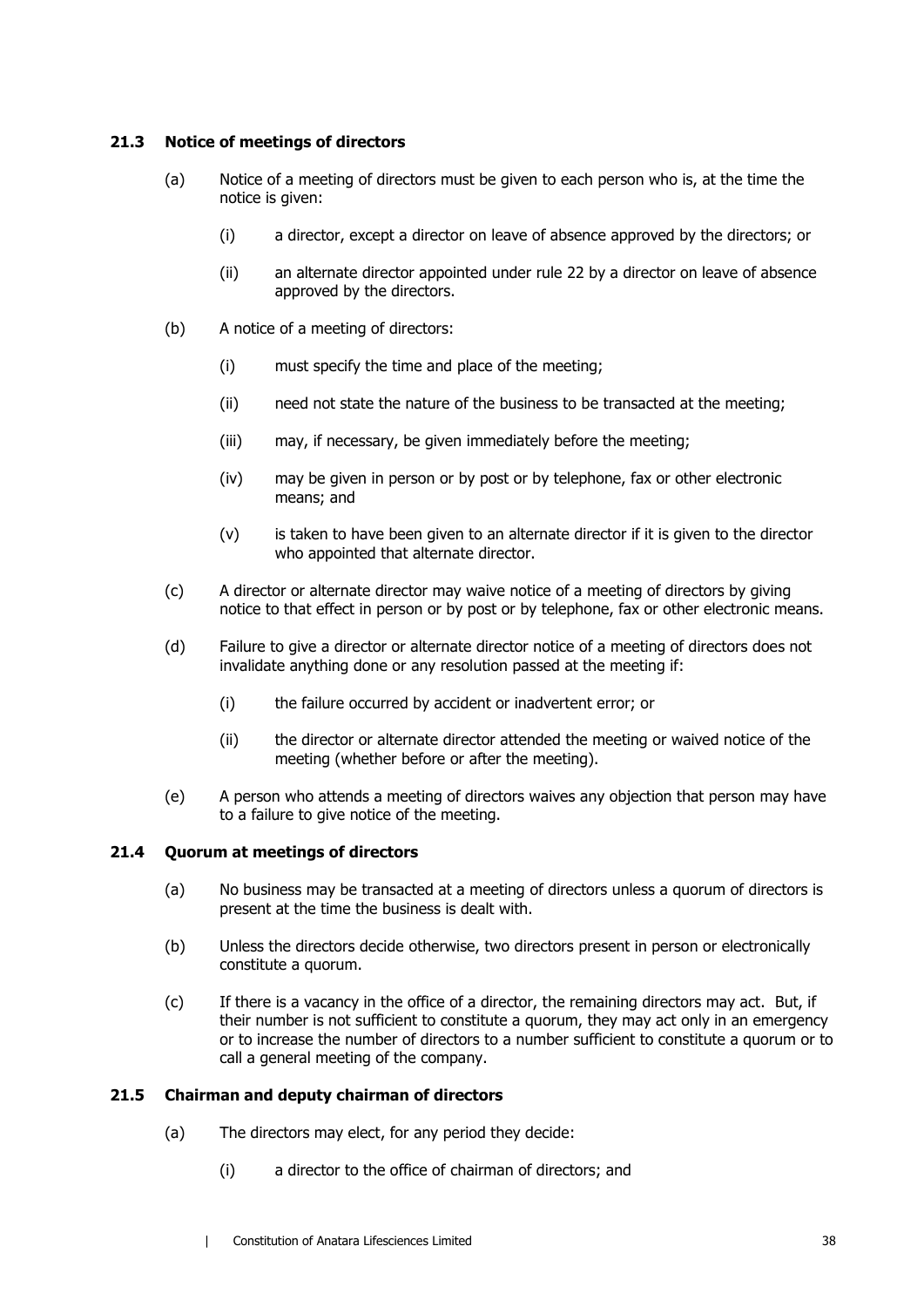### 21.3 Notice of meetings of directors

(a) Notice of a meeting of directors must be given to each person who is, at the time the notice is given:

(i) a director, except a director on leave of absence approved by the directors; or

(ii) an alternate director appointed under rule 22 by a director on leave of absence approved by the directors.

(b) A notice of a meeting of directors:

(i) must specify the time and place of the meeting;

(ii) need not state the nature of the business to be transacted at the meeting;

(iii) may, if necessary, be given immediately before the meeting;

(iv) may be given in person or by post or by telephone, fax or other electronic means; and

(v) is taken to have been given to an alternate director if it is given to the director who appointed that alternate director.

(c) A director or alternate director may waive notice of a meeting of directors by giving notice to that effect in person or by post or by telephone, fax or other electronic means.

(d) Failure to give a director or alternate director notice of a meeting of directors does not invalidate anything done or any resolution passed at the meeting if:

(i) the failure occurred by accident or inadvertent error; or

(ii) the director or alternate director attended the meeting or waived notice of the meeting (whether before or after the meeting).

(e) A person who attends a meeting of directors waives any objection that person may have to a failure to give notice of the meeting.

### 21.4 Quorum at meetings of directors

(a) No business may be transacted at a meeting of directors unless a quorum of directors is present at the time the business is dealt with.

(b) Unless the directors decide otherwise, two directors present in person or electronically constitute a quorum.

(c) If there is a vacancy in the office of a director, the remaining directors may act. But, if their number is not sufficient to constitute a quorum, they may act only in an emergency or to increase the number of directors to a number sufficient to constitute a quorum or to call a general meeting of the company.

### 21.5 Chairman and deputy chairman of directors

(a) The directors may elect, for any period they decide:

(i) a director to the office of chairman of directors; and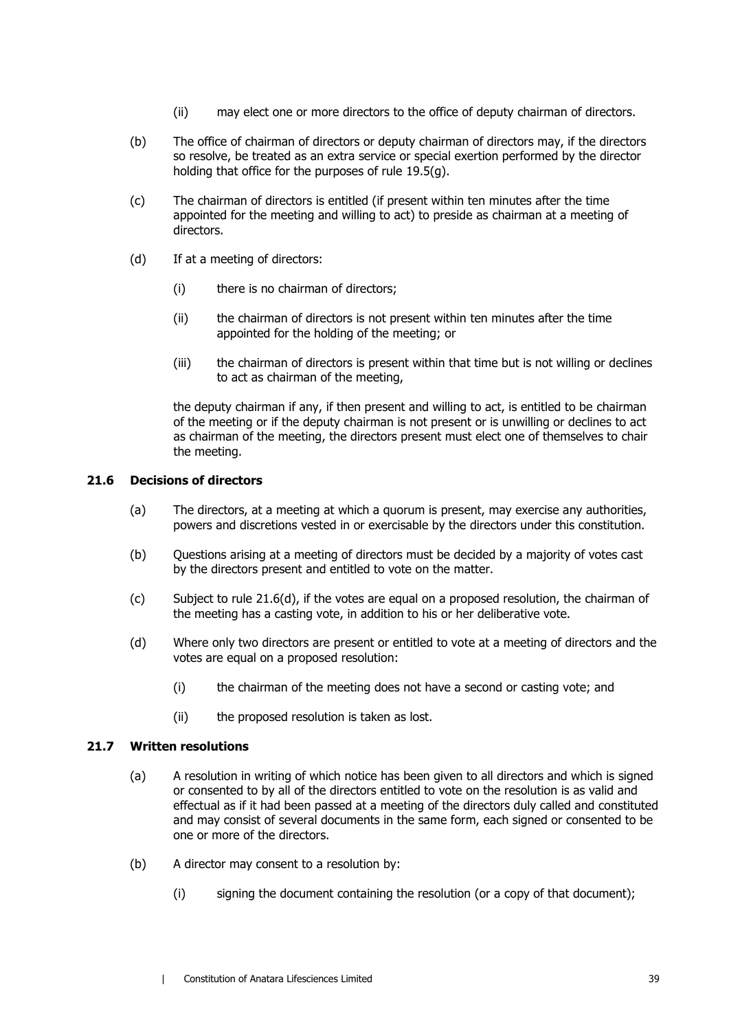(ii) may elect one or more directors to the office of deputy chairman of directors.

(b) The office of chairman of directors or deputy chairman of directors may, if the directors so resolve, be treated as an extra service or special exertion performed by the director holding that office for the purposes of rule 19.5(g).

(c) The chairman of directors is entitled (if present within ten minutes after the time appointed for the meeting and willing to act) to preside as chairman at a meeting of directors.

(d) If at a meeting of directors:

(i) there is no chairman of directors;

(ii) the chairman of directors is not present within ten minutes after the time appointed for the holding of the meeting; or

(iii) the chairman of directors is present within that time but is not willing or declines to act as chairman of the meeting,

the deputy chairman if any, if then present and willing to act, is entitled to be chairman of the meeting or if the deputy chairman is not present or is unwilling or declines to act as chairman of the meeting, the directors present must elect one of themselves to chair the meeting.

### 21.6 Decisions of directors

(a) The directors, at a meeting at which a quorum is present, may exercise any authorities, powers and discretions vested in or exercisable by the directors under this constitution.

(b) Questions arising at a meeting of directors must be decided by a majority of votes cast by the directors present and entitled to vote on the matter.

(c) Subject to rule 21.6(d), if the votes are equal on a proposed resolution, the chairman of the meeting has a casting vote, in addition to his or her deliberative vote.

(d) Where only two directors are present or entitled to vote at a meeting of directors and the votes are equal on a proposed resolution:

(i) the chairman of the meeting does not have a second or casting vote; and

(ii) the proposed resolution is taken as lost.

### 21.7 Written resolutions

(a) A resolution in writing of which notice has been given to all directors and which is signed or consented to by all of the directors entitled to vote on the resolution is as valid and effectual as if it had been passed at a meeting of the directors duly called and constituted and may consist of several documents in the same form, each signed or consented to be one or more of the directors.

(b) A director may consent to a resolution by:

(i) signing the document containing the resolution (or a copy of that document);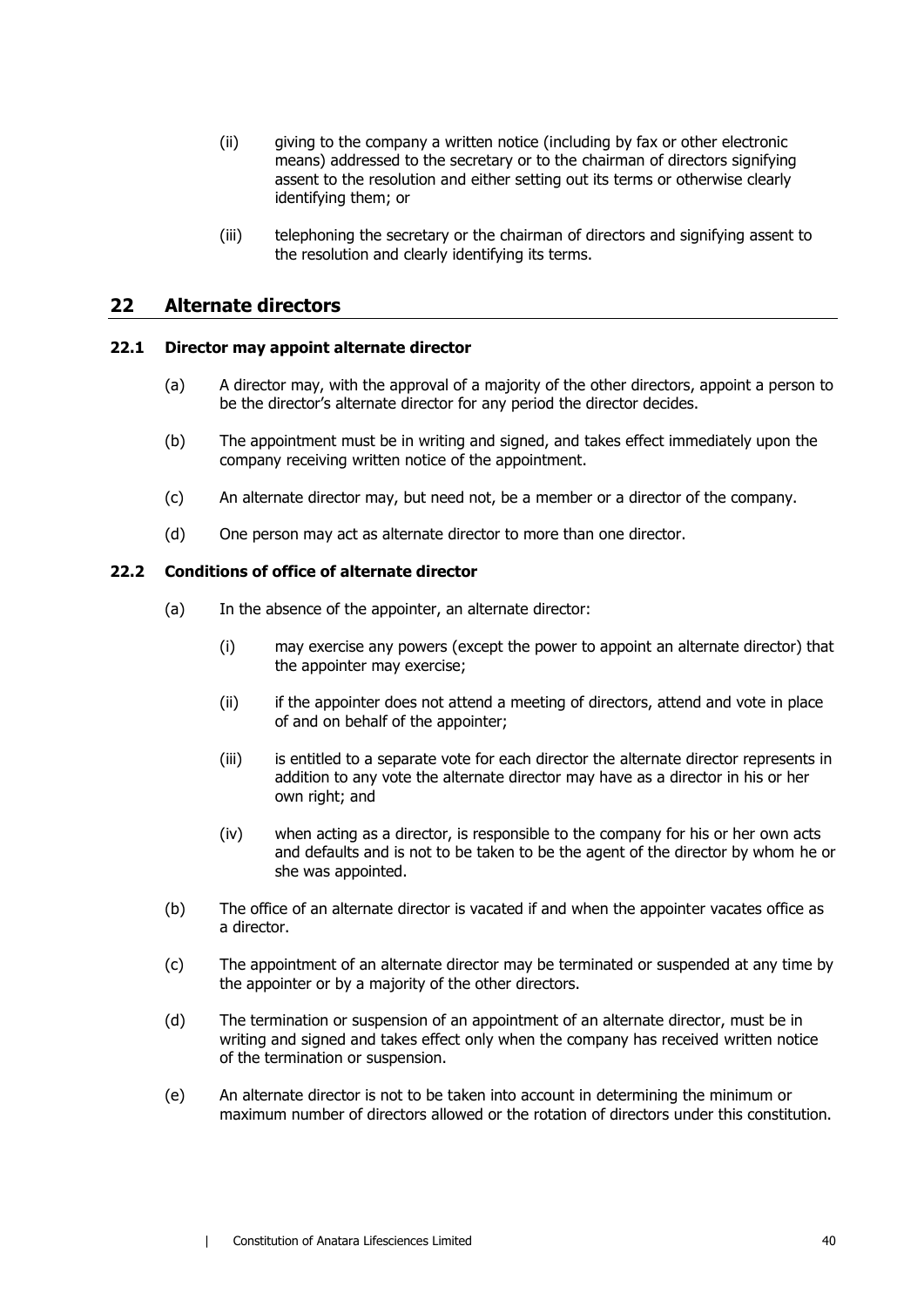(ii) giving to the company a written notice (including by fax or other electronic means) addressed to the secretary or to the chairman of directors signifying assent to the resolution and either setting out its terms or otherwise clearly identifying them; or

(iii) telephoning the secretary or the chairman of directors and signifying assent to the resolution and clearly identifying its terms.

## 22 Alternate directors

### 22.1 Director may appoint alternate director

(a) A director may, with the approval of a majority of the other directors, appoint a person to be the director's alternate director for any period the director decides.

(b) The appointment must be in writing and signed, and takes effect immediately upon the company receiving written notice of the appointment.

(c) An alternate director may, but need not, be a member or a director of the company.

(d) One person may act as alternate director to more than one director.

### 22.2 Conditions of office of alternate director

(a) In the absence of the appointer, an alternate director:

(i) may exercise any powers (except the power to appoint an alternate director) that the appointer may exercise;

(ii) if the appointer does not attend a meeting of directors, attend and vote in place of and on behalf of the appointer;

(iii) is entitled to a separate vote for each director the alternate director represents in addition to any vote the alternate director may have as a director in his or her own right; and

(iv) when acting as a director, is responsible to the company for his or her own acts and defaults and is not to be taken to be the agent of the director by whom he or she was appointed.

(b) The office of an alternate director is vacated if and when the appointer vacates office as a director.

(c) The appointment of an alternate director may be terminated or suspended at any time by the appointer or by a majority of the other directors.

(d) The termination or suspension of an appointment of an alternate director, must be in writing and signed and takes effect only when the company has received written notice of the termination or suspension.

(e) An alternate director is not to be taken into account in determining the minimum or maximum number of directors allowed or the rotation of directors under this constitution.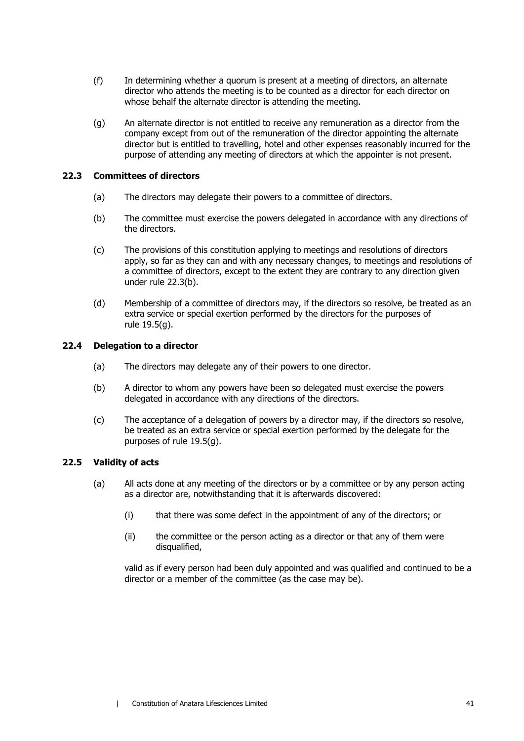(f) In determining whether a quorum is present at a meeting of directors, an alternate director who attends the meeting is to be counted as a director for each director on whose behalf the alternate director is attending the meeting.

(g) An alternate director is not entitled to receive any remuneration as a director from the company except from out of the remuneration of the director appointing the alternate director but is entitled to travelling, hotel and other expenses reasonably incurred for the purpose of attending any meeting of directors at which the appointer is not present.

### 22.3 Committees of directors

(a) The directors may delegate their powers to a committee of directors.

(b) The committee must exercise the powers delegated in accordance with any directions of the directors.

(c) The provisions of this constitution applying to meetings and resolutions of directors apply, so far as they can and with any necessary changes, to meetings and resolutions of a committee of directors, except to the extent they are contrary to any direction given under rule 22.3(b).

(d) Membership of a committee of directors may, if the directors so resolve, be treated as an extra service or special exertion performed by the directors for the purposes of rule 19.5(g).

### 22.4 Delegation to a director

(a) The directors may delegate any of their powers to one director.

(b) A director to whom any powers have been so delegated must exercise the powers delegated in accordance with any directions of the directors.

(c) The acceptance of a delegation of powers by a director may, if the directors so resolve, be treated as an extra service or special exertion performed by the delegate for the purposes of rule 19.5(g).

### 22.5 Validity of acts

(a) All acts done at any meeting of the directors or by a committee or by any person acting as a director are, notwithstanding that it is afterwards discovered:

   (i) that there was some defect in the appointment of any of the directors; or

   (ii) the committee or the person acting as a director or that any of them were disqualified,

   valid as if every person had been duly appointed and was qualified and continued to be a director or a member of the committee (as the case may be).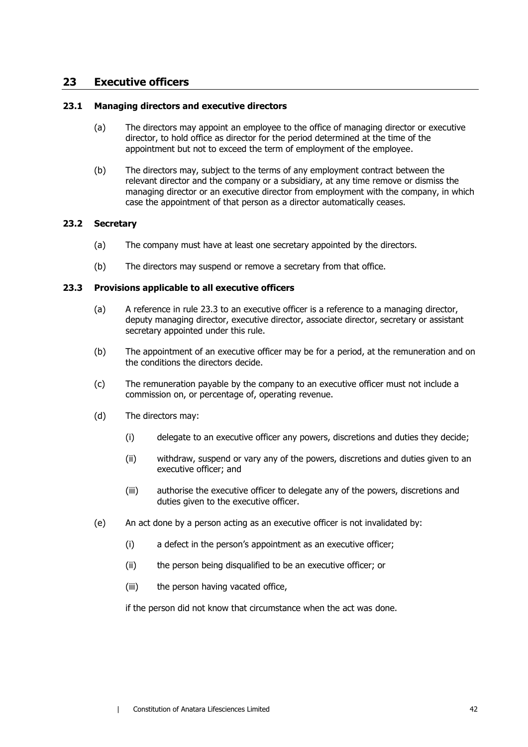## 23 Executive officers

### 23.1 Managing directors and executive directors

(a) The directors may appoint an employee to the office of managing director or executive director, to hold office as director for the period determined at the time of the appointment but not to exceed the term of employment of the employee.

(b) The directors may, subject to the terms of any employment contract between the relevant director and the company or a subsidiary, at any time remove or dismiss the managing director or an executive director from employment with the company, in which case the appointment of that person as a director automatically ceases.

### 23.2 Secretary

(a) The company must have at least one secretary appointed by the directors.

(b) The directors may suspend or remove a secretary from that office.

### 23.3 Provisions applicable to all executive officers

(a) A reference in rule 23.3 to an executive officer is a reference to a managing director, deputy managing director, executive director, associate director, secretary or assistant secretary appointed under this rule.

(b) The appointment of an executive officer may be for a period, at the remuneration and on the conditions the directors decide.

(c) The remuneration payable by the company to an executive officer must not include a commission on, or percentage of, operating revenue.

(d) The directors may:

(i) delegate to an executive officer any powers, discretions and duties they decide;

(ii) withdraw, suspend or vary any of the powers, discretions and duties given to an executive officer; and

(iii) authorise the executive officer to delegate any of the powers, discretions and duties given to the executive officer.

(e) An act done by a person acting as an executive officer is not invalidated by:

(i) a defect in the person's appointment as an executive officer;

(ii) the person being disqualified to be an executive officer; or

(iii) the person having vacated office,

if the person did not know that circumstance when the act was done.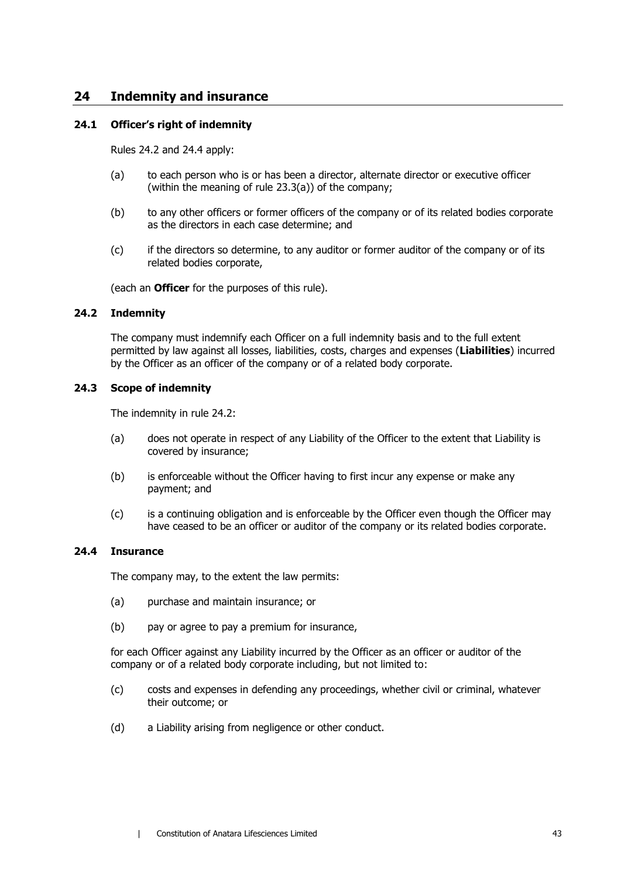## 24 Indemnity and insurance

### 24.1 Officer's right of indemnity

Rules 24.2 and 24.4 apply:

(a) to each person who is or has been a director, alternate director or executive officer (within the meaning of rule 23.3(a)) of the company;

(b) to any other officers or former officers of the company or of its related bodies corporate as the directors in each case determine; and

(c) if the directors so determine, to any auditor or former auditor of the company or of its related bodies corporate,

(each an **Officer** for the purposes of this rule).

### 24.2 Indemnity

The company must indemnify each Officer on a full indemnity basis and to the full extent permitted by law against all losses, liabilities, costs, charges and expenses (**Liabilities**) incurred by the Officer as an officer of the company or of a related body corporate.

### 24.3 Scope of indemnity

The indemnity in rule 24.2:

(a) does not operate in respect of any Liability of the Officer to the extent that Liability is covered by insurance;

(b) is enforceable without the Officer having to first incur any expense or make any payment; and

(c) is a continuing obligation and is enforceable by the Officer even though the Officer may have ceased to be an officer or auditor of the company or its related bodies corporate.

### 24.4 Insurance

The company may, to the extent the law permits:

(a) purchase and maintain insurance; or

(b) pay or agree to pay a premium for insurance,

for each Officer against any Liability incurred by the Officer as an officer or auditor of the company or of a related body corporate including, but not limited to:

(c) costs and expenses in defending any proceedings, whether civil or criminal, whatever their outcome; or

(d) a Liability arising from negligence or other conduct.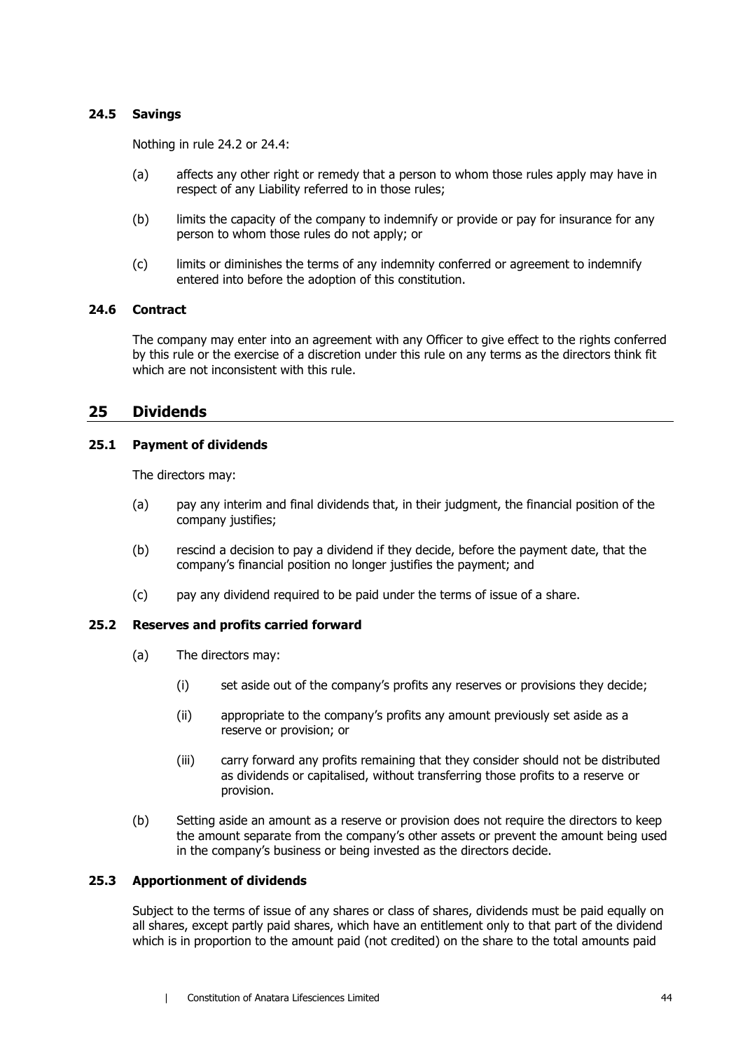### 24.5 Savings

Nothing in rule 24.2 or 24.4:

(a) affects any other right or remedy that a person to whom those rules apply may have in respect of any Liability referred to in those rules;

(b) limits the capacity of the company to indemnify or provide or pay for insurance for any person to whom those rules do not apply; or

(c) limits or diminishes the terms of any indemnity conferred or agreement to indemnify entered into before the adoption of this constitution.

### 24.6 Contract

The company may enter into an agreement with any Officer to give effect to the rights conferred by this rule or the exercise of a discretion under this rule on any terms as the directors think fit which are not inconsistent with this rule.

## 25 Dividends

### 25.1 Payment of dividends

The directors may:

(a) pay any interim and final dividends that, in their judgment, the financial position of the company justifies;

(b) rescind a decision to pay a dividend if they decide, before the payment date, that the company's financial position no longer justifies the payment; and

(c) pay any dividend required to be paid under the terms of issue of a share.

### 25.2 Reserves and profits carried forward

(a) The directors may:

(i) set aside out of the company's profits any reserves or provisions they decide;

(ii) appropriate to the company's profits any amount previously set aside as a reserve or provision; or

(iii) carry forward any profits remaining that they consider should not be distributed as dividends or capitalised, without transferring those profits to a reserve or provision.

(b) Setting aside an amount as a reserve or provision does not require the directors to keep the amount separate from the company's other assets or prevent the amount being used in the company's business or being invested as the directors decide.

### 25.3 Apportionment of dividends

Subject to the terms of issue of any shares or class of shares, dividends must be paid equally on all shares, except partly paid shares, which have an entitlement only to that part of the dividend which is in proportion to the amount paid (not credited) on the share to the total amounts paid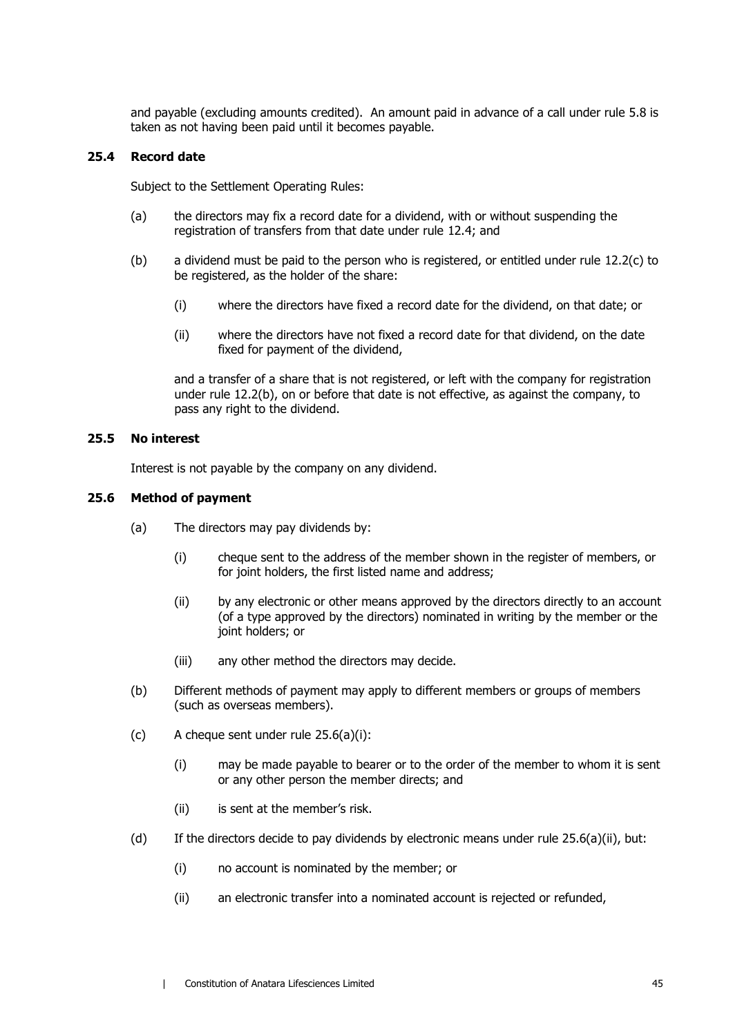and payable (excluding amounts credited). An amount paid in advance of a call under rule 5.8 is taken as not having been paid until it becomes payable.

### 25.4 Record date

Subject to the Settlement Operating Rules:

(a) the directors may fix a record date for a dividend, with or without suspending the registration of transfers from that date under rule 12.4; and

(b) a dividend must be paid to the person who is registered, or entitled under rule 12.2(c) to be registered, as the holder of the share:

   (i) where the directors have fixed a record date for the dividend, on that date; or

   (ii) where the directors have not fixed a record date for that dividend, on the date fixed for payment of the dividend,

   and a transfer of a share that is not registered, or left with the company for registration under rule 12.2(b), on or before that date is not effective, as against the company, to pass any right to the dividend.

### 25.5 No interest

Interest is not payable by the company on any dividend.

### 25.6 Method of payment

(a) The directors may pay dividends by:

   (i) cheque sent to the address of the member shown in the register of members, or for joint holders, the first listed name and address;

   (ii) by any electronic or other means approved by the directors directly to an account (of a type approved by the directors) nominated in writing by the member or the joint holders; or

   (iii) any other method the directors may decide.

(b) Different methods of payment may apply to different members or groups of members (such as overseas members).

(c) A cheque sent under rule 25.6(a)(i):

   (i) may be made payable to bearer or to the order of the member to whom it is sent or any other person the member directs; and

   (ii) is sent at the member's risk.

(d) If the directors decide to pay dividends by electronic means under rule 25.6(a)(ii), but:

   (i) no account is nominated by the member; or

   (ii) an electronic transfer into a nominated account is rejected or refunded,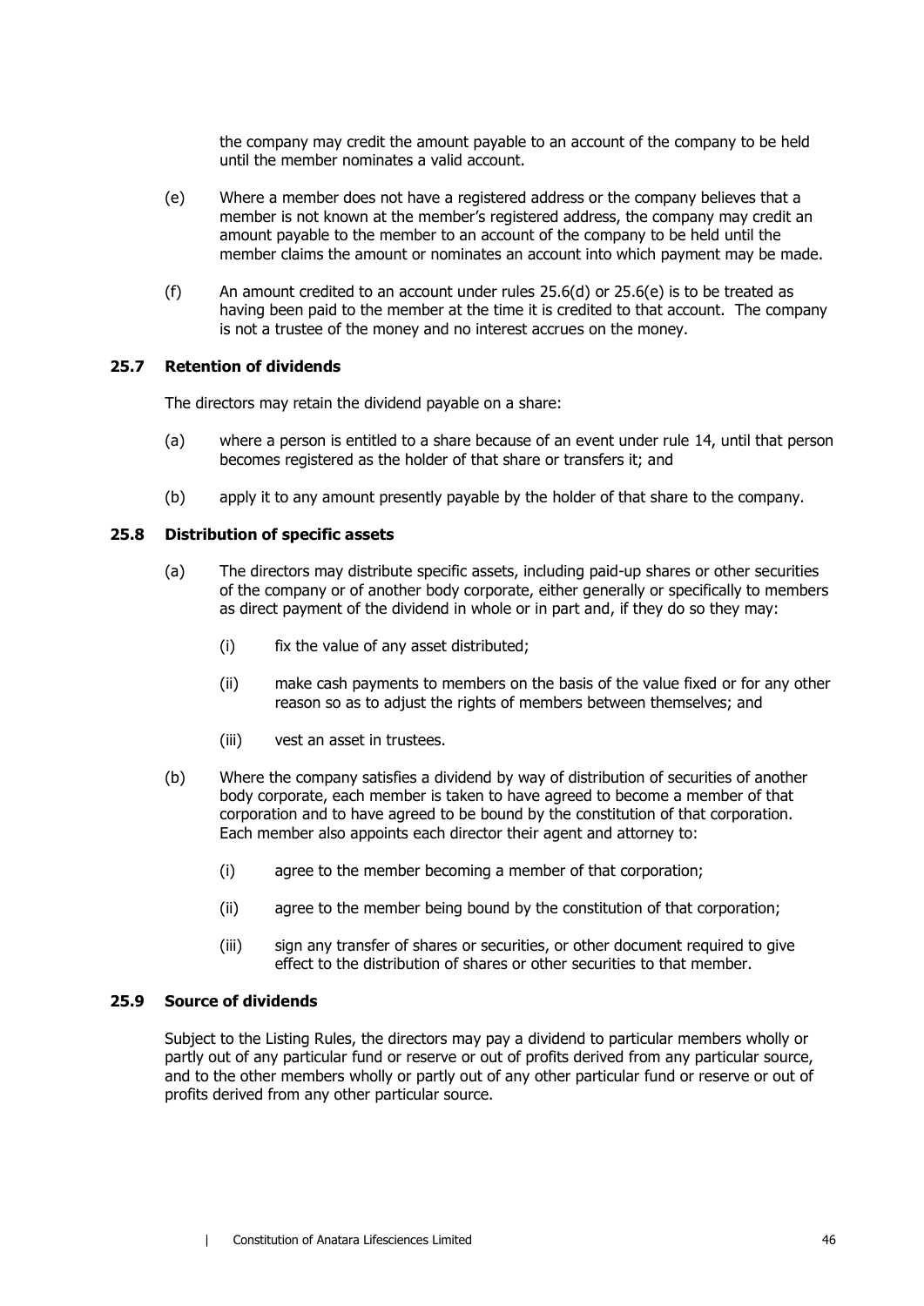the company may credit the amount payable to an account of the company to be held until the member nominates a valid account.

(e) Where a member does not have a registered address or the company believes that a member is not known at the member's registered address, the company may credit an amount payable to the member to an account of the company to be held until the member claims the amount or nominates an account into which payment may be made.

(f) An amount credited to an account under rules 25.6(d) or 25.6(e) is to be treated as having been paid to the member at the time it is credited to that account. The company is not a trustee of the money and no interest accrues on the money.

### 25.7 Retention of dividends

The directors may retain the dividend payable on a share:

(a) where a person is entitled to a share because of an event under rule 14, until that person becomes registered as the holder of that share or transfers it; and

(b) apply it to any amount presently payable by the holder of that share to the company.

### 25.8 Distribution of specific assets

(a) The directors may distribute specific assets, including paid-up shares or other securities of the company or of another body corporate, either generally or specifically to members as direct payment of the dividend in whole or in part and, if they do so they may:

(i) fix the value of any asset distributed;

(ii) make cash payments to members on the basis of the value fixed or for any other reason so as to adjust the rights of members between themselves; and

(iii) vest an asset in trustees.

(b) Where the company satisfies a dividend by way of distribution of securities of another body corporate, each member is taken to have agreed to become a member of that corporation and to have agreed to be bound by the constitution of that corporation. Each member also appoints each director their agent and attorney to:

(i) agree to the member becoming a member of that corporation;

(ii) agree to the member being bound by the constitution of that corporation;

(iii) sign any transfer of shares or securities, or other document required to give effect to the distribution of shares or other securities to that member.

### 25.9 Source of dividends

Subject to the Listing Rules, the directors may pay a dividend to particular members wholly or partly out of any particular fund or reserve or out of profits derived from any particular source, and to the other members wholly or partly out of any other particular fund or reserve or out of profits derived from any other particular source.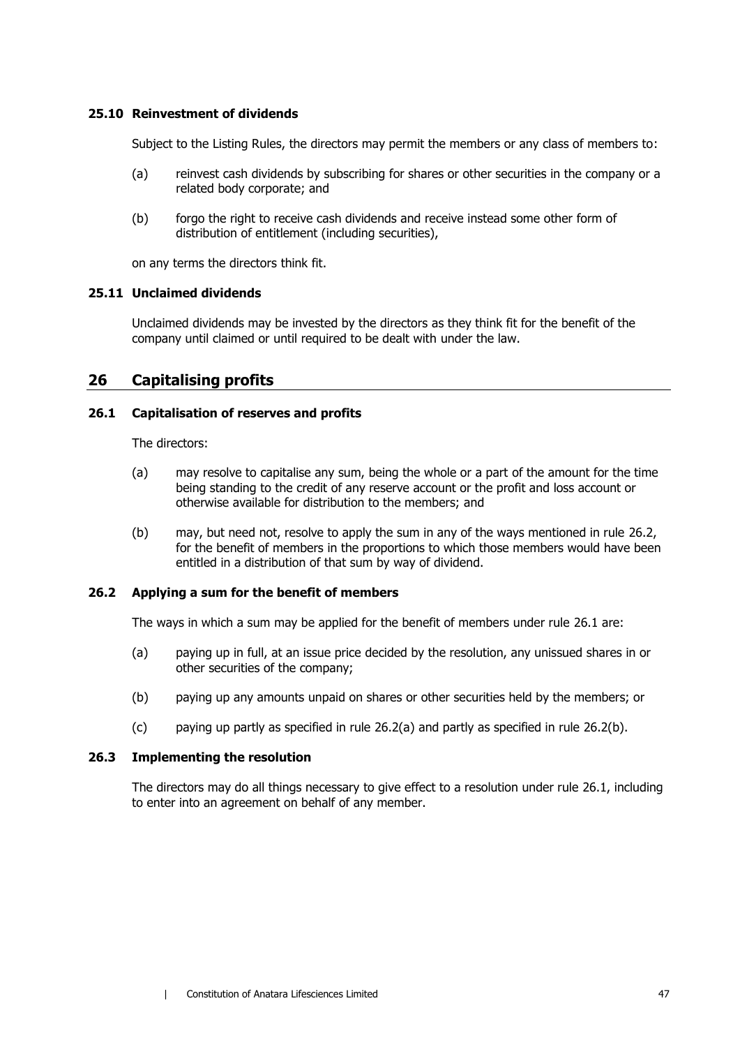### 25.10 Reinvestment of dividends

Subject to the Listing Rules, the directors may permit the members or any class of members to:

(a) reinvest cash dividends by subscribing for shares or other securities in the company or a related body corporate; and

(b) forgo the right to receive cash dividends and receive instead some other form of distribution of entitlement (including securities),

on any terms the directors think fit.

### 25.11 Unclaimed dividends

Unclaimed dividends may be invested by the directors as they think fit for the benefit of the company until claimed or until required to be dealt with under the law.

## 26 Capitalising profits

### 26.1 Capitalisation of reserves and profits

The directors:

(a) may resolve to capitalise any sum, being the whole or a part of the amount for the time being standing to the credit of any reserve account or the profit and loss account or otherwise available for distribution to the members; and

(b) may, but need not, resolve to apply the sum in any of the ways mentioned in rule 26.2, for the benefit of members in the proportions to which those members would have been entitled in a distribution of that sum by way of dividend.

### 26.2 Applying a sum for the benefit of members

The ways in which a sum may be applied for the benefit of members under rule 26.1 are:

(a) paying up in full, at an issue price decided by the resolution, any unissued shares in or other securities of the company;

(b) paying up any amounts unpaid on shares or other securities held by the members; or

(c) paying up partly as specified in rule 26.2(a) and partly as specified in rule 26.2(b).

### 26.3 Implementing the resolution

The directors may do all things necessary to give effect to a resolution under rule 26.1, including to enter into an agreement on behalf of any member.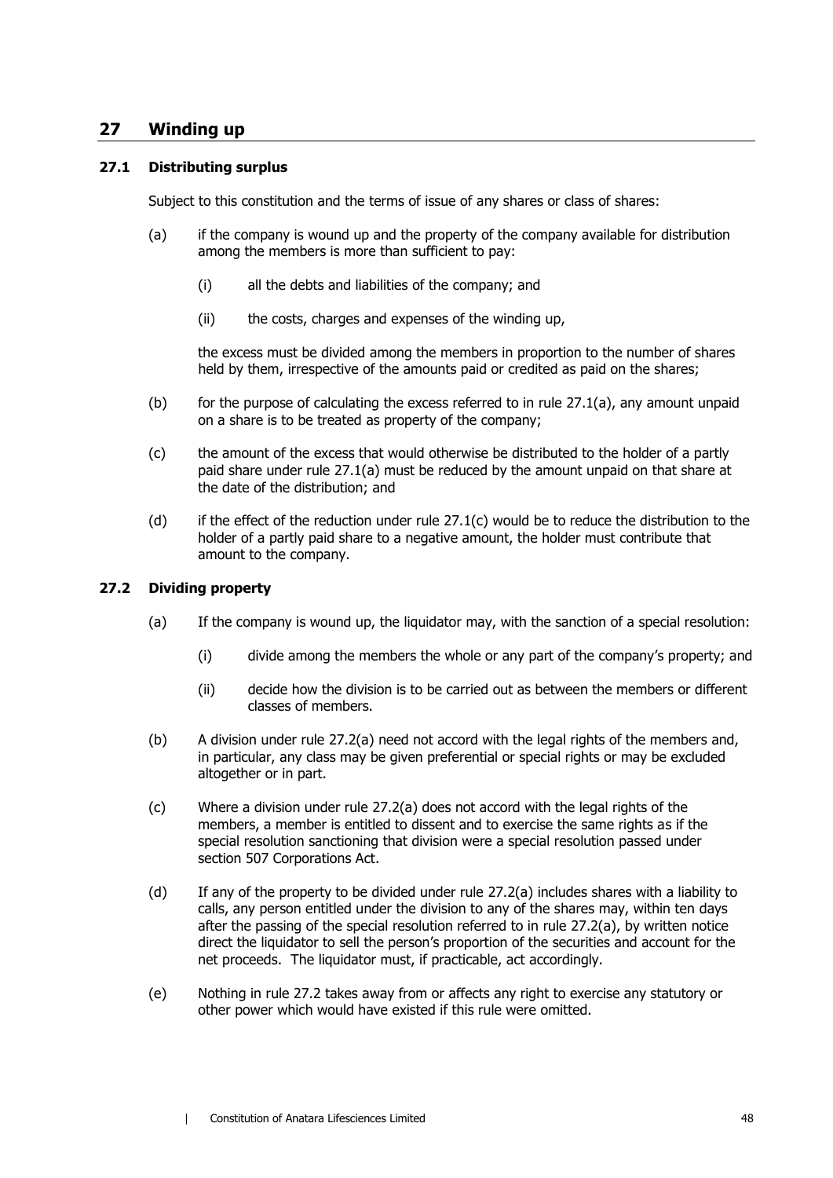## 27 Winding up

### 27.1 Distributing surplus

Subject to this constitution and the terms of issue of any shares or class of shares:

(a) if the company is wound up and the property of the company available for distribution among the members is more than sufficient to pay:

    (i) all the debts and liabilities of the company; and

    (ii) the costs, charges and expenses of the winding up,

    the excess must be divided among the members in proportion to the number of shares held by them, irrespective of the amounts paid or credited as paid on the shares;

(b) for the purpose of calculating the excess referred to in rule 27.1(a), any amount unpaid on a share is to be treated as property of the company;

(c) the amount of the excess that would otherwise be distributed to the holder of a partly paid share under rule 27.1(a) must be reduced by the amount unpaid on that share at the date of the distribution; and

(d) if the effect of the reduction under rule 27.1(c) would be to reduce the distribution to the holder of a partly paid share to a negative amount, the holder must contribute that amount to the company.

### 27.2 Dividing property

(a) If the company is wound up, the liquidator may, with the sanction of a special resolution:

    (i) divide among the members the whole or any part of the company's property; and

    (ii) decide how the division is to be carried out as between the members or different classes of members.

(b) A division under rule 27.2(a) need not accord with the legal rights of the members and, in particular, any class may be given preferential or special rights or may be excluded altogether or in part.

(c) Where a division under rule 27.2(a) does not accord with the legal rights of the members, a member is entitled to dissent and to exercise the same rights as if the special resolution sanctioning that division were a special resolution passed under section 507 Corporations Act.

(d) If any of the property to be divided under rule 27.2(a) includes shares with a liability to calls, any person entitled under the division to any of the shares may, within ten days after the passing of the special resolution referred to in rule 27.2(a), by written notice direct the liquidator to sell the person's proportion of the securities and account for the net proceeds. The liquidator must, if practicable, act accordingly.

(e) Nothing in rule 27.2 takes away from or affects any right to exercise any statutory or other power which would have existed if this rule were omitted.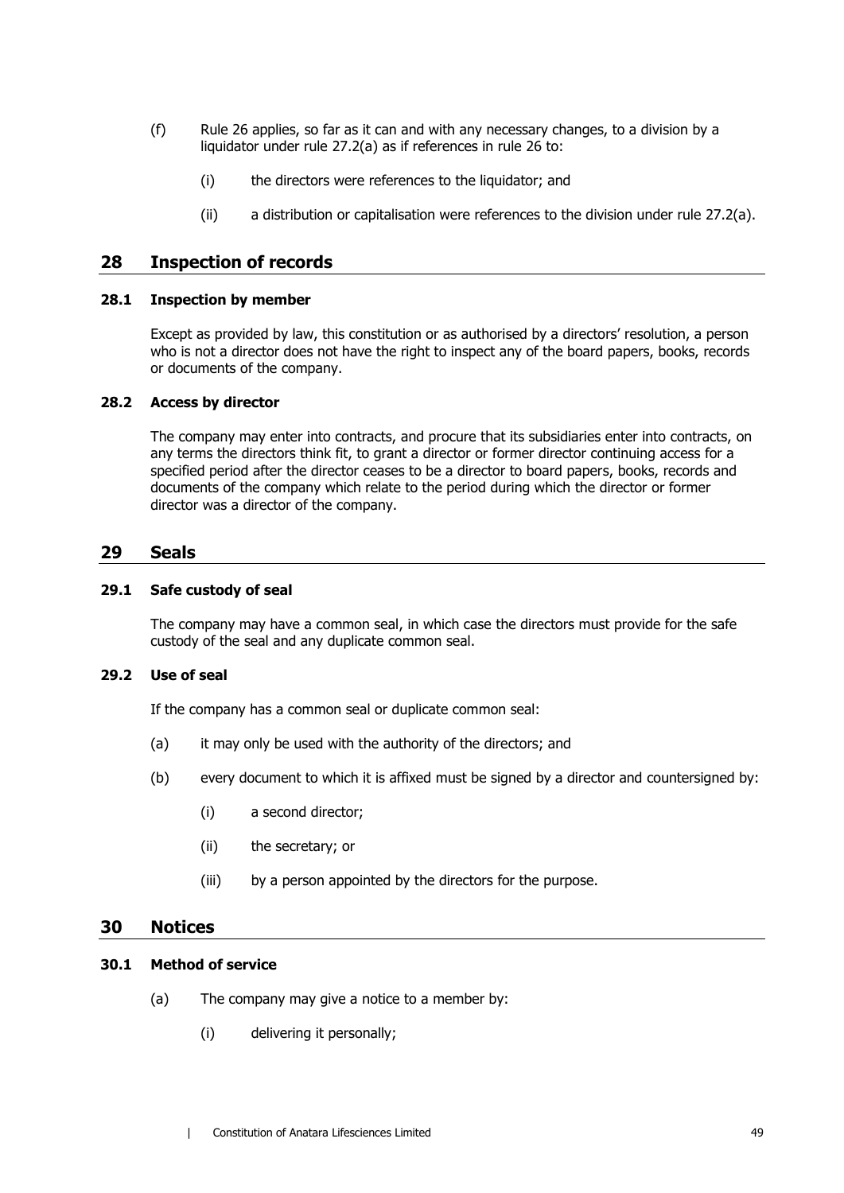(f) Rule 26 applies, so far as it can and with any necessary changes, to a division by a liquidator under rule 27.2(a) as if references in rule 26 to:

    (i) the directors were references to the liquidator; and

    (ii) a distribution or capitalisation were references to the division under rule 27.2(a).

## 28 Inspection of records

### 28.1 Inspection by member

Except as provided by law, this constitution or as authorised by a directors' resolution, a person who is not a director does not have the right to inspect any of the board papers, books, records or documents of the company.

### 28.2 Access by director

The company may enter into contracts, and procure that its subsidiaries enter into contracts, on any terms the directors think fit, to grant a director or former director continuing access for a specified period after the director ceases to be a director to board papers, books, records and documents of the company which relate to the period during which the director or former director was a director of the company.

## 29 Seals

### 29.1 Safe custody of seal

The company may have a common seal, in which case the directors must provide for the safe custody of the seal and any duplicate common seal.

### 29.2 Use of seal

If the company has a common seal or duplicate common seal:

(a) it may only be used with the authority of the directors; and

(b) every document to which it is affixed must be signed by a director and countersigned by:

    (i) a second director;

    (ii) the secretary; or

    (iii) by a person appointed by the directors for the purpose.

## 30 Notices

### 30.1 Method of service

(a) The company may give a notice to a member by:

    (i) delivering it personally;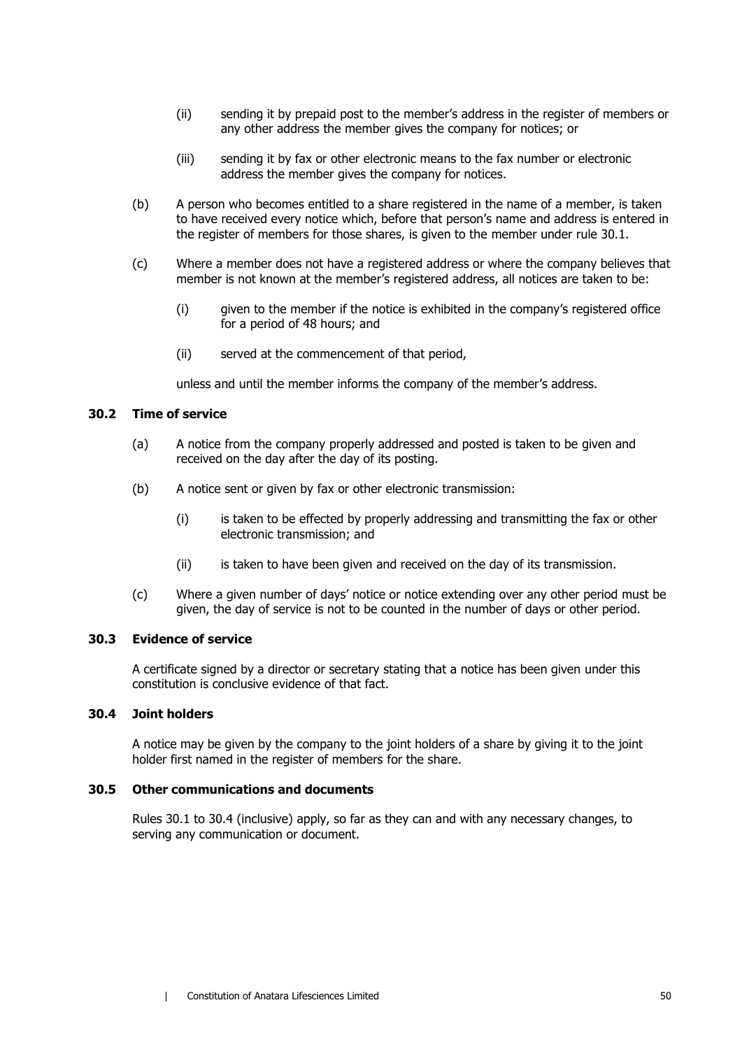(ii) sending it by prepaid post to the member's address in the register of members or any other address the member gives the company for notices; or

(iii) sending it by fax or other electronic means to the fax number or electronic address the member gives the company for notices.

(b) A person who becomes entitled to a share registered in the name of a member, is taken to have received every notice which, before that person's name and address is entered in the register of members for those shares, is given to the member under rule 30.1.

(c) Where a member does not have a registered address or where the company believes that member is not known at the member's registered address, all notices are taken to be:

(i) given to the member if the notice is exhibited in the company's registered office for a period of 48 hours; and

(ii) served at the commencement of that period,

unless and until the member informs the company of the member's address.

### 30.2 Time of service

(a) A notice from the company properly addressed and posted is taken to be given and received on the day after the day of its posting.

(b) A notice sent or given by fax or other electronic transmission:

(i) is taken to be effected by properly addressing and transmitting the fax or other electronic transmission; and

(ii) is taken to have been given and received on the day of its transmission.

(c) Where a given number of days' notice or notice extending over any other period must be given, the day of service is not to be counted in the number of days or other period.

### 30.3 Evidence of service

A certificate signed by a director or secretary stating that a notice has been given under this constitution is conclusive evidence of that fact.

### 30.4 Joint holders

A notice may be given by the company to the joint holders of a share by giving it to the joint holder first named in the register of members for the share.

### 30.5 Other communications and documents

Rules 30.1 to 30.4 (inclusive) apply, so far as they can and with any necessary changes, to serving any communication or document.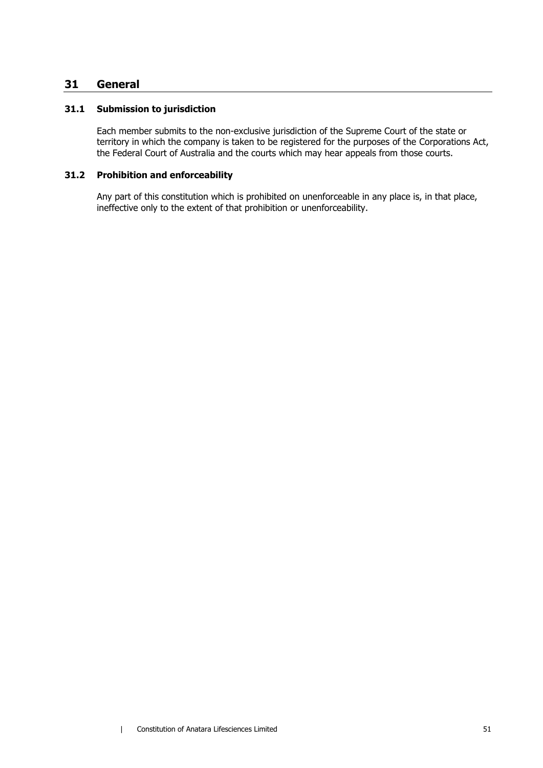# 31 General

## 31.1 Submission to jurisdiction

Each member submits to the non-exclusive jurisdiction of the Supreme Court of the state or territory in which the company is taken to be registered for the purposes of the Corporations Act, the Federal Court of Australia and the courts which may hear appeals from those courts.

## 31.2 Prohibition and enforceability

Any part of this constitution which is prohibited on unenforceable in any place is, in that place, ineffective only to the extent of that prohibition or unenforceability.